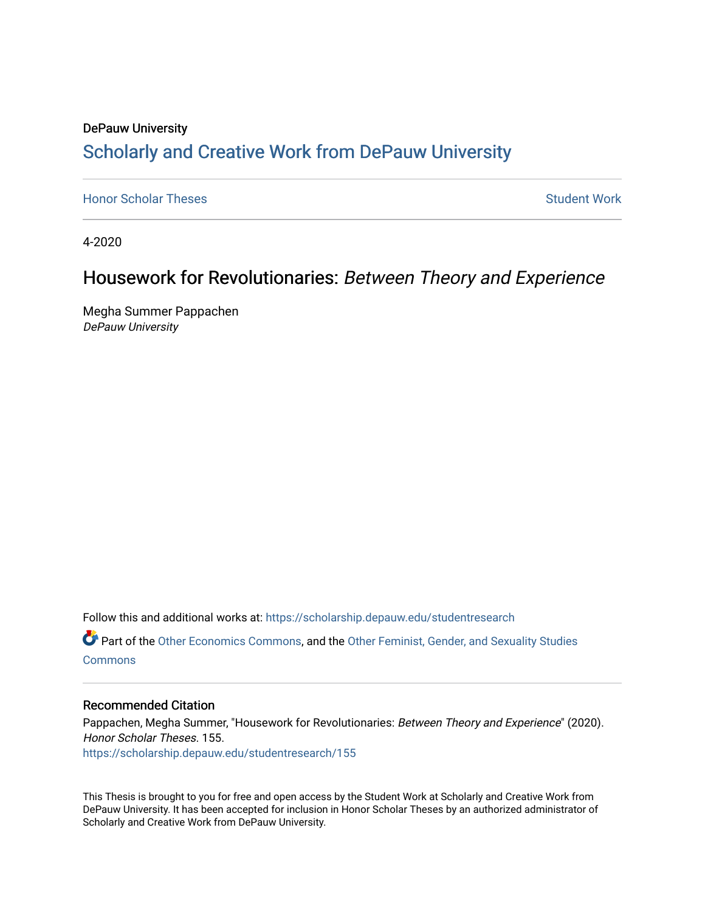DePauw University

# Scholarly and Creative Work from DePauw University

Honor Scholar Theses

Student Work

4-2020

## Housework for Revolutionaries: *Between Theory and Experience*

Megha Summer Pappachen
*DePauw University*

Follow this and additional works at: https://scholarship.depauw.edu/studentresearch

Part of the Other Economics Commons, and the Other Feminist, Gender, and Sexuality Studies Commons

### Recommended Citation

Pappachen, Megha Summer, "Housework for Revolutionaries: *Between Theory and Experience*" (2020). *Honor Scholar Theses*. 155.
https://scholarship.depauw.edu/studentresearch/155

This Thesis is brought to you for free and open access by the Student Work at Scholarly and Creative Work from DePauw University. It has been accepted for inclusion in Honor Scholar Theses by an authorized administrator of Scholarly and Creative Work from DePauw University.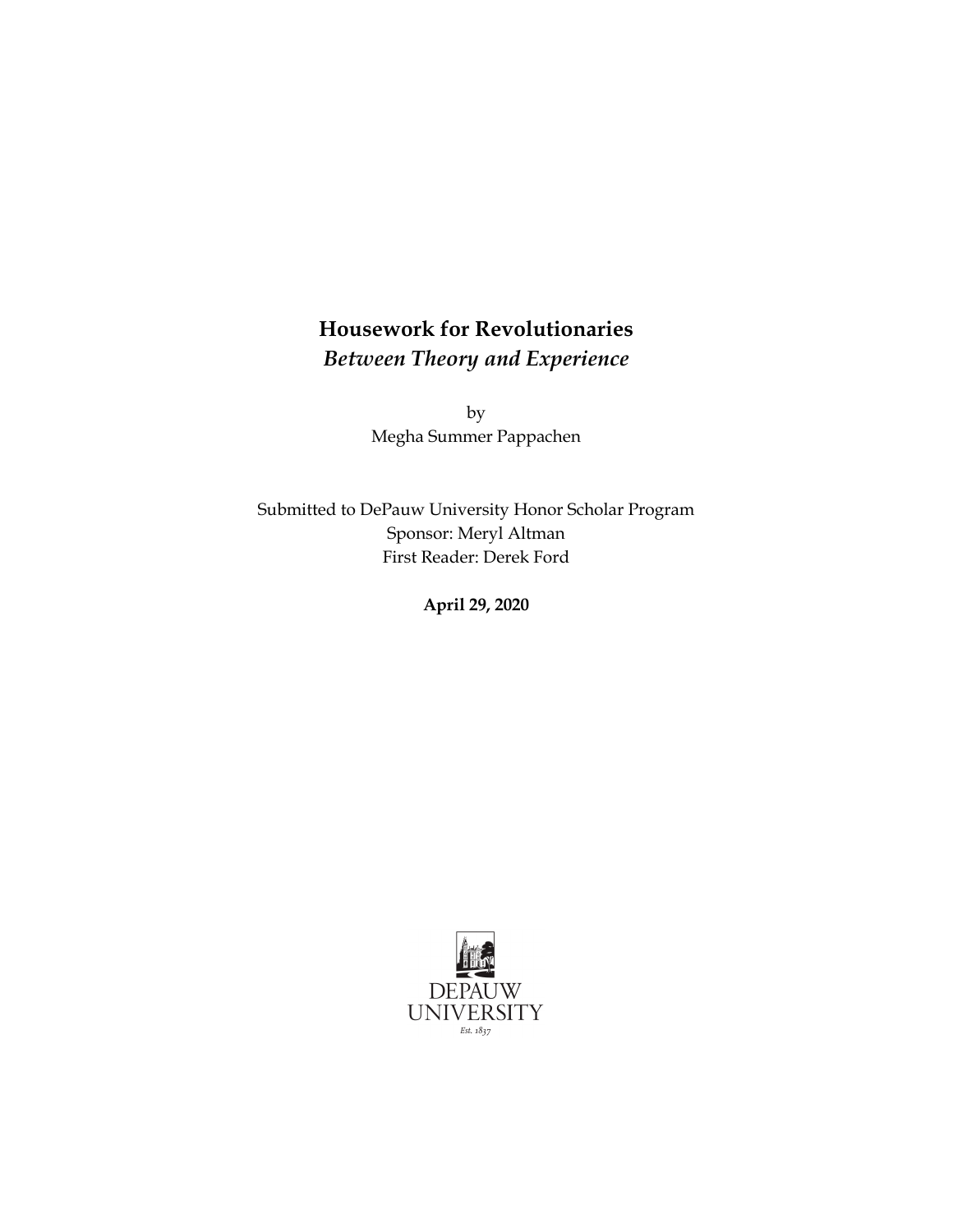# Housework for Revolutionaries
## *Between Theory and Experience*

by
Megha Summer Pappachen

Submitted to DePauw University Honor Scholar Program
Sponsor: Meryl Altman
First Reader: Derek Ford

**April 29, 2020**

DEPAUW
UNIVERSITY
*Est. 1837*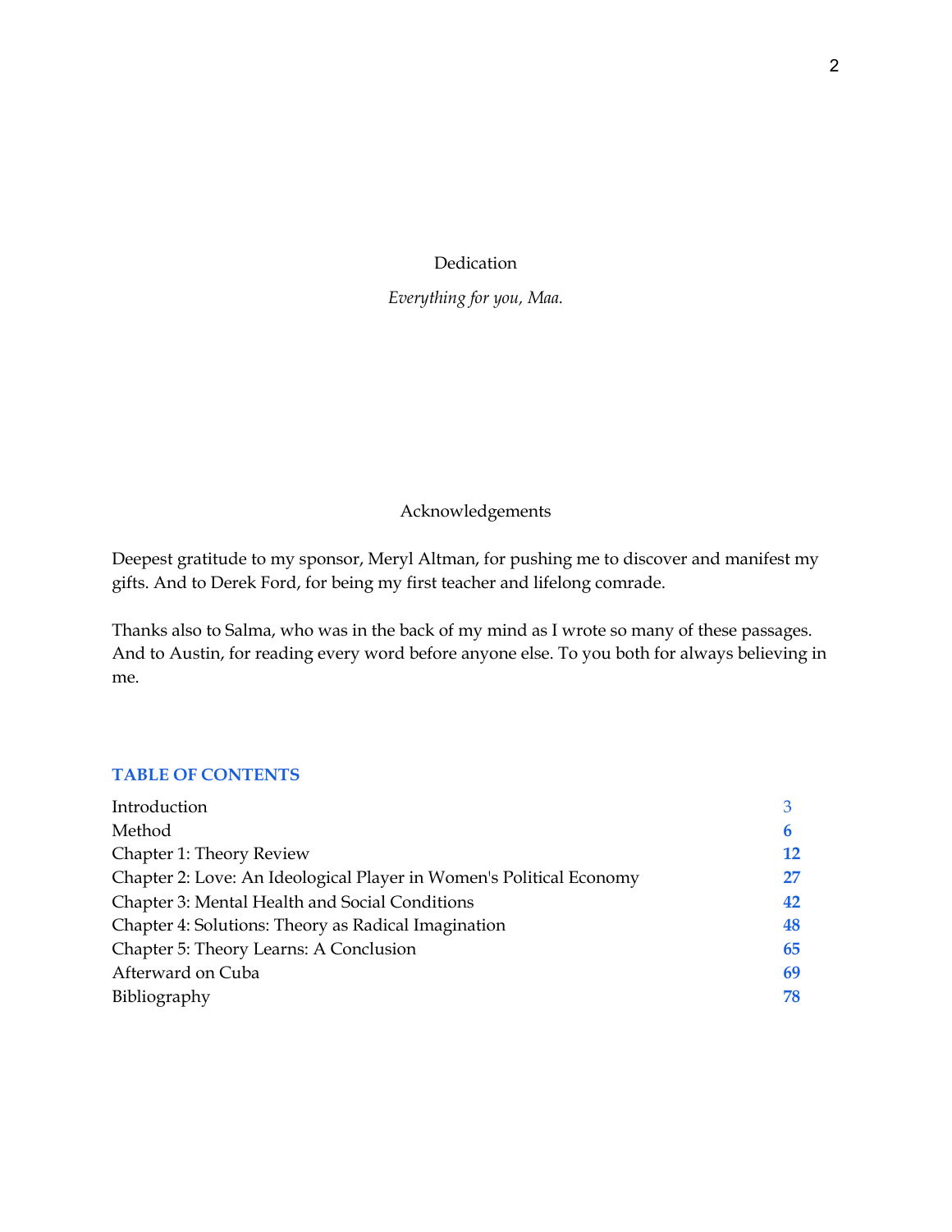Dedication

*Everything for you, Maa.*

Acknowledgements

Deepest gratitude to my sponsor, Meryl Altman, for pushing me to discover and manifest my gifts. And to Derek Ford, for being my first teacher and lifelong comrade.

Thanks also to Salma, who was in the back of my mind as I wrote so many of these passages. And to Austin, for reading every word before anyone else. To you both for always believing in me.

**TABLE OF CONTENTS**

| | |
|---|---|
| Introduction | 3 |
| Method | **6** |
| Chapter 1: Theory Review | **12** |
| Chapter 2: Love: An Ideological Player in Women's Political Economy | **27** |
| Chapter 3: Mental Health and Social Conditions | **42** |
| Chapter 4: Solutions: Theory as Radical Imagination | **48** |
| Chapter 5: Theory Learns: A Conclusion | **65** |
| Afterward on Cuba | **69** |
| Bibliography | **78** |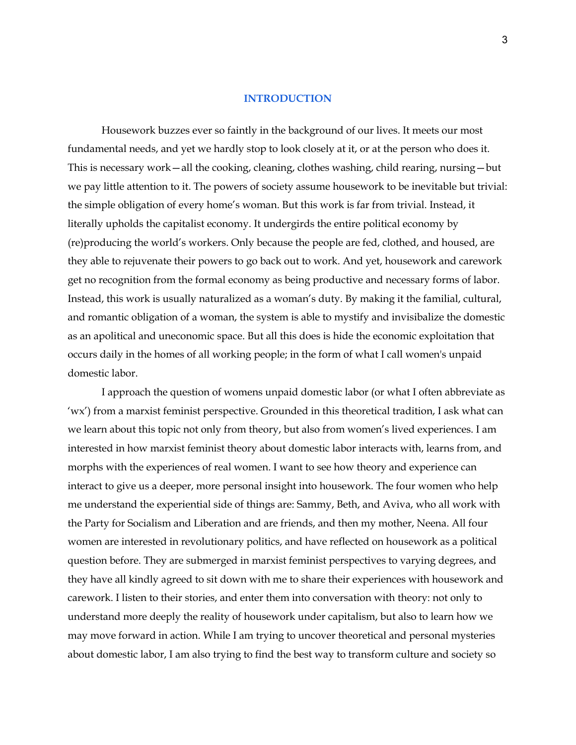# INTRODUCTION

Housework buzzes ever so faintly in the background of our lives. It meets our most fundamental needs, and yet we hardly stop to look closely at it, or at the person who does it. This is necessary work—all the cooking, cleaning, clothes washing, child rearing, nursing—but we pay little attention to it. The powers of society assume housework to be inevitable but trivial: the simple obligation of every home's woman. But this work is far from trivial. Instead, it literally upholds the capitalist economy. It undergirds the entire political economy by (re)producing the world's workers. Only because the people are fed, clothed, and housed, are they able to rejuvenate their powers to go back out to work. And yet, housework and carework get no recognition from the formal economy as being productive and necessary forms of labor. Instead, this work is usually naturalized as a woman's duty. By making it the familial, cultural, and romantic obligation of a woman, the system is able to mystify and invisibalize the domestic as an apolitical and uneconomic space. But all this does is hide the economic exploitation that occurs daily in the homes of all working people; in the form of what I call women's unpaid domestic labor.

I approach the question of womens unpaid domestic labor (or what I often abbreviate as 'wx') from a marxist feminist perspective. Grounded in this theoretical tradition, I ask what can we learn about this topic not only from theory, but also from women's lived experiences. I am interested in how marxist feminist theory about domestic labor interacts with, learns from, and morphs with the experiences of real women. I want to see how theory and experience can interact to give us a deeper, more personal insight into housework. The four women who help me understand the experiential side of things are: Sammy, Beth, and Aviva, who all work with the Party for Socialism and Liberation and are friends, and then my mother, Neena. All four women are interested in revolutionary politics, and have reflected on housework as a political question before. They are submerged in marxist feminist perspectives to varying degrees, and they have all kindly agreed to sit down with me to share their experiences with housework and carework. I listen to their stories, and enter them into conversation with theory: not only to understand more deeply the reality of housework under capitalism, but also to learn how we may move forward in action. While I am trying to uncover theoretical and personal mysteries about domestic labor, I am also trying to find the best way to transform culture and society so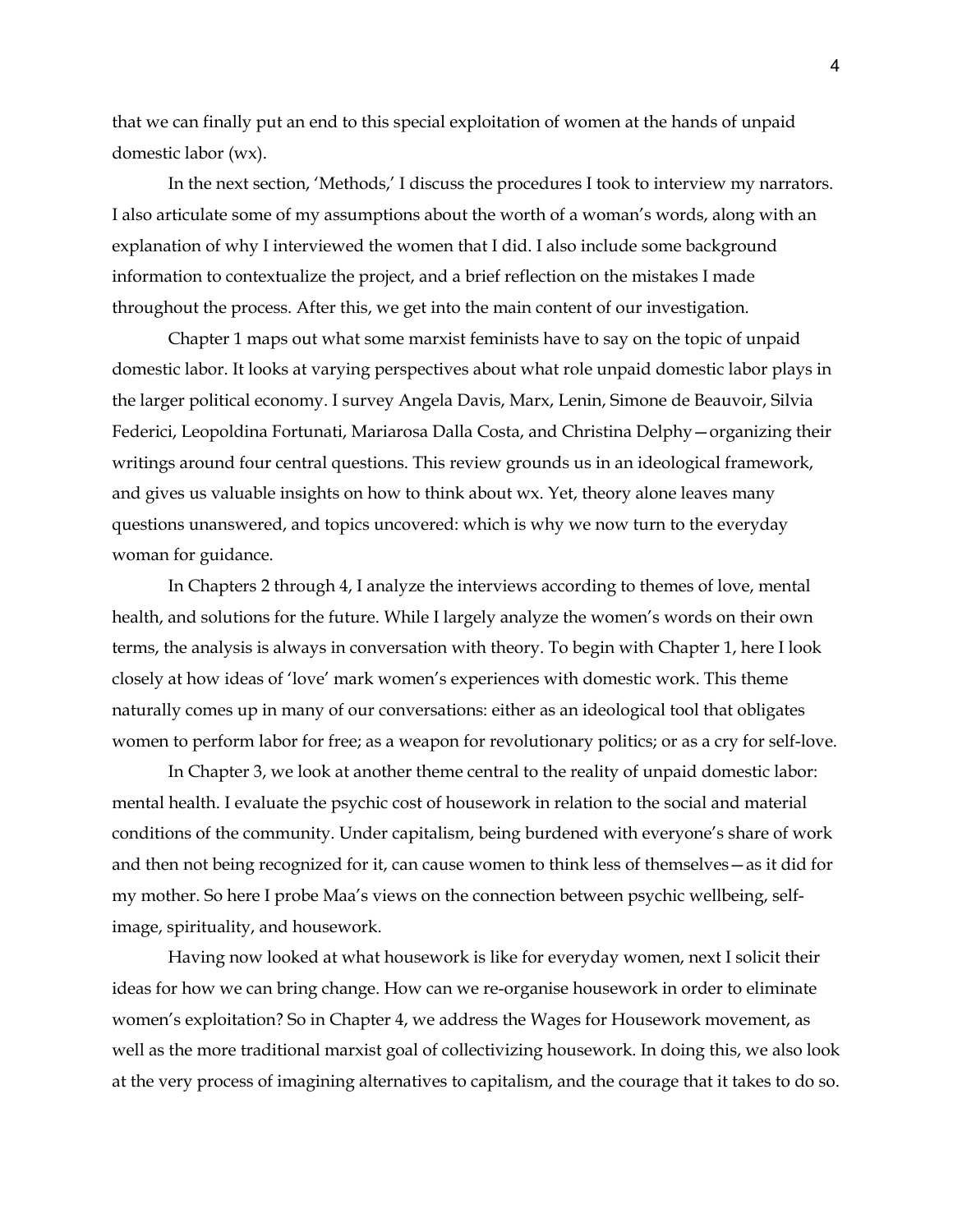that we can finally put an end to this special exploitation of women at the hands of unpaid domestic labor (wx).

In the next section, 'Methods,' I discuss the procedures I took to interview my narrators. I also articulate some of my assumptions about the worth of a woman's words, along with an explanation of why I interviewed the women that I did. I also include some background information to contextualize the project, and a brief reflection on the mistakes I made throughout the process. After this, we get into the main content of our investigation.

Chapter 1 maps out what some marxist feminists have to say on the topic of unpaid domestic labor. It looks at varying perspectives about what role unpaid domestic labor plays in the larger political economy. I survey Angela Davis, Marx, Lenin, Simone de Beauvoir, Silvia Federici, Leopoldina Fortunati, Mariarosa Dalla Costa, and Christina Delphy—organizing their writings around four central questions. This review grounds us in an ideological framework, and gives us valuable insights on how to think about wx. Yet, theory alone leaves many questions unanswered, and topics uncovered: which is why we now turn to the everyday woman for guidance.

In Chapters 2 through 4, I analyze the interviews according to themes of love, mental health, and solutions for the future. While I largely analyze the women's words on their own terms, the analysis is always in conversation with theory. To begin with Chapter 1, here I look closely at how ideas of 'love' mark women's experiences with domestic work. This theme naturally comes up in many of our conversations: either as an ideological tool that obligates women to perform labor for free; as a weapon for revolutionary politics; or as a cry for self-love.

In Chapter 3, we look at another theme central to the reality of unpaid domestic labor: mental health. I evaluate the psychic cost of housework in relation to the social and material conditions of the community. Under capitalism, being burdened with everyone's share of work and then not being recognized for it, can cause women to think less of themselves—as it did for my mother. So here I probe Maa's views on the connection between psychic wellbeing, self-image, spirituality, and housework.

Having now looked at what housework is like for everyday women, next I solicit their ideas for how we can bring change. How can we re-organise housework in order to eliminate women's exploitation? So in Chapter 4, we address the Wages for Housework movement, as well as the more traditional marxist goal of collectivizing housework. In doing this, we also look at the very process of imagining alternatives to capitalism, and the courage that it takes to do so.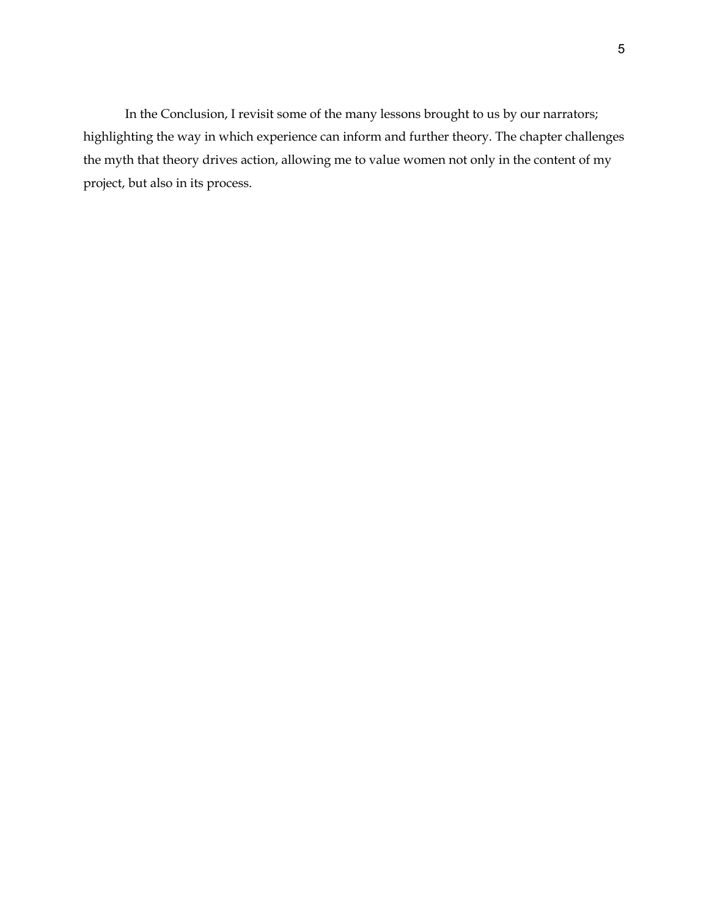In the Conclusion, I revisit some of the many lessons brought to us by our narrators; highlighting the way in which experience can inform and further theory. The chapter challenges the myth that theory drives action, allowing me to value women not only in the content of my project, but also in its process.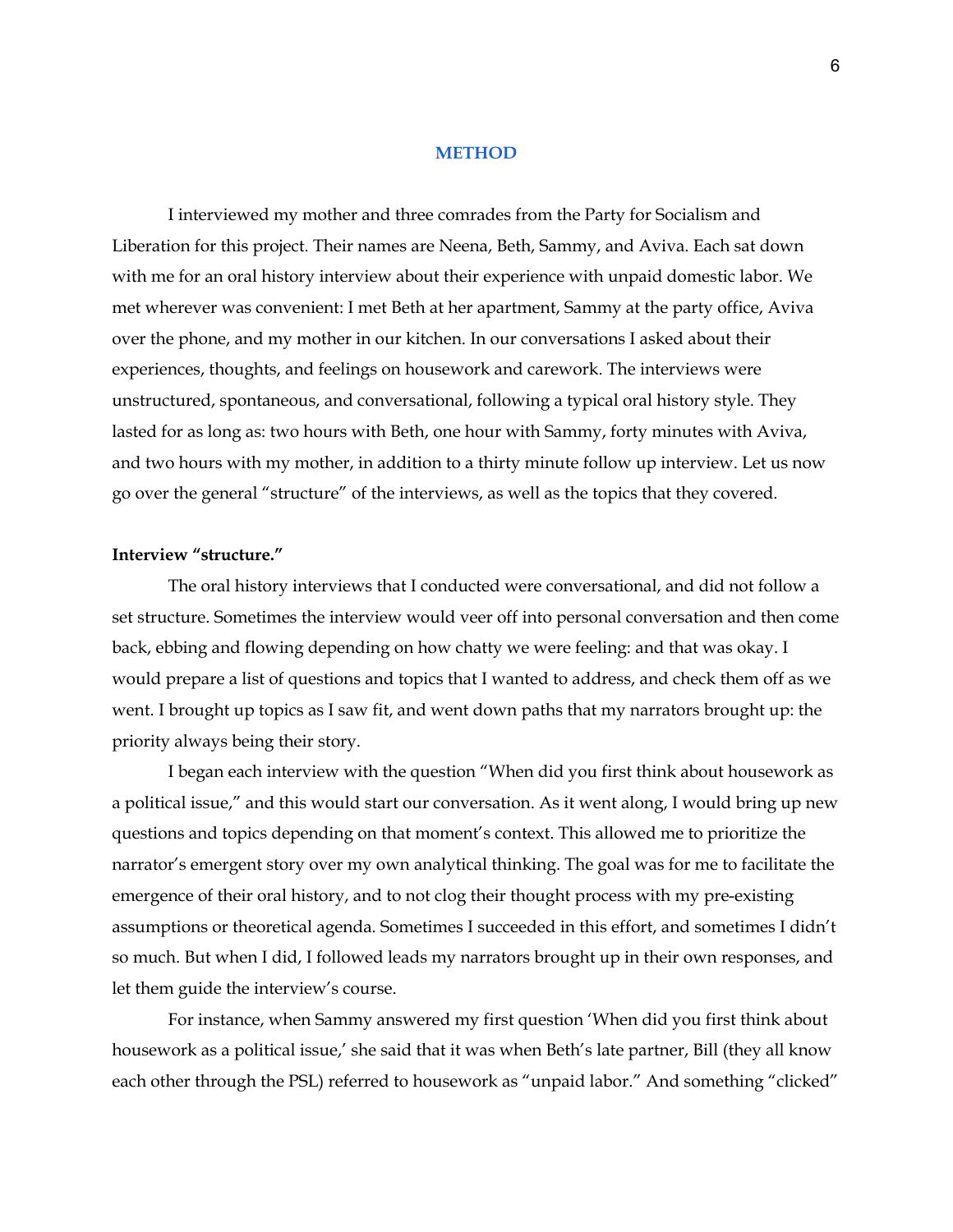## METHOD

I interviewed my mother and three comrades from the Party for Socialism and Liberation for this project. Their names are Neena, Beth, Sammy, and Aviva. Each sat down with me for an oral history interview about their experience with unpaid domestic labor. We met wherever was convenient: I met Beth at her apartment, Sammy at the party office, Aviva over the phone, and my mother in our kitchen. In our conversations I asked about their experiences, thoughts, and feelings on housework and carework. The interviews were unstructured, spontaneous, and conversational, following a typical oral history style. They lasted for as long as: two hours with Beth, one hour with Sammy, forty minutes with Aviva, and two hours with my mother, in addition to a thirty minute follow up interview. Let us now go over the general "structure" of the interviews, as well as the topics that they covered.

### Interview "structure."

The oral history interviews that I conducted were conversational, and did not follow a set structure. Sometimes the interview would veer off into personal conversation and then come back, ebbing and flowing depending on how chatty we were feeling: and that was okay. I would prepare a list of questions and topics that I wanted to address, and check them off as we went. I brought up topics as I saw fit, and went down paths that my narrators brought up: the priority always being their story.

I began each interview with the question "When did you first think about housework as a political issue," and this would start our conversation. As it went along, I would bring up new questions and topics depending on that moment's context. This allowed me to prioritize the narrator's emergent story over my own analytical thinking. The goal was for me to facilitate the emergence of their oral history, and to not clog their thought process with my pre-existing assumptions or theoretical agenda. Sometimes I succeeded in this effort, and sometimes I didn't so much. But when I did, I followed leads my narrators brought up in their own responses, and let them guide the interview's course.

For instance, when Sammy answered my first question 'When did you first think about housework as a political issue,' she said that it was when Beth's late partner, Bill (they all know each other through the PSL) referred to housework as "unpaid labor." And something "clicked"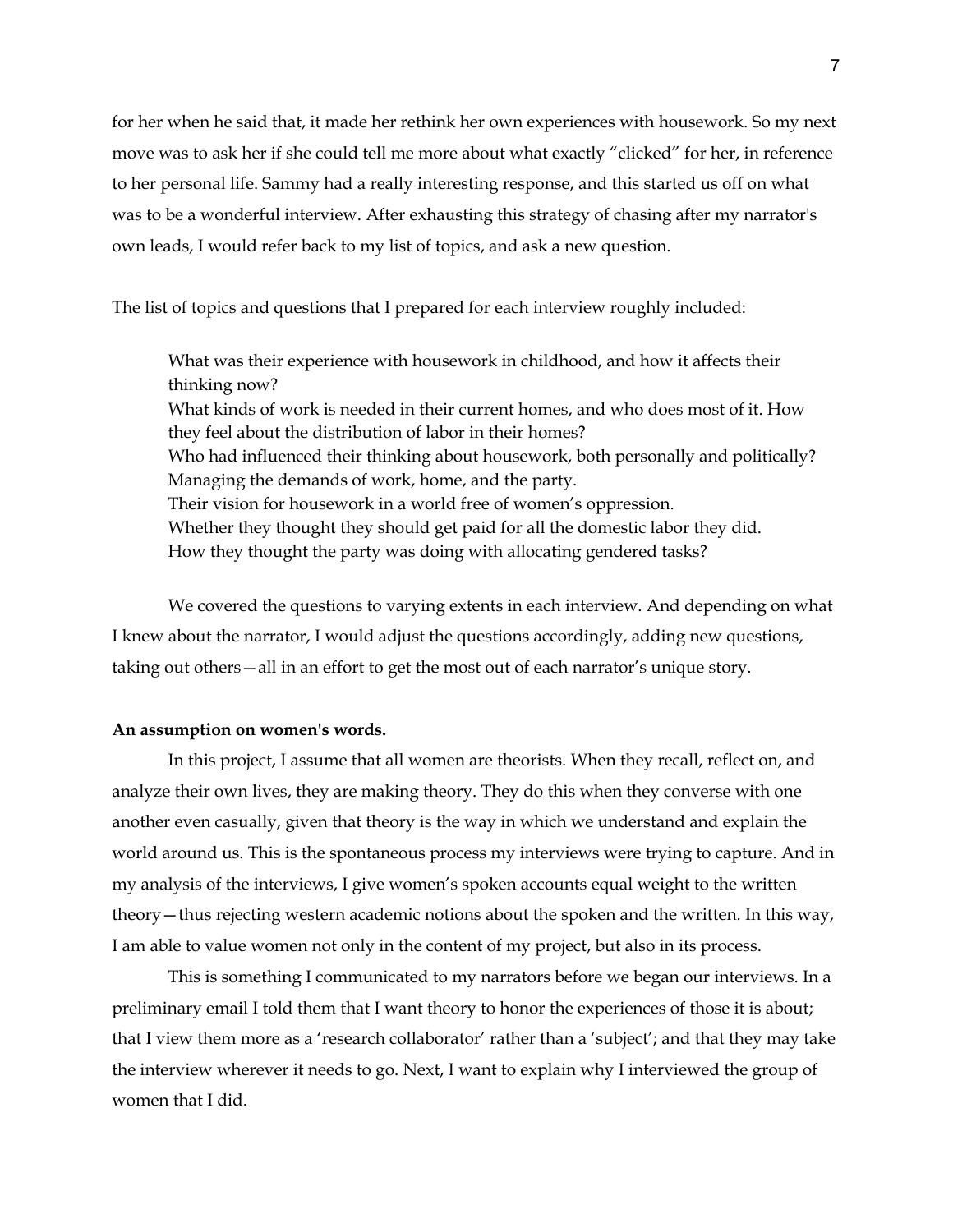for her when he said that, it made her rethink her own experiences with housework. So my next move was to ask her if she could tell me more about what exactly "clicked" for her, in reference to her personal life. Sammy had a really interesting response, and this started us off on what was to be a wonderful interview. After exhausting this strategy of chasing after my narrator's own leads, I would refer back to my list of topics, and ask a new question.

The list of topics and questions that I prepared for each interview roughly included:

> What was their experience with housework in childhood, and how it affects their thinking now?
> What kinds of work is needed in their current homes, and who does most of it. How they feel about the distribution of labor in their homes?
> Who had influenced their thinking about housework, both personally and politically?
> Managing the demands of work, home, and the party.
> Their vision for housework in a world free of women's oppression.
> Whether they thought they should get paid for all the domestic labor they did.
> How they thought the party was doing with allocating gendered tasks?

We covered the questions to varying extents in each interview. And depending on what I knew about the narrator, I would adjust the questions accordingly, adding new questions, taking out others—all in an effort to get the most out of each narrator's unique story.

**An assumption on women's words.**

In this project, I assume that all women are theorists. When they recall, reflect on, and analyze their own lives, they are making theory. They do this when they converse with one another even casually, given that theory is the way in which we understand and explain the world around us. This is the spontaneous process my interviews were trying to capture. And in my analysis of the interviews, I give women's spoken accounts equal weight to the written theory—thus rejecting western academic notions about the spoken and the written. In this way, I am able to value women not only in the content of my project, but also in its process.

This is something I communicated to my narrators before we began our interviews. In a preliminary email I told them that I want theory to honor the experiences of those it is about; that I view them more as a 'research collaborator' rather than a 'subject'; and that they may take the interview wherever it needs to go. Next, I want to explain why I interviewed the group of women that I did.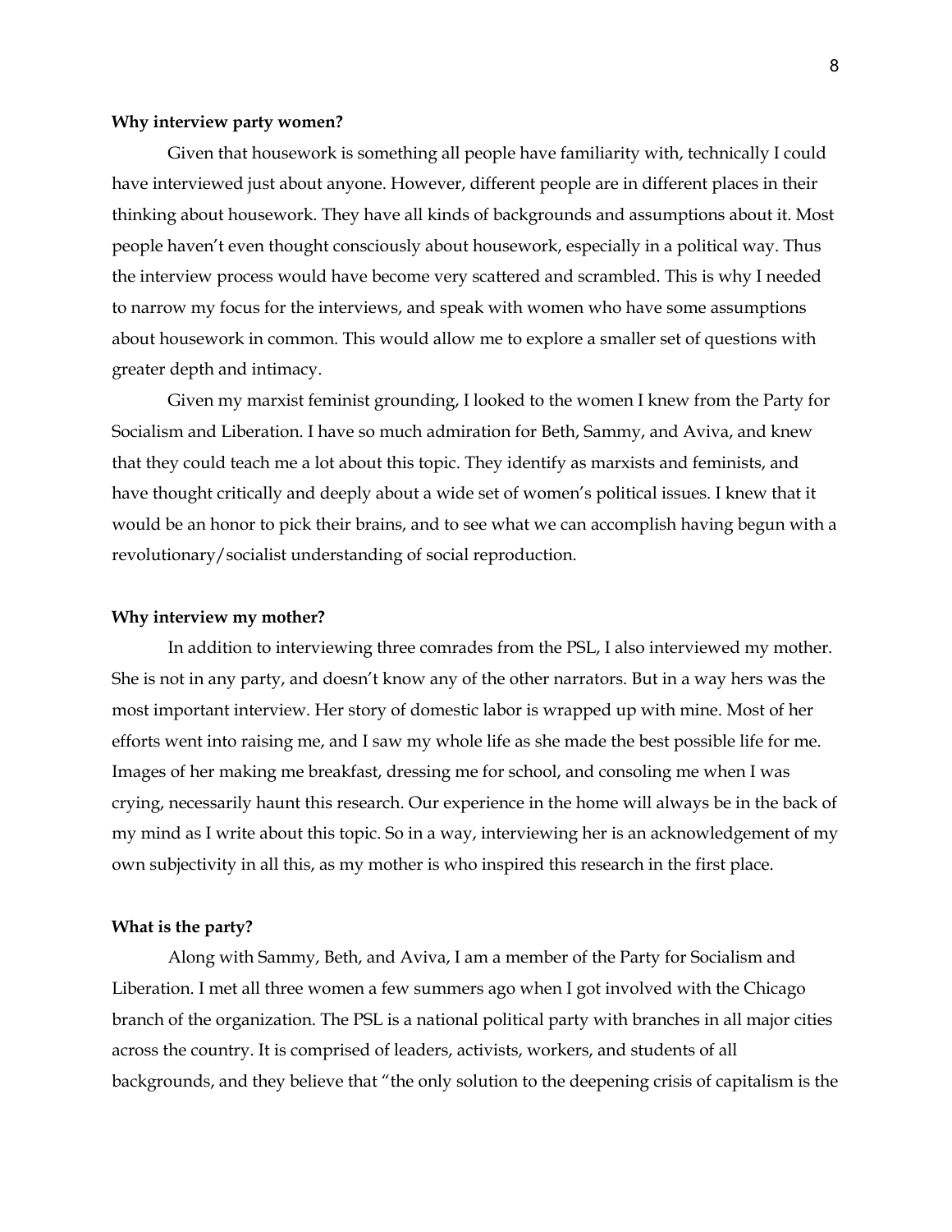**Why interview party women?**

Given that housework is something all people have familiarity with, technically I could have interviewed just about anyone. However, different people are in different places in their thinking about housework. They have all kinds of backgrounds and assumptions about it. Most people haven't even thought consciously about housework, especially in a political way. Thus the interview process would have become very scattered and scrambled. This is why I needed to narrow my focus for the interviews, and speak with women who have some assumptions about housework in common. This would allow me to explore a smaller set of questions with greater depth and intimacy.

Given my marxist feminist grounding, I looked to the women I knew from the Party for Socialism and Liberation. I have so much admiration for Beth, Sammy, and Aviva, and knew that they could teach me a lot about this topic. They identify as marxists and feminists, and have thought critically and deeply about a wide set of women's political issues. I knew that it would be an honor to pick their brains, and to see what we can accomplish having begun with a revolutionary/socialist understanding of social reproduction.

**Why interview my mother?**

In addition to interviewing three comrades from the PSL, I also interviewed my mother. She is not in any party, and doesn't know any of the other narrators. But in a way hers was the most important interview. Her story of domestic labor is wrapped up with mine. Most of her efforts went into raising me, and I saw my whole life as she made the best possible life for me. Images of her making me breakfast, dressing me for school, and consoling me when I was crying, necessarily haunt this research. Our experience in the home will always be in the back of my mind as I write about this topic. So in a way, interviewing her is an acknowledgement of my own subjectivity in all this, as my mother is who inspired this research in the first place.

**What is the party?**

Along with Sammy, Beth, and Aviva, I am a member of the Party for Socialism and Liberation. I met all three women a few summers ago when I got involved with the Chicago branch of the organization. The PSL is a national political party with branches in all major cities across the country. It is comprised of leaders, activists, workers, and students of all backgrounds, and they believe that "the only solution to the deepening crisis of capitalism is the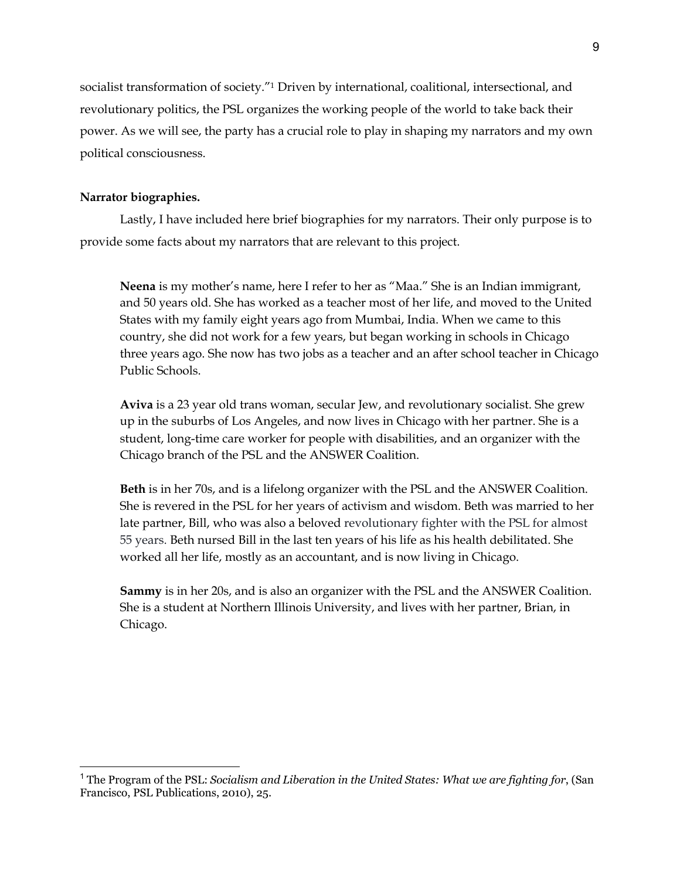socialist transformation of society."[1] Driven by international, coalitional, intersectional, and revolutionary politics, the PSL organizes the working people of the world to take back their power. As we will see, the party has a crucial role to play in shaping my narrators and my own political consciousness.

**Narrator biographies.**

Lastly, I have included here brief biographies for my narrators. Their only purpose is to provide some facts about my narrators that are relevant to this project.

> **Neena** is my mother's name, here I refer to her as "Maa." She is an Indian immigrant, and 50 years old. She has worked as a teacher most of her life, and moved to the United States with my family eight years ago from Mumbai, India. When we came to this country, she did not work for a few years, but began working in schools in Chicago three years ago. She now has two jobs as a teacher and an after school teacher in Chicago Public Schools.
>
> **Aviva** is a 23 year old trans woman, secular Jew, and revolutionary socialist. She grew up in the suburbs of Los Angeles, and now lives in Chicago with her partner. She is a student, long-time care worker for people with disabilities, and an organizer with the Chicago branch of the PSL and the ANSWER Coalition.
>
> **Beth** is in her 70s, and is a lifelong organizer with the PSL and the ANSWER Coalition. She is revered in the PSL for her years of activism and wisdom. Beth was married to her late partner, Bill, who was also a beloved revolutionary fighter with the PSL for almost 55 years. Beth nursed Bill in the last ten years of his life as his health debilitated. She worked all her life, mostly as an accountant, and is now living in Chicago.
>
> **Sammy** is in her 20s, and is also an organizer with the PSL and the ANSWER Coalition. She is a student at Northern Illinois University, and lives with her partner, Brian, in Chicago.

[1] The Program of the PSL: *Socialism and Liberation in the United States: What we are fighting for*, (San Francisco, PSL Publications, 2010), 25.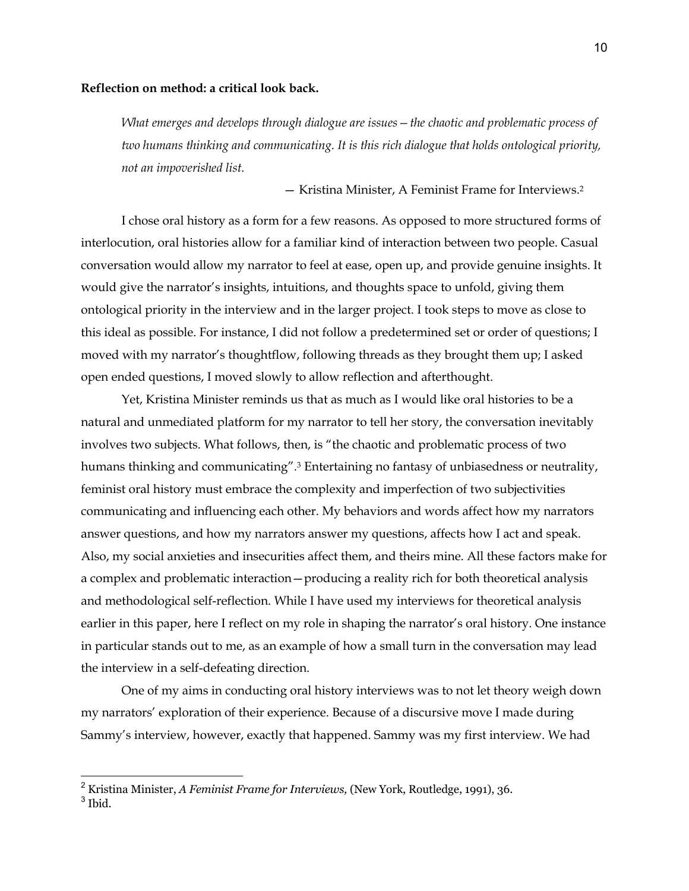**Reflection on method: a critical look back.**

> *What emerges and develops through dialogue are issues—the chaotic and problematic process of two humans thinking and communicating. It is this rich dialogue that holds ontological priority, not an impoverished list.*
>
> — Kristina Minister, A Feminist Frame for Interviews.[2]

I chose oral history as a form for a few reasons. As opposed to more structured forms of interlocution, oral histories allow for a familiar kind of interaction between two people. Casual conversation would allow my narrator to feel at ease, open up, and provide genuine insights. It would give the narrator's insights, intuitions, and thoughts space to unfold, giving them ontological priority in the interview and in the larger project. I took steps to move as close to this ideal as possible. For instance, I did not follow a predetermined set or order of questions; I moved with my narrator's thoughtflow, following threads as they brought them up; I asked open ended questions, I moved slowly to allow reflection and afterthought.

Yet, Kristina Minister reminds us that as much as I would like oral histories to be a natural and unmediated platform for my narrator to tell her story, the conversation inevitably involves two subjects. What follows, then, is "the chaotic and problematic process of two humans thinking and communicating".[3] Entertaining no fantasy of unbiasedness or neutrality, feminist oral history must embrace the complexity and imperfection of two subjectivities communicating and influencing each other. My behaviors and words affect how my narrators answer questions, and how my narrators answer my questions, affects how I act and speak. Also, my social anxieties and insecurities affect them, and theirs mine. All these factors make for a complex and problematic interaction—producing a reality rich for both theoretical analysis and methodological self-reflection. While I have used my interviews for theoretical analysis earlier in this paper, here I reflect on my role in shaping the narrator's oral history. One instance in particular stands out to me, as an example of how a small turn in the conversation may lead the interview in a self-defeating direction.

One of my aims in conducting oral history interviews was to not let theory weigh down my narrators' exploration of their experience. Because of a discursive move I made during Sammy's interview, however, exactly that happened. Sammy was my first interview. We had

---

[2] Kristina Minister, *A Feminist Frame for Interviews*, (New York, Routledge, 1991), 36.

[3] Ibid.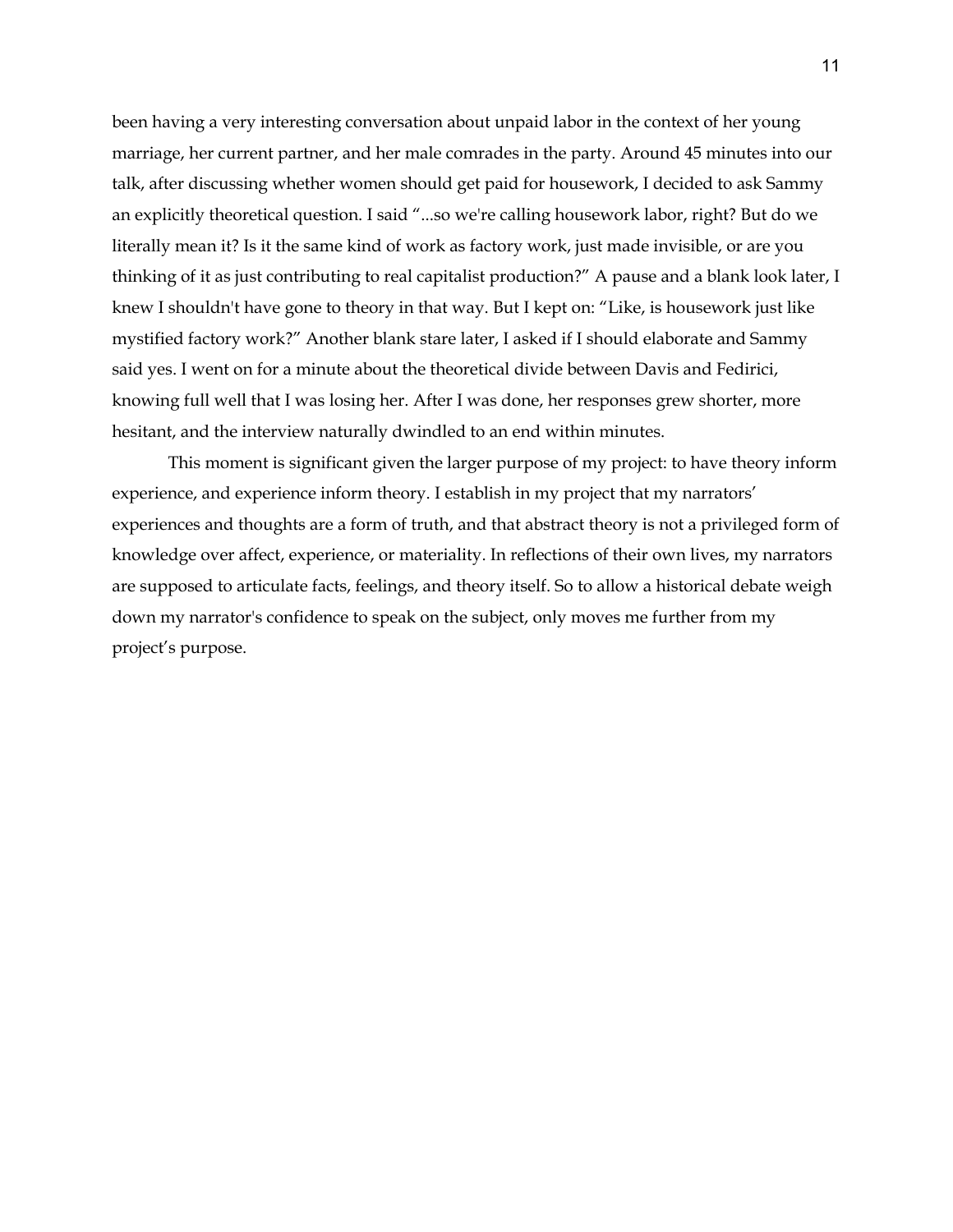been having a very interesting conversation about unpaid labor in the context of her young marriage, her current partner, and her male comrades in the party. Around 45 minutes into our talk, after discussing whether women should get paid for housework, I decided to ask Sammy an explicitly theoretical question. I said "...so we're calling housework labor, right? But do we literally mean it? Is it the same kind of work as factory work, just made invisible, or are you thinking of it as just contributing to real capitalist production?" A pause and a blank look later, I knew I shouldn't have gone to theory in that way. But I kept on: "Like, is housework just like mystified factory work?" Another blank stare later, I asked if I should elaborate and Sammy said yes. I went on for a minute about the theoretical divide between Davis and Fedirici, knowing full well that I was losing her. After I was done, her responses grew shorter, more hesitant, and the interview naturally dwindled to an end within minutes.

This moment is significant given the larger purpose of my project: to have theory inform experience, and experience inform theory. I establish in my project that my narrators' experiences and thoughts are a form of truth, and that abstract theory is not a privileged form of knowledge over affect, experience, or materiality. In reflections of their own lives, my narrators are supposed to articulate facts, feelings, and theory itself. So to allow a historical debate weigh down my narrator's confidence to speak on the subject, only moves me further from my project's purpose.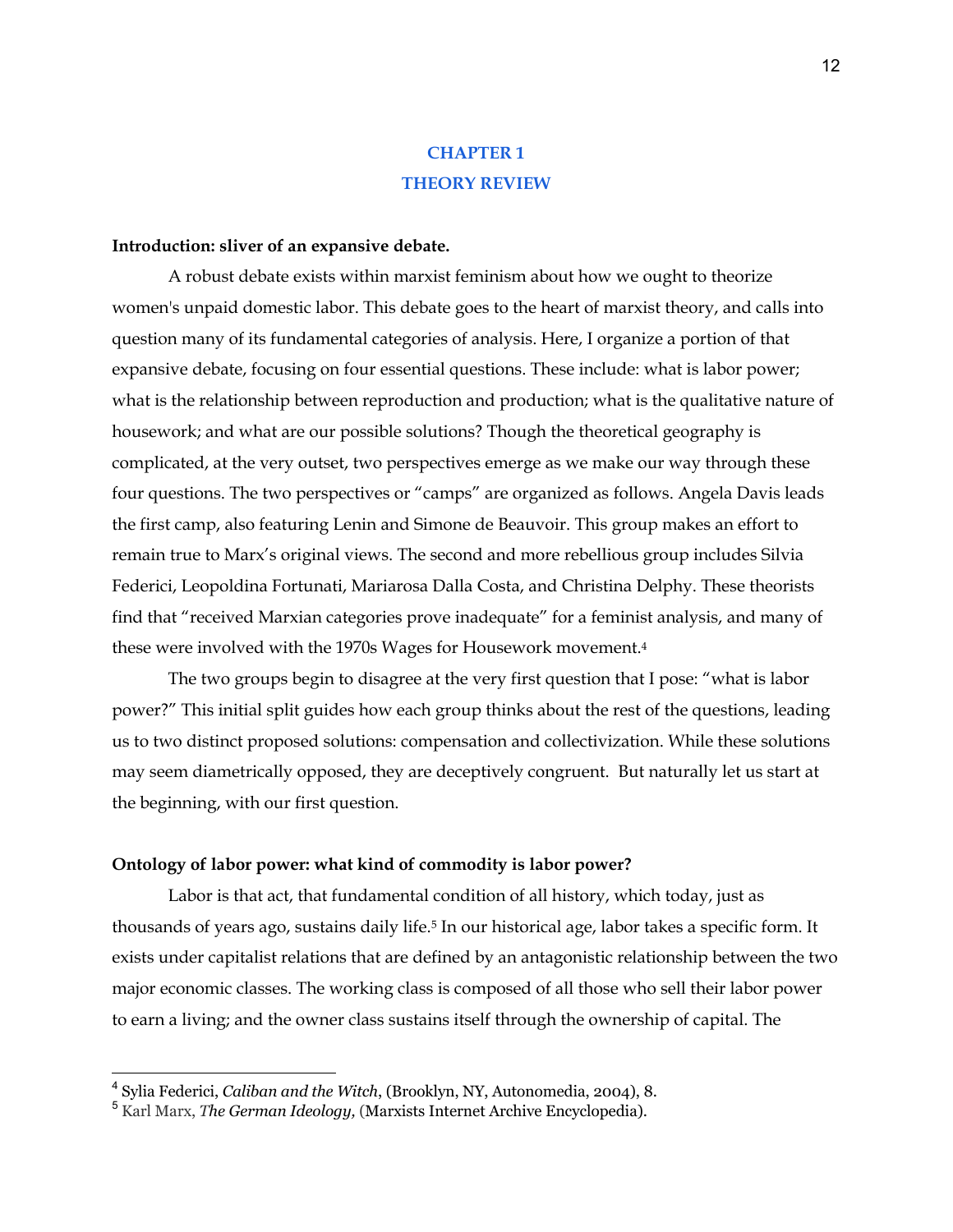# CHAPTER 1
# THEORY REVIEW

**Introduction: sliver of an expansive debate.**

A robust debate exists within marxist feminism about how we ought to theorize women's unpaid domestic labor. This debate goes to the heart of marxist theory, and calls into question many of its fundamental categories of analysis. Here, I organize a portion of that expansive debate, focusing on four essential questions. These include: what is labor power; what is the relationship between reproduction and production; what is the qualitative nature of housework; and what are our possible solutions? Though the theoretical geography is complicated, at the very outset, two perspectives emerge as we make our way through these four questions. The two perspectives or "camps" are organized as follows. Angela Davis leads the first camp, also featuring Lenin and Simone de Beauvoir. This group makes an effort to remain true to Marx's original views. The second and more rebellious group includes Silvia Federici, Leopoldina Fortunati, Mariarosa Dalla Costa, and Christina Delphy. These theorists find that "received Marxian categories prove inadequate" for a feminist analysis, and many of these were involved with the 1970s Wages for Housework movement.[4]

The two groups begin to disagree at the very first question that I pose: "what is labor power?" This initial split guides how each group thinks about the rest of the questions, leading us to two distinct proposed solutions: compensation and collectivization. While these solutions may seem diametrically opposed, they are deceptively congruent. But naturally let us start at the beginning, with our first question.

**Ontology of labor power: what kind of commodity is labor power?**

Labor is that act, that fundamental condition of all history, which today, just as thousands of years ago, sustains daily life.[5] In our historical age, labor takes a specific form. It exists under capitalist relations that are defined by an antagonistic relationship between the two major economic classes. The working class is composed of all those who sell their labor power to earn a living; and the owner class sustains itself through the ownership of capital. The

---

[4] Sylia Federici, *Caliban and the Witch*, (Brooklyn, NY, Autonomedia, 2004), 8.

[5] Karl Marx, *The German Ideology*, (Marxists Internet Archive Encyclopedia).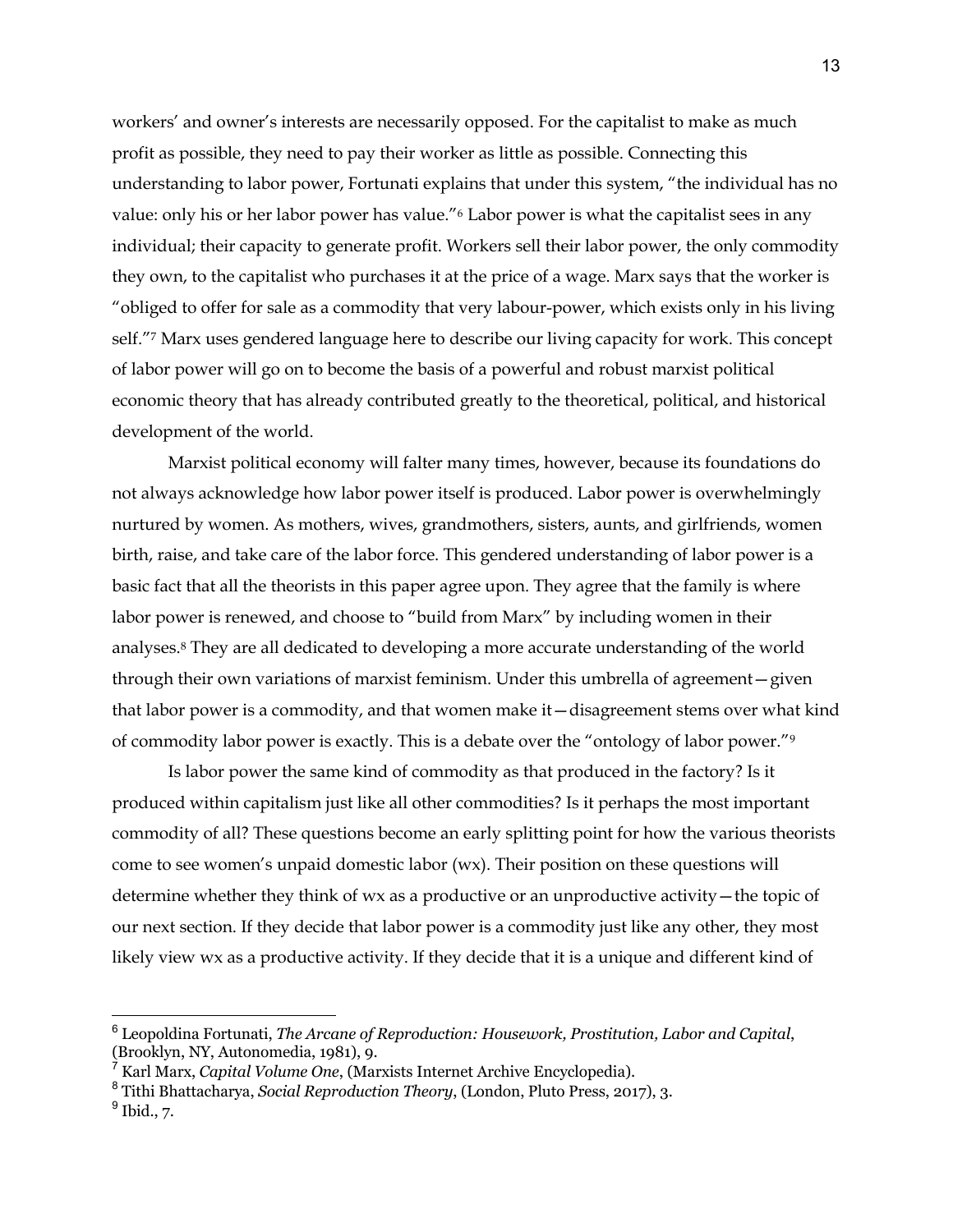workers' and owner's interests are necessarily opposed. For the capitalist to make as much profit as possible, they need to pay their worker as little as possible. Connecting this understanding to labor power, Fortunati explains that under this system, "the individual has no value: only his or her labor power has value."[6] Labor power is what the capitalist sees in any individual; their capacity to generate profit. Workers sell their labor power, the only commodity they own, to the capitalist who purchases it at the price of a wage. Marx says that the worker is "obliged to offer for sale as a commodity that very labour-power, which exists only in his living self."[7] Marx uses gendered language here to describe our living capacity for work. This concept of labor power will go on to become the basis of a powerful and robust marxist political economic theory that has already contributed greatly to the theoretical, political, and historical development of the world.

Marxist political economy will falter many times, however, because its foundations do not always acknowledge how labor power itself is produced. Labor power is overwhelmingly nurtured by women. As mothers, wives, grandmothers, sisters, aunts, and girlfriends, women birth, raise, and take care of the labor force. This gendered understanding of labor power is a basic fact that all the theorists in this paper agree upon. They agree that the family is where labor power is renewed, and choose to "build from Marx" by including women in their analyses.[8] They are all dedicated to developing a more accurate understanding of the world through their own variations of marxist feminism. Under this umbrella of agreement—given that labor power is a commodity, and that women make it—disagreement stems over what kind of commodity labor power is exactly. This is a debate over the "ontology of labor power."[9]

Is labor power the same kind of commodity as that produced in the factory? Is it produced within capitalism just like all other commodities? Is it perhaps the most important commodity of all? These questions become an early splitting point for how the various theorists come to see women's unpaid domestic labor (wx). Their position on these questions will determine whether they think of wx as a productive or an unproductive activity—the topic of our next section. If they decide that labor power is a commodity just like any other, they most likely view wx as a productive activity. If they decide that it is a unique and different kind of

---

[6] Leopoldina Fortunati, *The Arcane of Reproduction: Housework, Prostitution, Labor and Capital*, (Brooklyn, NY, Autonomedia, 1981), 9.

[7] Karl Marx, *Capital Volume One*, (Marxists Internet Archive Encyclopedia).

[8] Tithi Bhattacharya, *Social Reproduction Theory*, (London, Pluto Press, 2017), 3.

[9] Ibid., 7.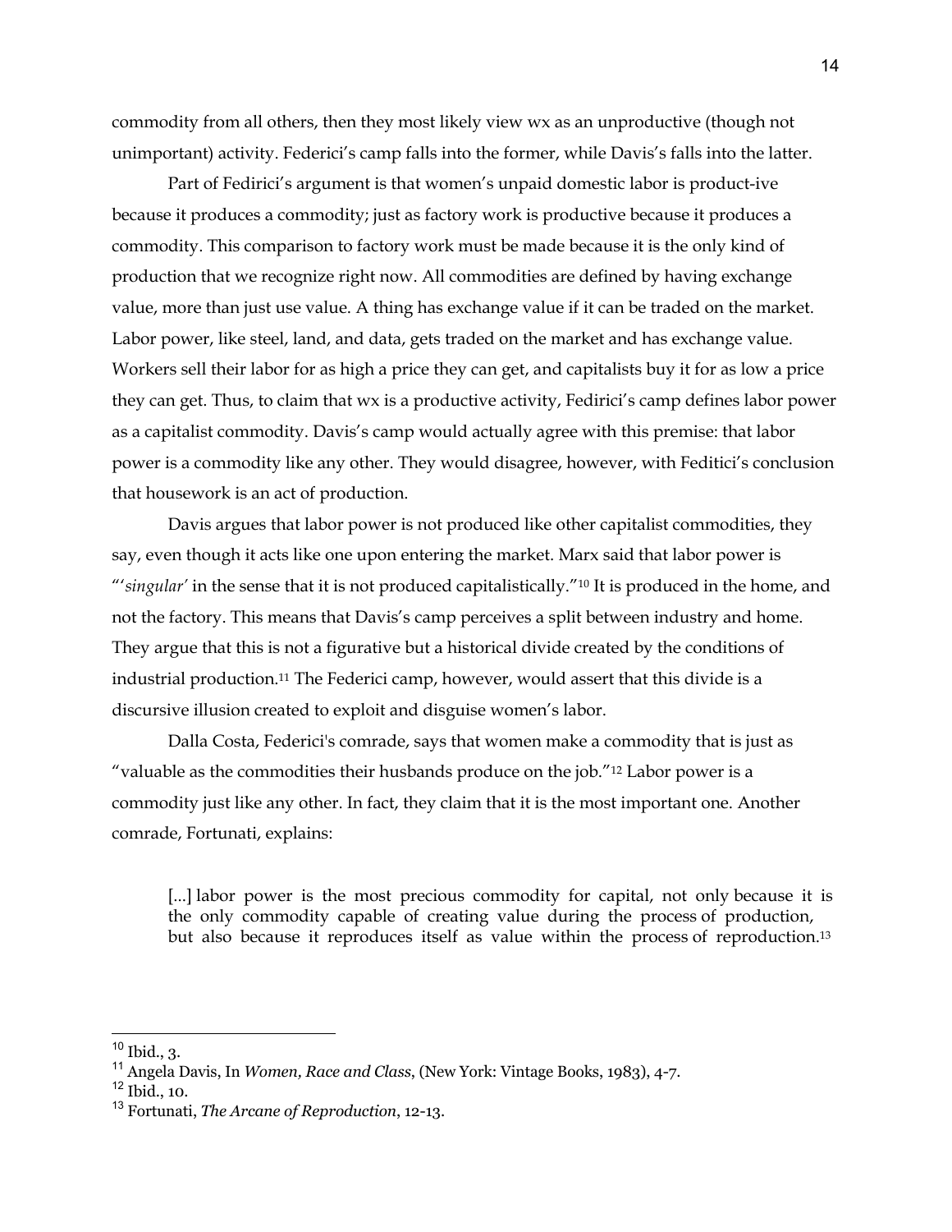commodity from all others, then they most likely view wx as an unproductive (though not unimportant) activity. Federici's camp falls into the former, while Davis's falls into the latter.

Part of Fedirici's argument is that women's unpaid domestic labor is product-ive because it produces a commodity; just as factory work is productive because it produces a commodity. This comparison to factory work must be made because it is the only kind of production that we recognize right now. All commodities are defined by having exchange value, more than just use value. A thing has exchange value if it can be traded on the market. Labor power, like steel, land, and data, gets traded on the market and has exchange value. Workers sell their labor for as high a price they can get, and capitalists buy it for as low a price they can get. Thus, to claim that wx is a productive activity, Fedirici's camp defines labor power as a capitalist commodity. Davis's camp would actually agree with this premise: that labor power is a commodity like any other. They would disagree, however, with Feditici's conclusion that housework is an act of production.

Davis argues that labor power is not produced like other capitalist commodities, they say, even though it acts like one upon entering the market. Marx said that labor power is "'*singular'* in the sense that it is not produced capitalistically."[10] It is produced in the home, and not the factory. This means that Davis's camp perceives a split between industry and home. They argue that this is not a figurative but a historical divide created by the conditions of industrial production.[11] The Federici camp, however, would assert that this divide is a discursive illusion created to exploit and disguise women's labor.

Dalla Costa, Federici's comrade, says that women make a commodity that is just as "valuable as the commodities their husbands produce on the job."[12] Labor power is a commodity just like any other. In fact, they claim that it is the most important one. Another comrade, Fortunati, explains:

> [...] labor power is the most precious commodity for capital, not only because it is the only commodity capable of creating value during the process of production, but also because it reproduces itself as value within the process of reproduction.[13]

---

[10] Ibid., 3.

[11] Angela Davis, In *Women, Race and Class*, (New York: Vintage Books, 1983), 4-7.

[12] Ibid., 10.

[13] Fortunati, *The Arcane of Reproduction*, 12-13.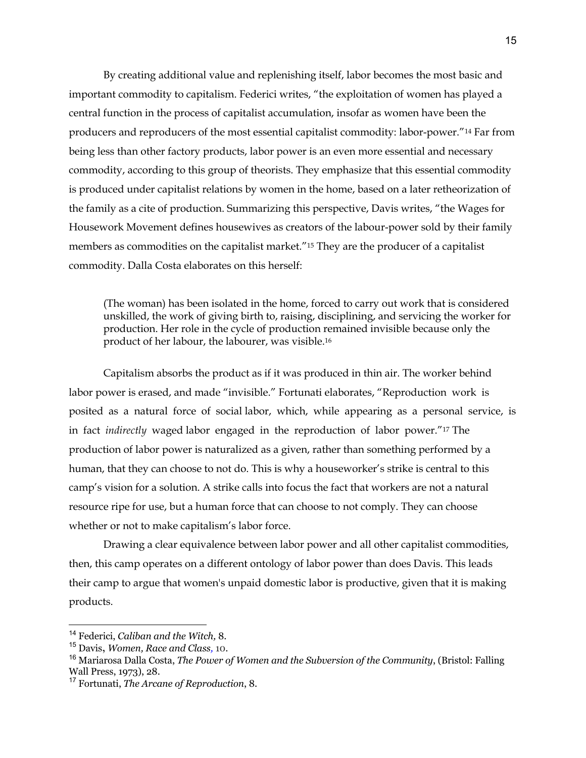By creating additional value and replenishing itself, labor becomes the most basic and important commodity to capitalism. Federici writes, "the exploitation of women has played a central function in the process of capitalist accumulation, insofar as women have been the producers and reproducers of the most essential capitalist commodity: labor-power."[14] Far from being less than other factory products, labor power is an even more essential and necessary commodity, according to this group of theorists. They emphasize that this essential commodity is produced under capitalist relations by women in the home, based on a later retheorization of the family as a cite of production. Summarizing this perspective, Davis writes, "the Wages for Housework Movement defines housewives as creators of the labour-power sold by their family members as commodities on the capitalist market."[15] They are the producer of a capitalist commodity. Dalla Costa elaborates on this herself:

> (The woman) has been isolated in the home, forced to carry out work that is considered unskilled, the work of giving birth to, raising, disciplining, and servicing the worker for production. Her role in the cycle of production remained invisible because only the product of her labour, the labourer, was visible.[16]

Capitalism absorbs the product as if it was produced in thin air. The worker behind labor power is erased, and made "invisible." Fortunati elaborates, "Reproduction work is posited as a natural force of social labor, which, while appearing as a personal service, is in fact *indirectly* waged labor engaged in the reproduction of labor power."[17] The production of labor power is naturalized as a given, rather than something performed by a human, that they can choose to not do. This is why a houseworker's strike is central to this camp's vision for a solution. A strike calls into focus the fact that workers are not a natural resource ripe for use, but a human force that can choose to not comply. They can choose whether or not to make capitalism's labor force.

Drawing a clear equivalence between labor power and all other capitalist commodities, then, this camp operates on a different ontology of labor power than does Davis. This leads their camp to argue that women's unpaid domestic labor is productive, given that it is making products.

---

[14] Federici, *Caliban and the Witch*, 8.

[15] Davis, *Women, Race and Class*, 10.

[16] Mariarosa Dalla Costa, *The Power of Women and the Subversion of the Community*, (Bristol: Falling Wall Press, 1973), 28.

[17] Fortunati, *The Arcane of Reproduction*, 8.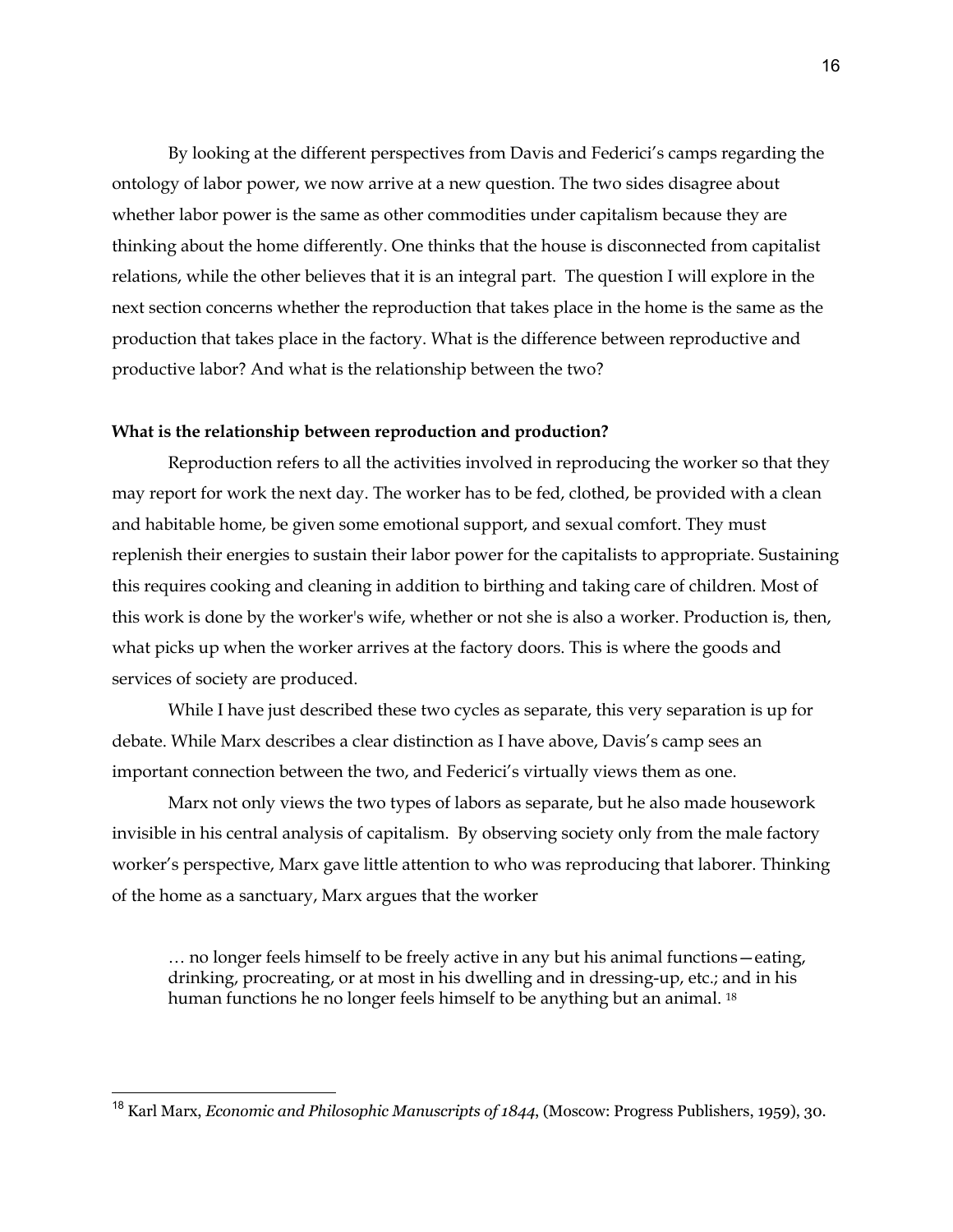By looking at the different perspectives from Davis and Federici's camps regarding the ontology of labor power, we now arrive at a new question. The two sides disagree about whether labor power is the same as other commodities under capitalism because they are thinking about the home differently. One thinks that the house is disconnected from capitalist relations, while the other believes that it is an integral part. The question I will explore in the next section concerns whether the reproduction that takes place in the home is the same as the production that takes place in the factory. What is the difference between reproductive and productive labor? And what is the relationship between the two?

**What is the relationship between reproduction and production?**

Reproduction refers to all the activities involved in reproducing the worker so that they may report for work the next day. The worker has to be fed, clothed, be provided with a clean and habitable home, be given some emotional support, and sexual comfort. They must replenish their energies to sustain their labor power for the capitalists to appropriate. Sustaining this requires cooking and cleaning in addition to birthing and taking care of children. Most of this work is done by the worker's wife, whether or not she is also a worker. Production is, then, what picks up when the worker arrives at the factory doors. This is where the goods and services of society are produced.

While I have just described these two cycles as separate, this very separation is up for debate. While Marx describes a clear distinction as I have above, Davis's camp sees an important connection between the two, and Federici's virtually views them as one.

Marx not only views the two types of labors as separate, but he also made housework invisible in his central analysis of capitalism. By observing society only from the male factory worker's perspective, Marx gave little attention to who was reproducing that laborer. Thinking of the home as a sanctuary, Marx argues that the worker

> … no longer feels himself to be freely active in any but his animal functions—eating, drinking, procreating, or at most in his dwelling and in dressing-up, etc.; and in his human functions he no longer feels himself to be anything but an animal. [18]

[18] Karl Marx, *Economic and Philosophic Manuscripts of 1844*, (Moscow: Progress Publishers, 1959), 30.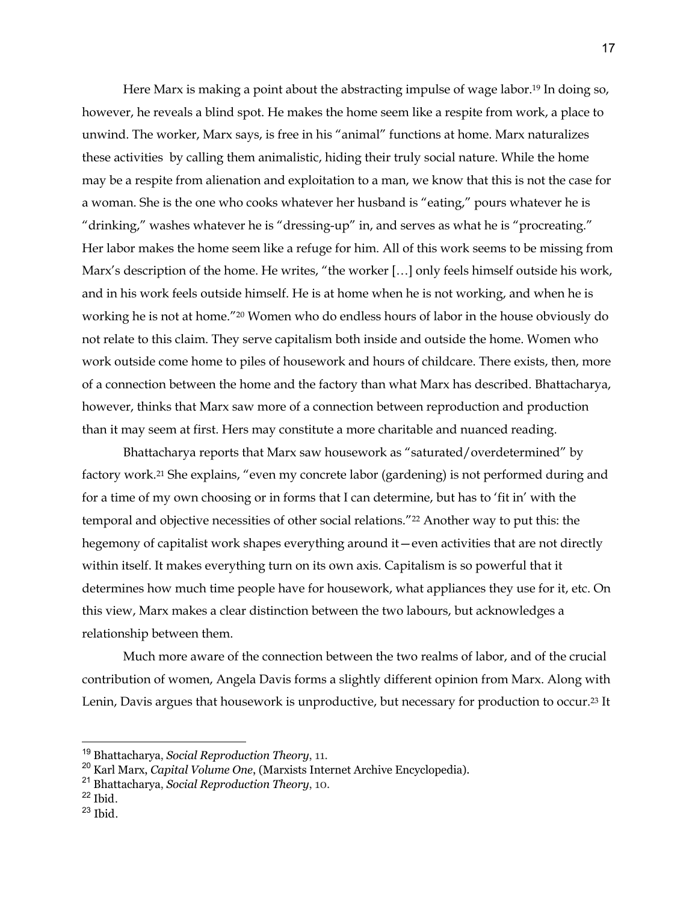Here Marx is making a point about the abstracting impulse of wage labor.[19] In doing so, however, he reveals a blind spot. He makes the home seem like a respite from work, a place to unwind. The worker, Marx says, is free in his "animal" functions at home. Marx naturalizes these activities by calling them animalistic, hiding their truly social nature. While the home may be a respite from alienation and exploitation to a man, we know that this is not the case for a woman. She is the one who cooks whatever her husband is "eating," pours whatever he is "drinking," washes whatever he is "dressing-up" in, and serves as what he is "procreating." Her labor makes the home seem like a refuge for him. All of this work seems to be missing from Marx's description of the home. He writes, "the worker […] only feels himself outside his work, and in his work feels outside himself. He is at home when he is not working, and when he is working he is not at home."[20] Women who do endless hours of labor in the house obviously do not relate to this claim. They serve capitalism both inside and outside the home. Women who work outside come home to piles of housework and hours of childcare. There exists, then, more of a connection between the home and the factory than what Marx has described. Bhattacharya, however, thinks that Marx saw more of a connection between reproduction and production than it may seem at first. Hers may constitute a more charitable and nuanced reading.

Bhattacharya reports that Marx saw housework as "saturated/overdetermined" by factory work.[21] She explains, "even my concrete labor (gardening) is not performed during and for a time of my own choosing or in forms that I can determine, but has to 'fit in' with the temporal and objective necessities of other social relations."[22] Another way to put this: the hegemony of capitalist work shapes everything around it—even activities that are not directly within itself. It makes everything turn on its own axis. Capitalism is so powerful that it determines how much time people have for housework, what appliances they use for it, etc. On this view, Marx makes a clear distinction between the two labours, but acknowledges a relationship between them.

Much more aware of the connection between the two realms of labor, and of the crucial contribution of women, Angela Davis forms a slightly different opinion from Marx. Along with Lenin, Davis argues that housework is unproductive, but necessary for production to occur.[23] It

---

[19] Bhattacharya, *Social Reproduction Theory*, 11.

[20] Karl Marx, *Capital Volume One*, (Marxists Internet Archive Encyclopedia).

[21] Bhattacharya, *Social Reproduction Theory*, 10.

[22] Ibid.

[23] Ibid.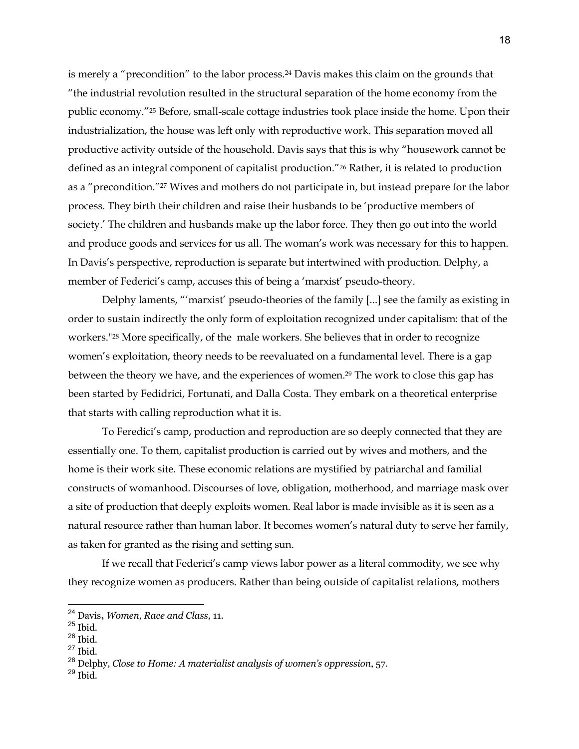is merely a "precondition" to the labor process.[24] Davis makes this claim on the grounds that "the industrial revolution resulted in the structural separation of the home economy from the public economy."[25] Before, small-scale cottage industries took place inside the home. Upon their industrialization, the house was left only with reproductive work. This separation moved all productive activity outside of the household. Davis says that this is why "housework cannot be defined as an integral component of capitalist production."[26] Rather, it is related to production as a "precondition."[27] Wives and mothers do not participate in, but instead prepare for the labor process. They birth their children and raise their husbands to be 'productive members of society.' The children and husbands make up the labor force. They then go out into the world and produce goods and services for us all. The woman's work was necessary for this to happen. In Davis's perspective, reproduction is separate but intertwined with production. Delphy, a member of Federici's camp, accuses this of being a 'marxist' pseudo-theory.

Delphy laments, "'marxist' pseudo-theories of the family [...] see the family as existing in order to sustain indirectly the only form of exploitation recognized under capitalism: that of the workers."[28] More specifically, of the male workers. She believes that in order to recognize women's exploitation, theory needs to be reevaluated on a fundamental level. There is a gap between the theory we have, and the experiences of women.[29] The work to close this gap has been started by Fedidrici, Fortunati, and Dalla Costa. They embark on a theoretical enterprise that starts with calling reproduction what it is.

To Feredici's camp, production and reproduction are so deeply connected that they are essentially one. To them, capitalist production is carried out by wives and mothers, and the home is their work site. These economic relations are mystified by patriarchal and familial constructs of womanhood. Discourses of love, obligation, motherhood, and marriage mask over a site of production that deeply exploits women. Real labor is made invisible as it is seen as a natural resource rather than human labor. It becomes women's natural duty to serve her family, as taken for granted as the rising and setting sun.

If we recall that Federici's camp views labor power as a literal commodity, we see why they recognize women as producers. Rather than being outside of capitalist relations, mothers

---

[24] Davis, *Women, Race and Class*, 11.
[25] Ibid.
[26] Ibid.
[27] Ibid.
[28] Delphy, *Close to Home: A materialist analysis of women's oppression*, 57.
[29] Ibid.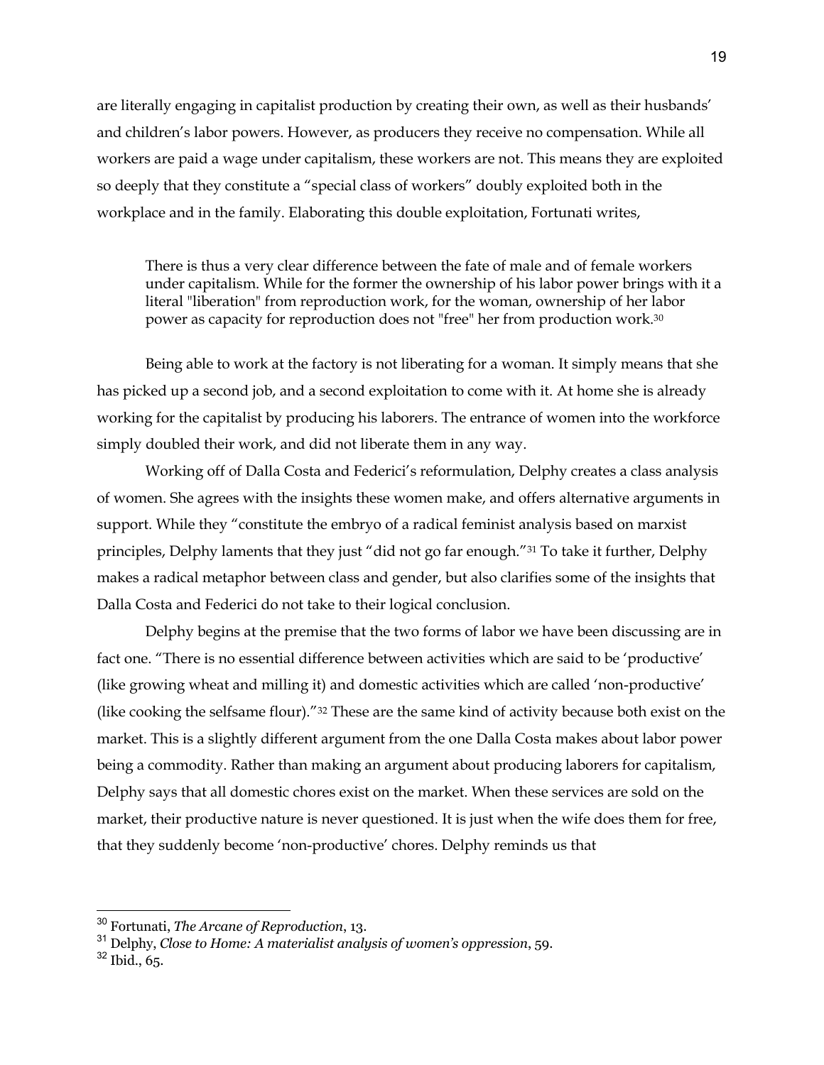are literally engaging in capitalist production by creating their own, as well as their husbands' and children's labor powers. However, as producers they receive no compensation. While all workers are paid a wage under capitalism, these workers are not. This means they are exploited so deeply that they constitute a "special class of workers" doubly exploited both in the workplace and in the family. Elaborating this double exploitation, Fortunati writes,

> There is thus a very clear difference between the fate of male and of female workers under capitalism. While for the former the ownership of his labor power brings with it a literal "liberation" from reproduction work, for the woman, ownership of her labor power as capacity for reproduction does not "free" her from production work.[30]

Being able to work at the factory is not liberating for a woman. It simply means that she has picked up a second job, and a second exploitation to come with it. At home she is already working for the capitalist by producing his laborers. The entrance of women into the workforce simply doubled their work, and did not liberate them in any way.

Working off of Dalla Costa and Federici's reformulation, Delphy creates a class analysis of women. She agrees with the insights these women make, and offers alternative arguments in support. While they "constitute the embryo of a radical feminist analysis based on marxist principles, Delphy laments that they just "did not go far enough."[31] To take it further, Delphy makes a radical metaphor between class and gender, but also clarifies some of the insights that Dalla Costa and Federici do not take to their logical conclusion.

Delphy begins at the premise that the two forms of labor we have been discussing are in fact one. "There is no essential difference between activities which are said to be 'productive' (like growing wheat and milling it) and domestic activities which are called 'non-productive' (like cooking the selfsame flour)."[32] These are the same kind of activity because both exist on the market. This is a slightly different argument from the one Dalla Costa makes about labor power being a commodity. Rather than making an argument about producing laborers for capitalism, Delphy says that all domestic chores exist on the market. When these services are sold on the market, their productive nature is never questioned. It is just when the wife does them for free, that they suddenly become 'non-productive' chores. Delphy reminds us that

---

[30] Fortunati, *The Arcane of Reproduction*, 13.

[31] Delphy, *Close to Home: A materialist analysis of women's oppression*, 59.

[32] Ibid., 65.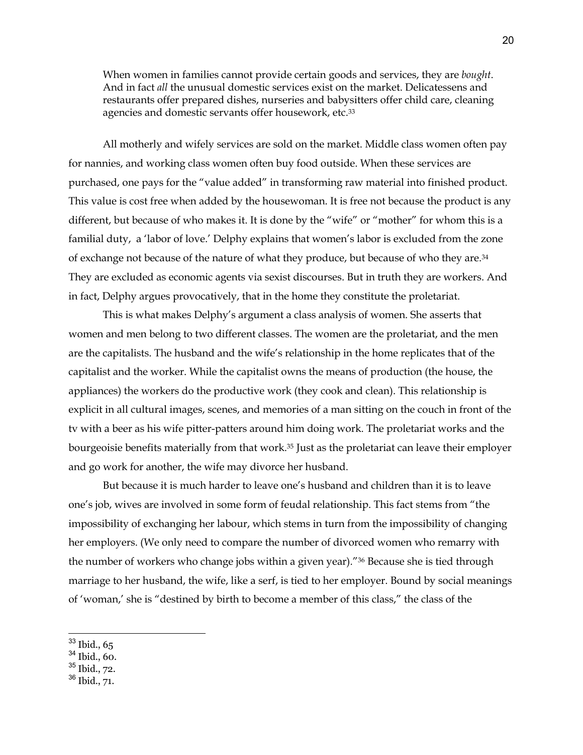> When women in families cannot provide certain goods and services, they are *bought*. And in fact *all* the unusual domestic services exist on the market. Delicatessens and restaurants offer prepared dishes, nurseries and babysitters offer child care, cleaning agencies and domestic servants offer housework, etc.[33]

All motherly and wifely services are sold on the market. Middle class women often pay for nannies, and working class women often buy food outside. When these services are purchased, one pays for the "value added" in transforming raw material into finished product. This value is cost free when added by the housewoman. It is free not because the product is any different, but because of who makes it. It is done by the "wife" or "mother" for whom this is a familial duty, a 'labor of love.' Delphy explains that women's labor is excluded from the zone of exchange not because of the nature of what they produce, but because of who they are.[34] They are excluded as economic agents via sexist discourses. But in truth they are workers. And in fact, Delphy argues provocatively, that in the home they constitute the proletariat.

This is what makes Delphy's argument a class analysis of women. She asserts that women and men belong to two different classes. The women are the proletariat, and the men are the capitalists. The husband and the wife's relationship in the home replicates that of the capitalist and the worker. While the capitalist owns the means of production (the house, the appliances) the workers do the productive work (they cook and clean). This relationship is explicit in all cultural images, scenes, and memories of a man sitting on the couch in front of the tv with a beer as his wife pitter-patters around him doing work. The proletariat works and the bourgeoisie benefits materially from that work.[35] Just as the proletariat can leave their employer and go work for another, the wife may divorce her husband.

But because it is much harder to leave one's husband and children than it is to leave one's job, wives are involved in some form of feudal relationship. This fact stems from "the impossibility of exchanging her labour, which stems in turn from the impossibility of changing her employers. (We only need to compare the number of divorced women who remarry with the number of workers who change jobs within a given year)."[36] Because she is tied through marriage to her husband, the wife, like a serf, is tied to her employer. Bound by social meanings of 'woman,' she is "destined by birth to become a member of this class," the class of the

---

[33] Ibid., 65

[34] Ibid., 60.

[35] Ibid., 72.

[36] Ibid., 71.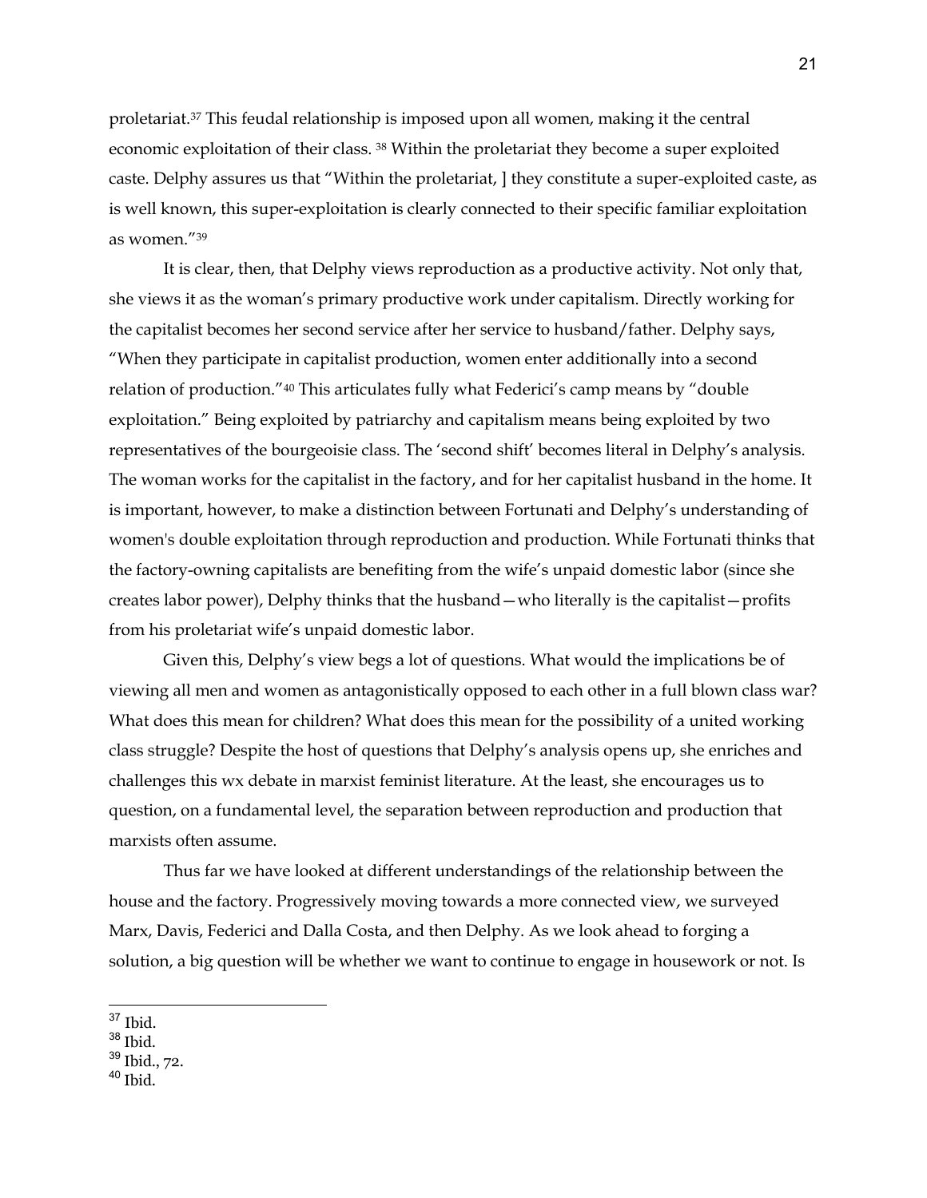proletariat.[37] This feudal relationship is imposed upon all women, making it the central economic exploitation of their class. [38] Within the proletariat they become a super exploited caste. Delphy assures us that "Within the proletariat, ] they constitute a super-exploited caste, as is well known, this super-exploitation is clearly connected to their specific familiar exploitation as women."[39]

It is clear, then, that Delphy views reproduction as a productive activity. Not only that, she views it as the woman's primary productive work under capitalism. Directly working for the capitalist becomes her second service after her service to husband/father. Delphy says, "When they participate in capitalist production, women enter additionally into a second relation of production."[40] This articulates fully what Federici's camp means by "double exploitation." Being exploited by patriarchy and capitalism means being exploited by two representatives of the bourgeoisie class. The 'second shift' becomes literal in Delphy's analysis. The woman works for the capitalist in the factory, and for her capitalist husband in the home. It is important, however, to make a distinction between Fortunati and Delphy's understanding of women's double exploitation through reproduction and production. While Fortunati thinks that the factory-owning capitalists are benefiting from the wife's unpaid domestic labor (since she creates labor power), Delphy thinks that the husband—who literally is the capitalist—profits from his proletariat wife's unpaid domestic labor.

Given this, Delphy's view begs a lot of questions. What would the implications be of viewing all men and women as antagonistically opposed to each other in a full blown class war? What does this mean for children? What does this mean for the possibility of a united working class struggle? Despite the host of questions that Delphy's analysis opens up, she enriches and challenges this wx debate in marxist feminist literature. At the least, she encourages us to question, on a fundamental level, the separation between reproduction and production that marxists often assume.

Thus far we have looked at different understandings of the relationship between the house and the factory. Progressively moving towards a more connected view, we surveyed Marx, Davis, Federici and Dalla Costa, and then Delphy. As we look ahead to forging a solution, a big question will be whether we want to continue to engage in housework or not. Is

---

[37] Ibid.
[38] Ibid.
[39] Ibid., 72.
[40] Ibid.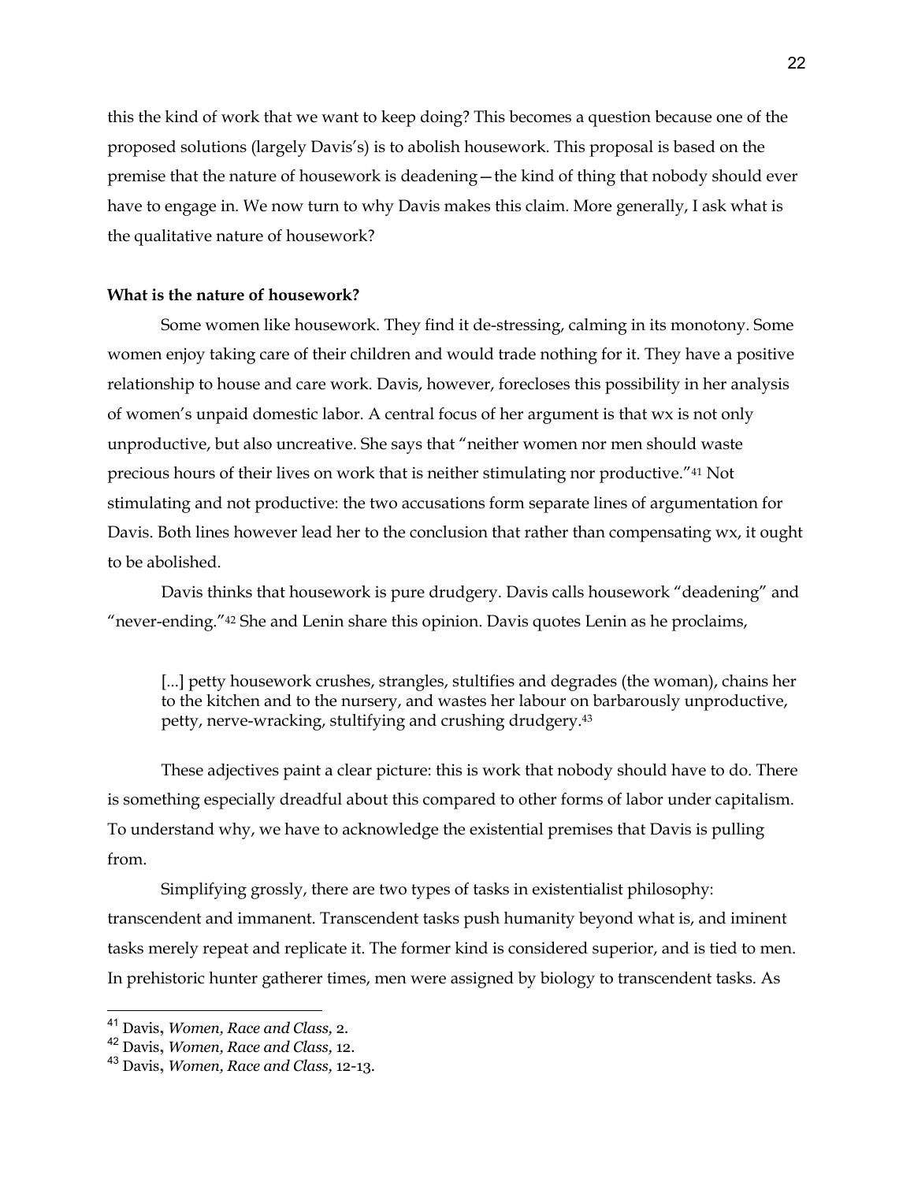this the kind of work that we want to keep doing? This becomes a question because one of the proposed solutions (largely Davis's) is to abolish housework. This proposal is based on the premise that the nature of housework is deadening—the kind of thing that nobody should ever have to engage in. We now turn to why Davis makes this claim. More generally, I ask what is the qualitative nature of housework?

**What is the nature of housework?**

Some women like housework. They find it de-stressing, calming in its monotony. Some women enjoy taking care of their children and would trade nothing for it. They have a positive relationship to house and care work. Davis, however, forecloses this possibility in her analysis of women's unpaid domestic labor. A central focus of her argument is that wx is not only unproductive, but also uncreative. She says that "neither women nor men should waste precious hours of their lives on work that is neither stimulating nor productive."[41] Not stimulating and not productive: the two accusations form separate lines of argumentation for Davis. Both lines however lead her to the conclusion that rather than compensating wx, it ought to be abolished.

Davis thinks that housework is pure drudgery. Davis calls housework "deadening" and "never-ending."[42] She and Lenin share this opinion. Davis quotes Lenin as he proclaims,

> [...] petty housework crushes, strangles, stultifies and degrades (the woman), chains her to the kitchen and to the nursery, and wastes her labour on barbarously unproductive, petty, nerve-wracking, stultifying and crushing drudgery.[43]

These adjectives paint a clear picture: this is work that nobody should have to do. There is something especially dreadful about this compared to other forms of labor under capitalism. To understand why, we have to acknowledge the existential premises that Davis is pulling from.

Simplifying grossly, there are two types of tasks in existentialist philosophy: transcendent and immanent. Transcendent tasks push humanity beyond what is, and iminent tasks merely repeat and replicate it. The former kind is considered superior, and is tied to men. In prehistoric hunter gatherer times, men were assigned by biology to transcendent tasks. As

---

[41] Davis, *Women, Race and Class*, 2.

[42] Davis, *Women, Race and Class*, 12.

[43] Davis, *Women, Race and Class*, 12-13.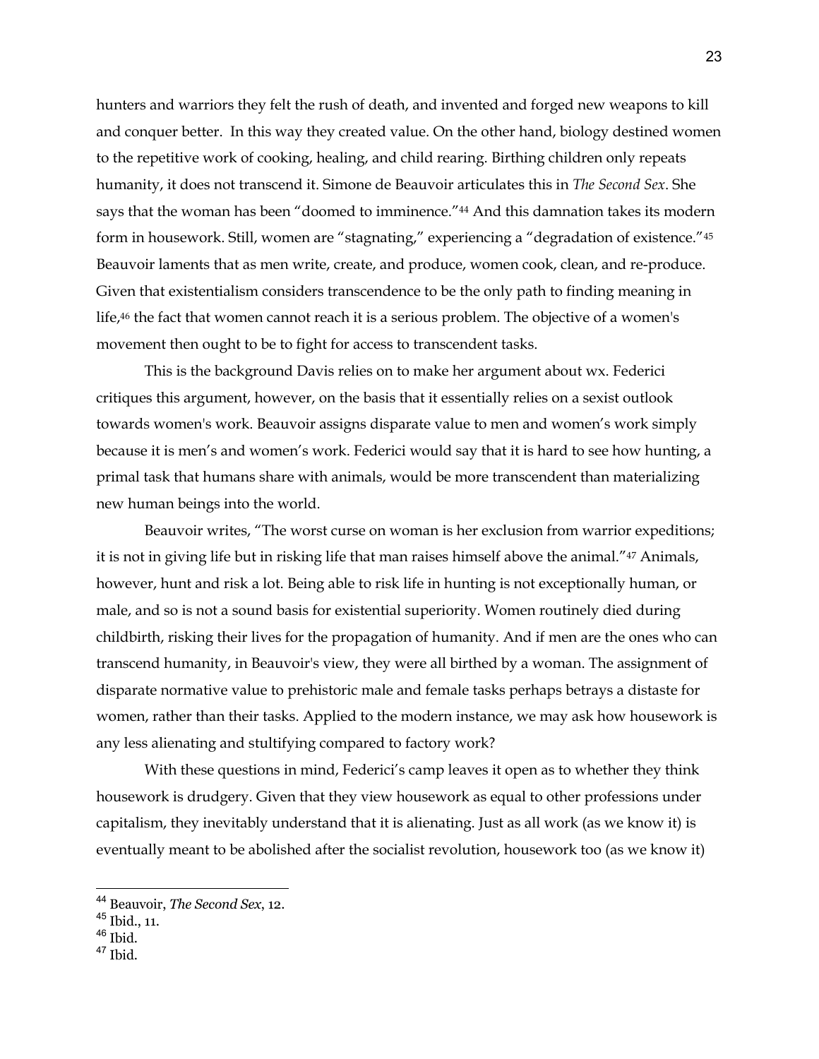hunters and warriors they felt the rush of death, and invented and forged new weapons to kill and conquer better. In this way they created value. On the other hand, biology destined women to the repetitive work of cooking, healing, and child rearing. Birthing children only repeats humanity, it does not transcend it. Simone de Beauvoir articulates this in *The Second Sex*. She says that the woman has been "doomed to imminence."[44] And this damnation takes its modern form in housework. Still, women are "stagnating," experiencing a "degradation of existence."[45] Beauvoir laments that as men write, create, and produce, women cook, clean, and re-produce. Given that existentialism considers transcendence to be the only path to finding meaning in life,[46] the fact that women cannot reach it is a serious problem. The objective of a women's movement then ought to be to fight for access to transcendent tasks.

This is the background Davis relies on to make her argument about wx. Federici critiques this argument, however, on the basis that it essentially relies on a sexist outlook towards women's work. Beauvoir assigns disparate value to men and women's work simply because it is men's and women's work. Federici would say that it is hard to see how hunting, a primal task that humans share with animals, would be more transcendent than materializing new human beings into the world.

Beauvoir writes, "The worst curse on woman is her exclusion from warrior expeditions; it is not in giving life but in risking life that man raises himself above the animal."[47] Animals, however, hunt and risk a lot. Being able to risk life in hunting is not exceptionally human, or male, and so is not a sound basis for existential superiority. Women routinely died during childbirth, risking their lives for the propagation of humanity. And if men are the ones who can transcend humanity, in Beauvoir's view, they were all birthed by a woman. The assignment of disparate normative value to prehistoric male and female tasks perhaps betrays a distaste for women, rather than their tasks. Applied to the modern instance, we may ask how housework is any less alienating and stultifying compared to factory work?

With these questions in mind, Federici's camp leaves it open as to whether they think housework is drudgery. Given that they view housework as equal to other professions under capitalism, they inevitably understand that it is alienating. Just as all work (as we know it) is eventually meant to be abolished after the socialist revolution, housework too (as we know it)

---

[44] Beauvoir, *The Second Sex*, 12.
[45] Ibid., 11.
[46] Ibid.
[47] Ibid.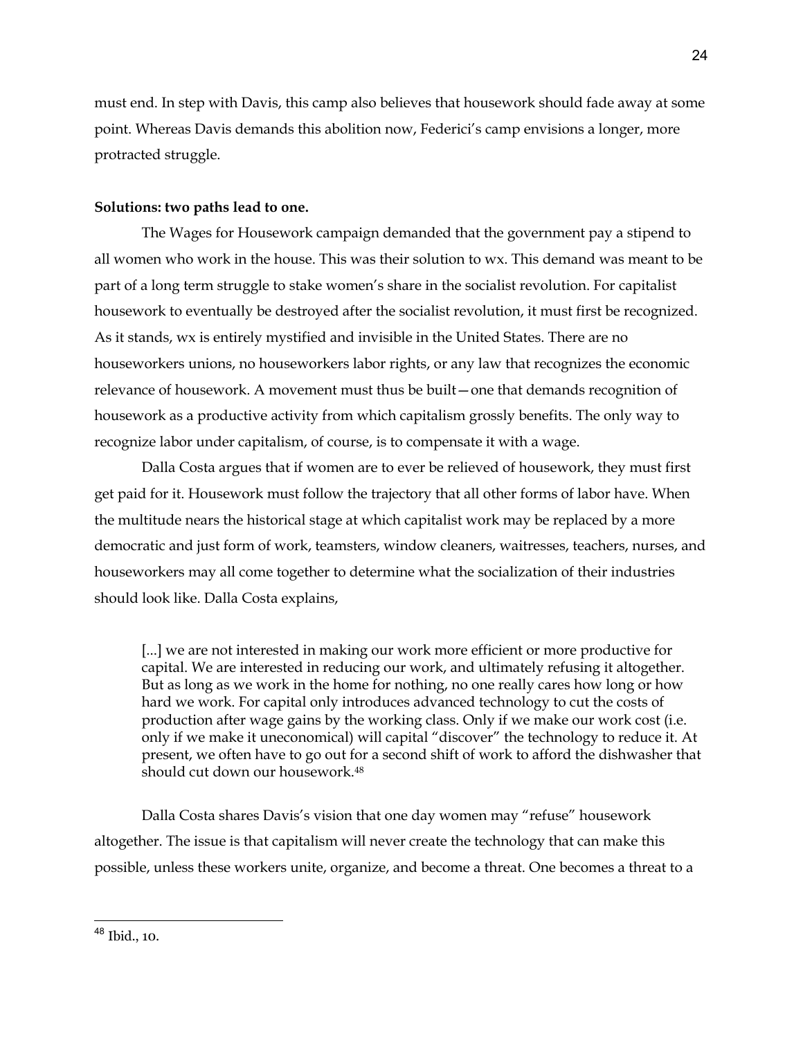must end. In step with Davis, this camp also believes that housework should fade away at some point. Whereas Davis demands this abolition now, Federici's camp envisions a longer, more protracted struggle.

**Solutions: two paths lead to one.**

The Wages for Housework campaign demanded that the government pay a stipend to all women who work in the house. This was their solution to wx. This demand was meant to be part of a long term struggle to stake women's share in the socialist revolution. For capitalist housework to eventually be destroyed after the socialist revolution, it must first be recognized. As it stands, wx is entirely mystified and invisible in the United States. There are no houseworkers unions, no houseworkers labor rights, or any law that recognizes the economic relevance of housework. A movement must thus be built—one that demands recognition of housework as a productive activity from which capitalism grossly benefits. The only way to recognize labor under capitalism, of course, is to compensate it with a wage.

Dalla Costa argues that if women are to ever be relieved of housework, they must first get paid for it. Housework must follow the trajectory that all other forms of labor have. When the multitude nears the historical stage at which capitalist work may be replaced by a more democratic and just form of work, teamsters, window cleaners, waitresses, teachers, nurses, and houseworkers may all come together to determine what the socialization of their industries should look like. Dalla Costa explains,

> [...] we are not interested in making our work more efficient or more productive for capital. We are interested in reducing our work, and ultimately refusing it altogether. But as long as we work in the home for nothing, no one really cares how long or how hard we work. For capital only introduces advanced technology to cut the costs of production after wage gains by the working class. Only if we make our work cost (i.e. only if we make it uneconomical) will capital "discover" the technology to reduce it. At present, we often have to go out for a second shift of work to afford the dishwasher that should cut down our housework.[48]

Dalla Costa shares Davis's vision that one day women may "refuse" housework altogether. The issue is that capitalism will never create the technology that can make this possible, unless these workers unite, organize, and become a threat. One becomes a threat to a

[48] Ibid., 10.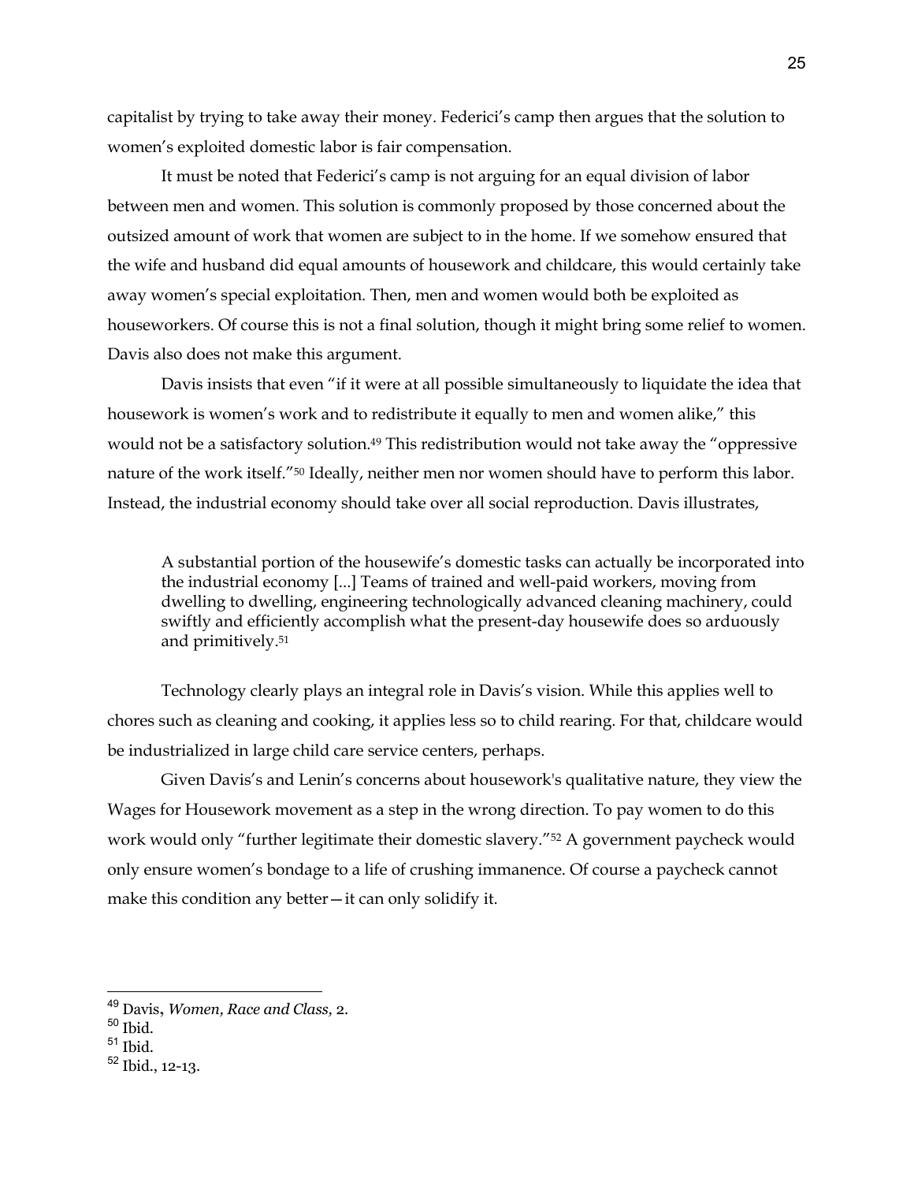capitalist by trying to take away their money. Federici's camp then argues that the solution to women's exploited domestic labor is fair compensation.

It must be noted that Federici's camp is not arguing for an equal division of labor between men and women. This solution is commonly proposed by those concerned about the outsized amount of work that women are subject to in the home. If we somehow ensured that the wife and husband did equal amounts of housework and childcare, this would certainly take away women's special exploitation. Then, men and women would both be exploited as houseworkers. Of course this is not a final solution, though it might bring some relief to women. Davis also does not make this argument.

Davis insists that even "if it were at all possible simultaneously to liquidate the idea that housework is women's work and to redistribute it equally to men and women alike," this would not be a satisfactory solution.[49] This redistribution would not take away the "oppressive nature of the work itself."[50] Ideally, neither men nor women should have to perform this labor. Instead, the industrial economy should take over all social reproduction. Davis illustrates,

> A substantial portion of the housewife's domestic tasks can actually be incorporated into the industrial economy [...] Teams of trained and well-paid workers, moving from dwelling to dwelling, engineering technologically advanced cleaning machinery, could swiftly and efficiently accomplish what the present-day housewife does so arduously and primitively.[51]

Technology clearly plays an integral role in Davis's vision. While this applies well to chores such as cleaning and cooking, it applies less so to child rearing. For that, childcare would be industrialized in large child care service centers, perhaps.

Given Davis's and Lenin's concerns about housework's qualitative nature, they view the Wages for Housework movement as a step in the wrong direction. To pay women to do this work would only "further legitimate their domestic slavery."[52] A government paycheck would only ensure women's bondage to a life of crushing immanence. Of course a paycheck cannot make this condition any better—it can only solidify it.

---

[49] Davis, *Women, Race and Class*, 2.
[50] Ibid.
[51] Ibid.
[52] Ibid., 12-13.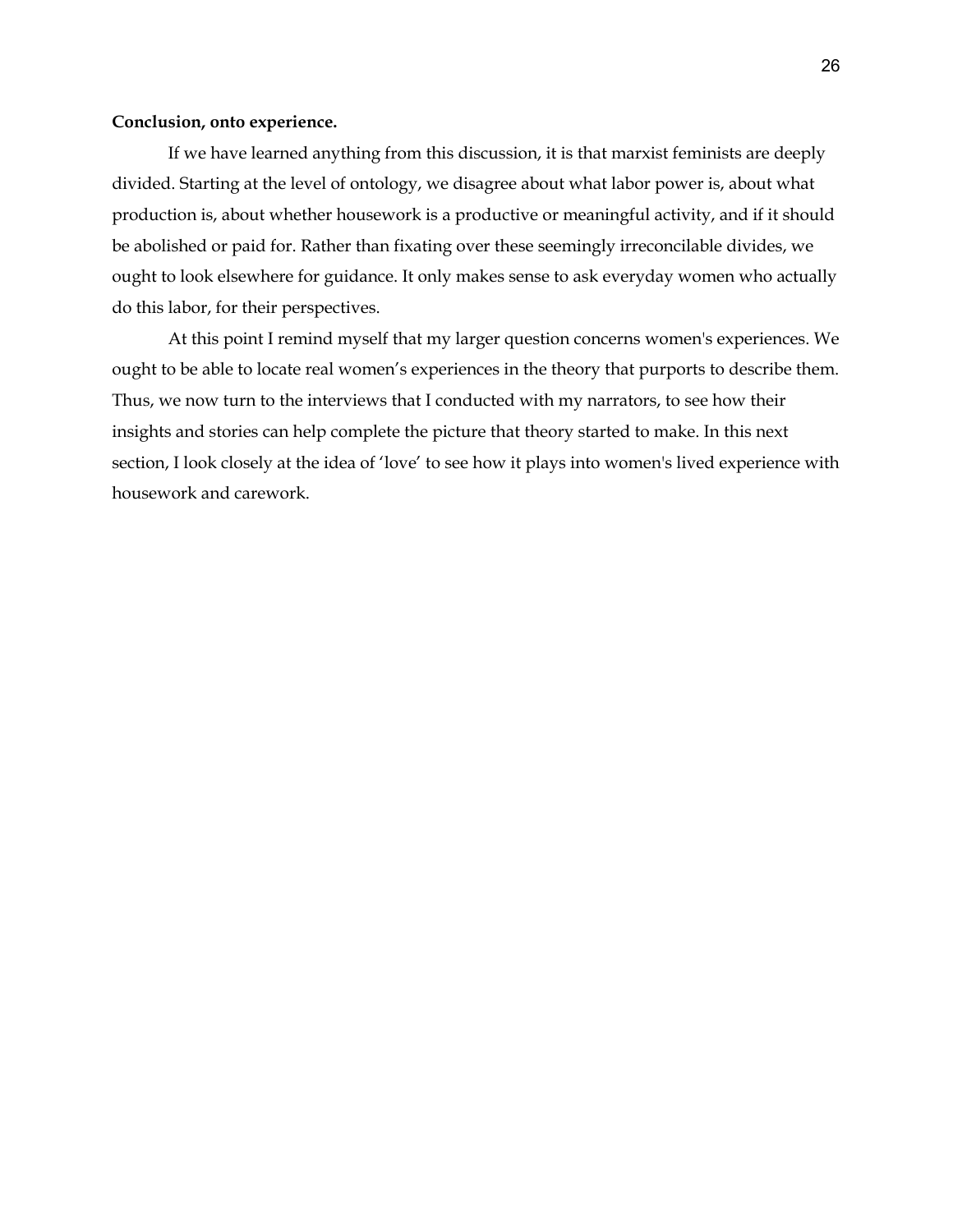**Conclusion, onto experience.**

If we have learned anything from this discussion, it is that marxist feminists are deeply divided. Starting at the level of ontology, we disagree about what labor power is, about what production is, about whether housework is a productive or meaningful activity, and if it should be abolished or paid for. Rather than fixating over these seemingly irreconcilable divides, we ought to look elsewhere for guidance. It only makes sense to ask everyday women who actually do this labor, for their perspectives.

At this point I remind myself that my larger question concerns women's experiences. We ought to be able to locate real women's experiences in the theory that purports to describe them. Thus, we now turn to the interviews that I conducted with my narrators, to see how their insights and stories can help complete the picture that theory started to make. In this next section, I look closely at the idea of 'love' to see how it plays into women's lived experience with housework and carework.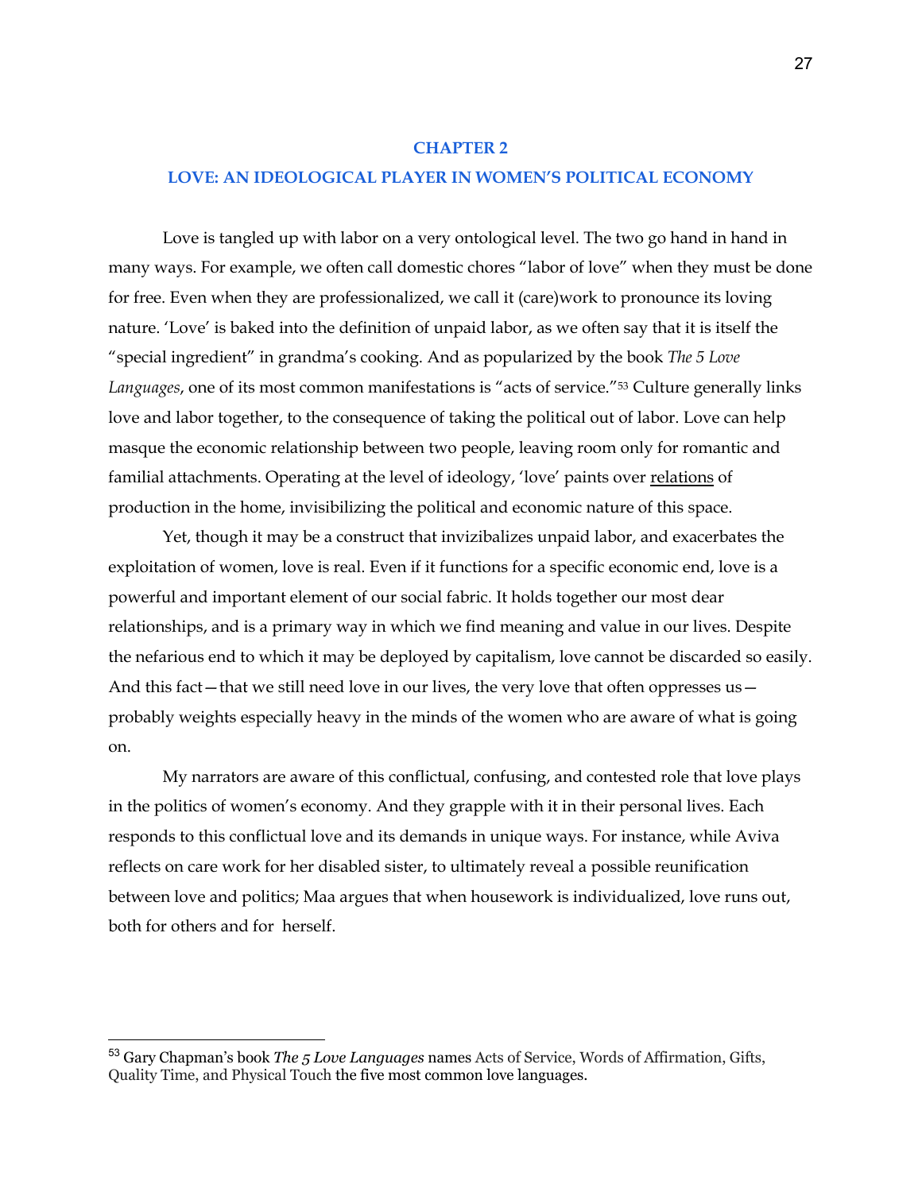# CHAPTER 2

# LOVE: AN IDEOLOGICAL PLAYER IN WOMEN'S POLITICAL ECONOMY

Love is tangled up with labor on a very ontological level. The two go hand in hand in many ways. For example, we often call domestic chores "labor of love" when they must be done for free. Even when they are professionalized, we call it (care)work to pronounce its loving nature. 'Love' is baked into the definition of unpaid labor, as we often say that it is itself the "special ingredient" in grandma's cooking. And as popularized by the book *The 5 Love Languages*, one of its most common manifestations is "acts of service."[53] Culture generally links love and labor together, to the consequence of taking the political out of labor. Love can help masque the economic relationship between two people, leaving room only for romantic and familial attachments. Operating at the level of ideology, 'love' paints over <u>relations</u> of production in the home, invisibilizing the political and economic nature of this space.

Yet, though it may be a construct that invizibalizes unpaid labor, and exacerbates the exploitation of women, love is real. Even if it functions for a specific economic end, love is a powerful and important element of our social fabric. It holds together our most dear relationships, and is a primary way in which we find meaning and value in our lives. Despite the nefarious end to which it may be deployed by capitalism, love cannot be discarded so easily. And this fact—that we still need love in our lives, the very love that often oppresses us—probably weights especially heavy in the minds of the women who are aware of what is going on.

My narrators are aware of this conflictual, confusing, and contested role that love plays in the politics of women's economy. And they grapple with it in their personal lives. Each responds to this conflictual love and its demands in unique ways. For instance, while Aviva reflects on care work for her disabled sister, to ultimately reveal a possible reunification between love and politics; Maa argues that when housework is individualized, love runs out, both for others and for herself.

---

[53] Gary Chapman's book *The 5 Love Languages* names Acts of Service, Words of Affirmation, Gifts, Quality Time, and Physical Touch the five most common love languages.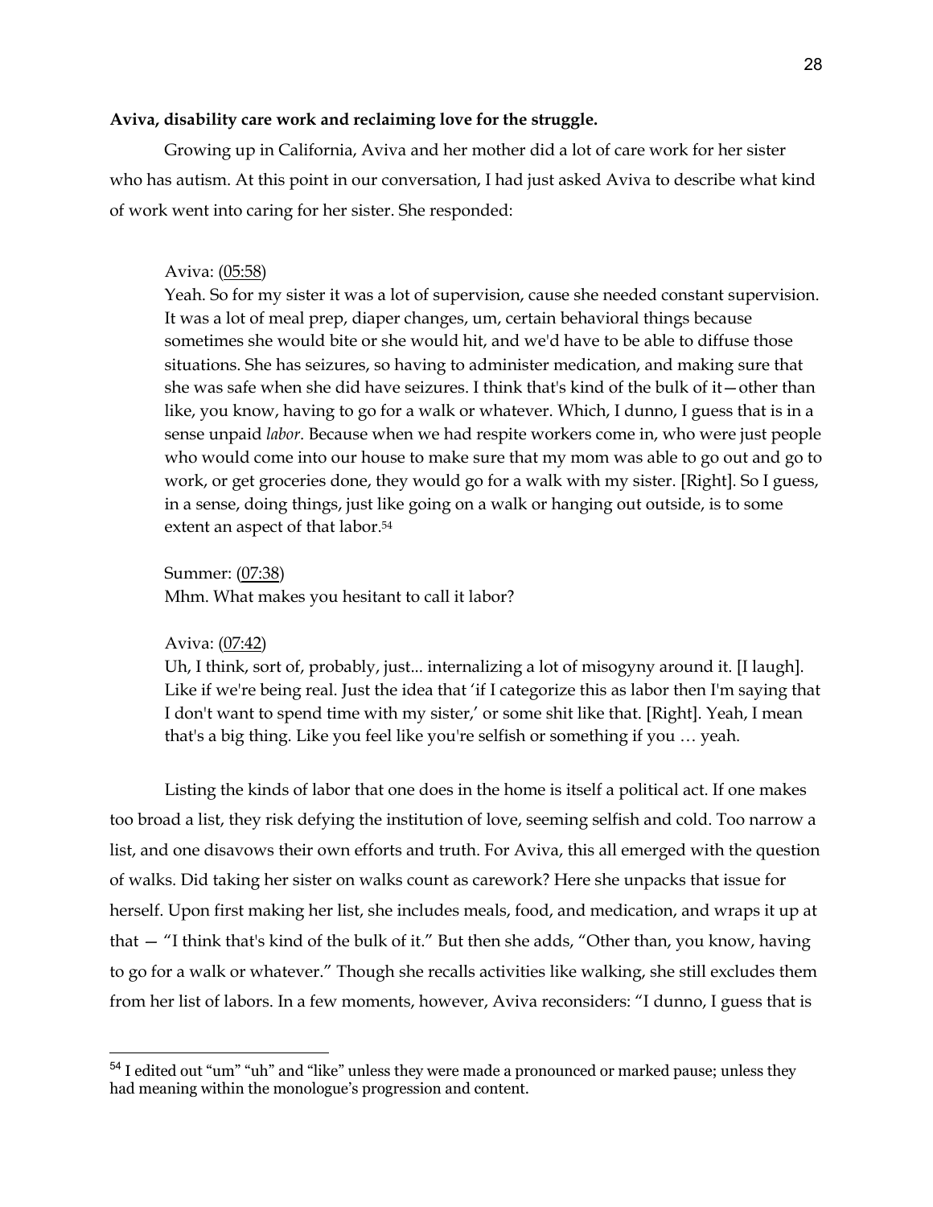**Aviva, disability care work and reclaiming love for the struggle.**

Growing up in California, Aviva and her mother did a lot of care work for her sister who has autism. At this point in our conversation, I had just asked Aviva to describe what kind of work went into caring for her sister. She responded:

> Aviva: (05:58)
> Yeah. So for my sister it was a lot of supervision, cause she needed constant supervision. It was a lot of meal prep, diaper changes, um, certain behavioral things because sometimes she would bite or she would hit, and we'd have to be able to diffuse those situations. She has seizures, so having to administer medication, and making sure that she was safe when she did have seizures. I think that's kind of the bulk of it—other than like, you know, having to go for a walk or whatever. Which, I dunno, I guess that is in a sense unpaid *labor*. Because when we had respite workers come in, who were just people who would come into our house to make sure that my mom was able to go out and go to work, or get groceries done, they would go for a walk with my sister. [Right]. So I guess, in a sense, doing things, just like going on a walk or hanging out outside, is to some extent an aspect of that labor.[54]
>
> Summer: (07:38)
> Mhm. What makes you hesitant to call it labor?
>
> Aviva: (07:42)
> Uh, I think, sort of, probably, just... internalizing a lot of misogyny around it. [I laugh]. Like if we're being real. Just the idea that 'if I categorize this as labor then I'm saying that I don't want to spend time with my sister,' or some shit like that. [Right]. Yeah, I mean that's a big thing. Like you feel like you're selfish or something if you … yeah.

Listing the kinds of labor that one does in the home is itself a political act. If one makes too broad a list, they risk defying the institution of love, seeming selfish and cold. Too narrow a list, and one disavows their own efforts and truth. For Aviva, this all emerged with the question of walks. Did taking her sister on walks count as carework? Here she unpacks that issue for herself. Upon first making her list, she includes meals, food, and medication, and wraps it up at that — "I think that's kind of the bulk of it." But then she adds, "Other than, you know, having to go for a walk or whatever." Though she recalls activities like walking, she still excludes them from her list of labors. In a few moments, however, Aviva reconsiders: "I dunno, I guess that is

[54] I edited out "um" "uh" and "like" unless they were made a pronounced or marked pause; unless they had meaning within the monologue's progression and content.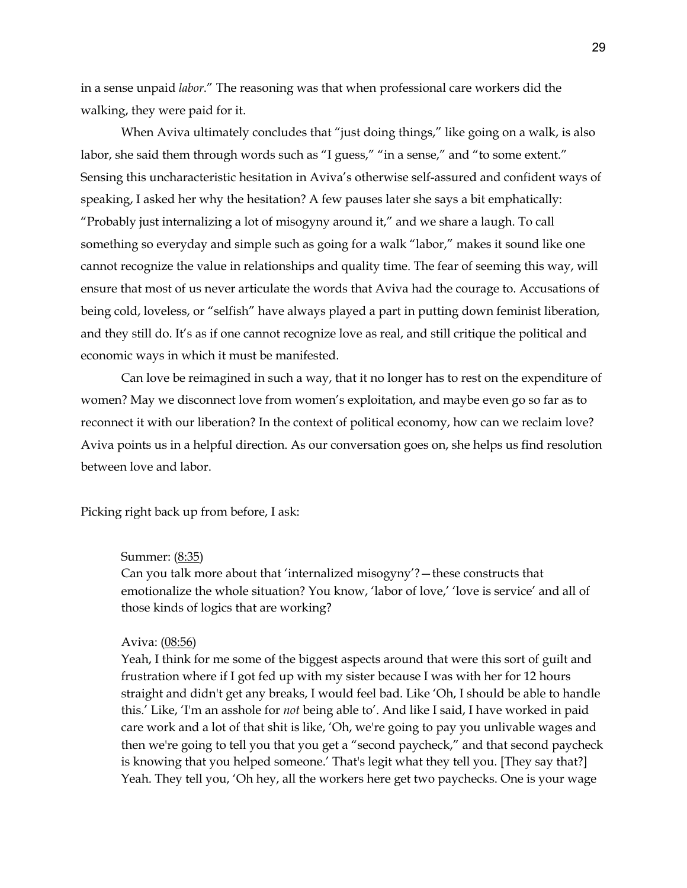in a sense unpaid *labor*." The reasoning was that when professional care workers did the walking, they were paid for it.

When Aviva ultimately concludes that "just doing things," like going on a walk, is also labor, she said them through words such as "I guess," "in a sense," and "to some extent." Sensing this uncharacteristic hesitation in Aviva's otherwise self-assured and confident ways of speaking, I asked her why the hesitation? A few pauses later she says a bit emphatically: "Probably just internalizing a lot of misogyny around it," and we share a laugh. To call something so everyday and simple such as going for a walk "labor," makes it sound like one cannot recognize the value in relationships and quality time. The fear of seeming this way, will ensure that most of us never articulate the words that Aviva had the courage to. Accusations of being cold, loveless, or "selfish" have always played a part in putting down feminist liberation, and they still do. It's as if one cannot recognize love as real, and still critique the political and economic ways in which it must be manifested.

Can love be reimagined in such a way, that it no longer has to rest on the expenditure of women? May we disconnect love from women's exploitation, and maybe even go so far as to reconnect it with our liberation? In the context of political economy, how can we reclaim love? Aviva points us in a helpful direction. As our conversation goes on, she helps us find resolution between love and labor.

Picking right back up from before, I ask:

> Summer: (8:35)
> Can you talk more about that 'internalized misogyny'?—these constructs that emotionalize the whole situation? You know, 'labor of love,' 'love is service' and all of those kinds of logics that are working?
>
> Aviva: (08:56)
> Yeah, I think for me some of the biggest aspects around that were this sort of guilt and frustration where if I got fed up with my sister because I was with her for 12 hours straight and didn't get any breaks, I would feel bad. Like 'Oh, I should be able to handle this.' Like, 'I'm an asshole for *not* being able to'. And like I said, I have worked in paid care work and a lot of that shit is like, 'Oh, we're going to pay you unlivable wages and then we're going to tell you that you get a "second paycheck," and that second paycheck is knowing that you helped someone.' That's legit what they tell you. [They say that?] Yeah. They tell you, 'Oh hey, all the workers here get two paychecks. One is your wage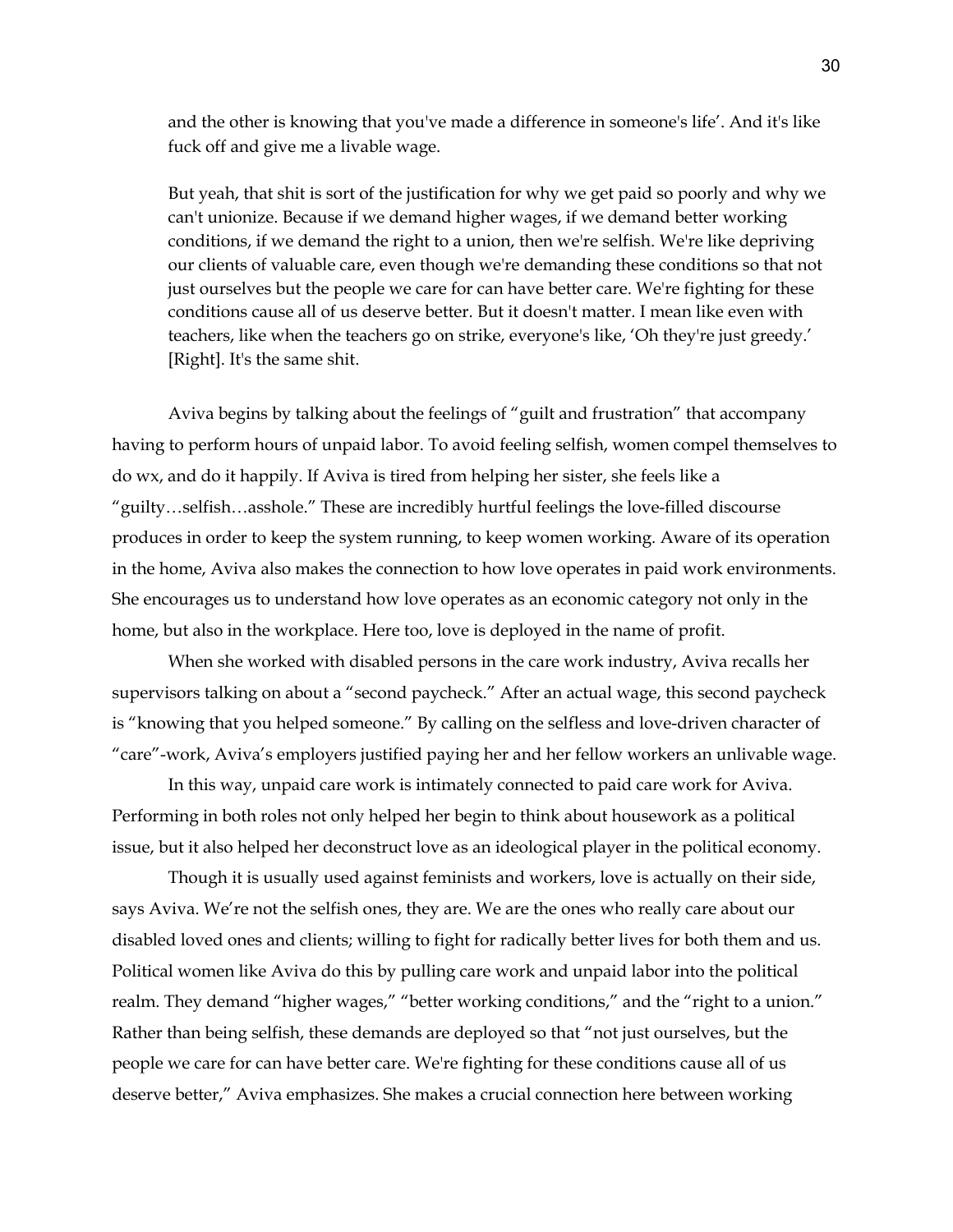> and the other is knowing that you've made a difference in someone's life'. And it's like fuck off and give me a livable wage.
>
> But yeah, that shit is sort of the justification for why we get paid so poorly and why we can't unionize. Because if we demand higher wages, if we demand better working conditions, if we demand the right to a union, then we're selfish. We're like depriving our clients of valuable care, even though we're demanding these conditions so that not just ourselves but the people we care for can have better care. We're fighting for these conditions cause all of us deserve better. But it doesn't matter. I mean like even with teachers, like when the teachers go on strike, everyone's like, 'Oh they're just greedy.' [Right]. It's the same shit.

Aviva begins by talking about the feelings of "guilt and frustration" that accompany having to perform hours of unpaid labor. To avoid feeling selfish, women compel themselves to do wx, and do it happily. If Aviva is tired from helping her sister, she feels like a "guilty…selfish…asshole." These are incredibly hurtful feelings the love-filled discourse produces in order to keep the system running, to keep women working. Aware of its operation in the home, Aviva also makes the connection to how love operates in paid work environments. She encourages us to understand how love operates as an economic category not only in the home, but also in the workplace. Here too, love is deployed in the name of profit.

When she worked with disabled persons in the care work industry, Aviva recalls her supervisors talking on about a "second paycheck." After an actual wage, this second paycheck is "knowing that you helped someone." By calling on the selfless and love-driven character of "care"-work, Aviva's employers justified paying her and her fellow workers an unlivable wage.

In this way, unpaid care work is intimately connected to paid care work for Aviva. Performing in both roles not only helped her begin to think about housework as a political issue, but it also helped her deconstruct love as an ideological player in the political economy.

Though it is usually used against feminists and workers, love is actually on their side, says Aviva. We're not the selfish ones, they are. We are the ones who really care about our disabled loved ones and clients; willing to fight for radically better lives for both them and us. Political women like Aviva do this by pulling care work and unpaid labor into the political realm. They demand "higher wages," "better working conditions," and the "right to a union." Rather than being selfish, these demands are deployed so that "not just ourselves, but the people we care for can have better care. We're fighting for these conditions cause all of us deserve better," Aviva emphasizes. She makes a crucial connection here between working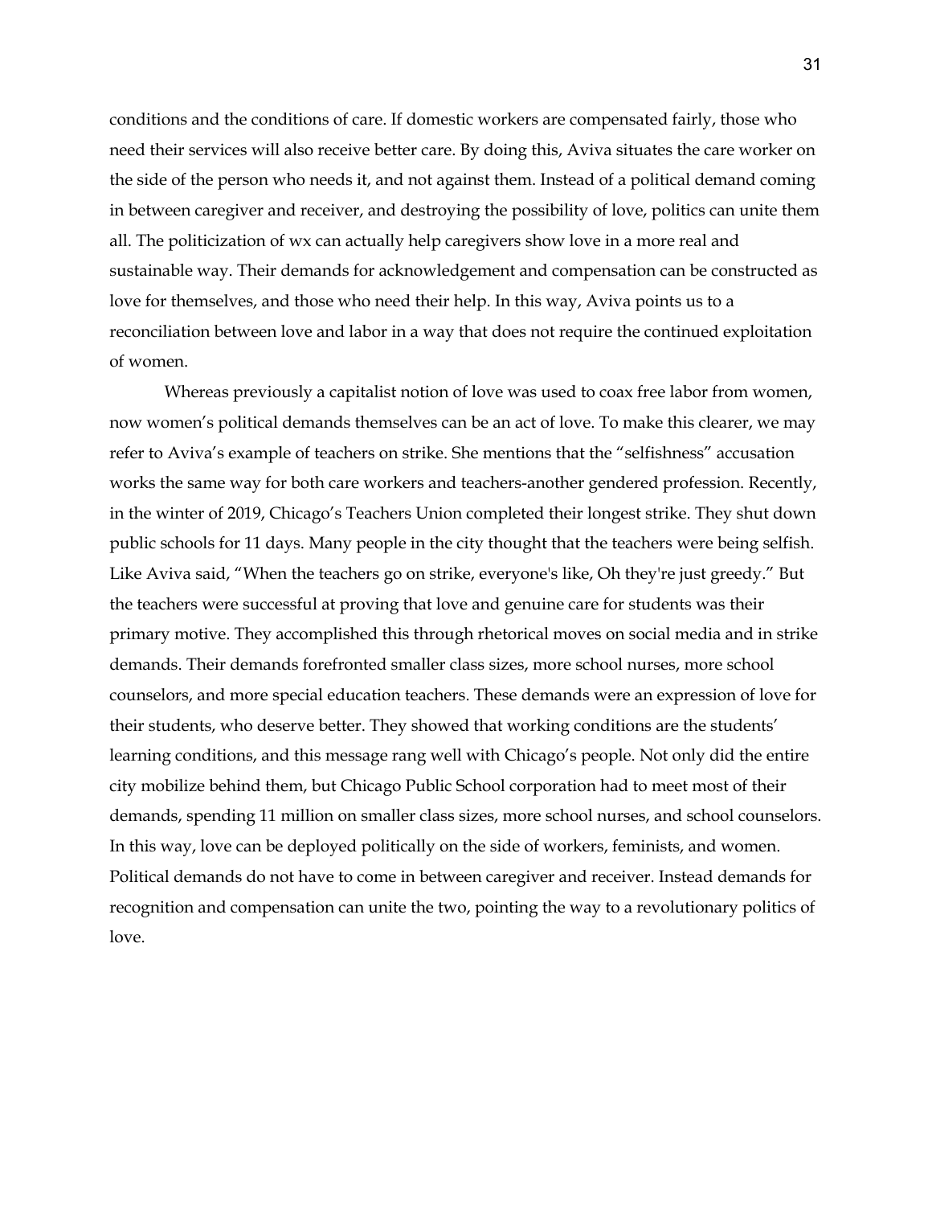conditions and the conditions of care. If domestic workers are compensated fairly, those who need their services will also receive better care. By doing this, Aviva situates the care worker on the side of the person who needs it, and not against them. Instead of a political demand coming in between caregiver and receiver, and destroying the possibility of love, politics can unite them all. The politicization of wx can actually help caregivers show love in a more real and sustainable way. Their demands for acknowledgement and compensation can be constructed as love for themselves, and those who need their help. In this way, Aviva points us to a reconciliation between love and labor in a way that does not require the continued exploitation of women.

Whereas previously a capitalist notion of love was used to coax free labor from women, now women's political demands themselves can be an act of love. To make this clearer, we may refer to Aviva's example of teachers on strike. She mentions that the "selfishness" accusation works the same way for both care workers and teachers-another gendered profession. Recently, in the winter of 2019, Chicago's Teachers Union completed their longest strike. They shut down public schools for 11 days. Many people in the city thought that the teachers were being selfish. Like Aviva said, "When the teachers go on strike, everyone's like, Oh they're just greedy." But the teachers were successful at proving that love and genuine care for students was their primary motive. They accomplished this through rhetorical moves on social media and in strike demands. Their demands forefronted smaller class sizes, more school nurses, more school counselors, and more special education teachers. These demands were an expression of love for their students, who deserve better. They showed that working conditions are the students' learning conditions, and this message rang well with Chicago's people. Not only did the entire city mobilize behind them, but Chicago Public School corporation had to meet most of their demands, spending 11 million on smaller class sizes, more school nurses, and school counselors. In this way, love can be deployed politically on the side of workers, feminists, and women. Political demands do not have to come in between caregiver and receiver. Instead demands for recognition and compensation can unite the two, pointing the way to a revolutionary politics of love.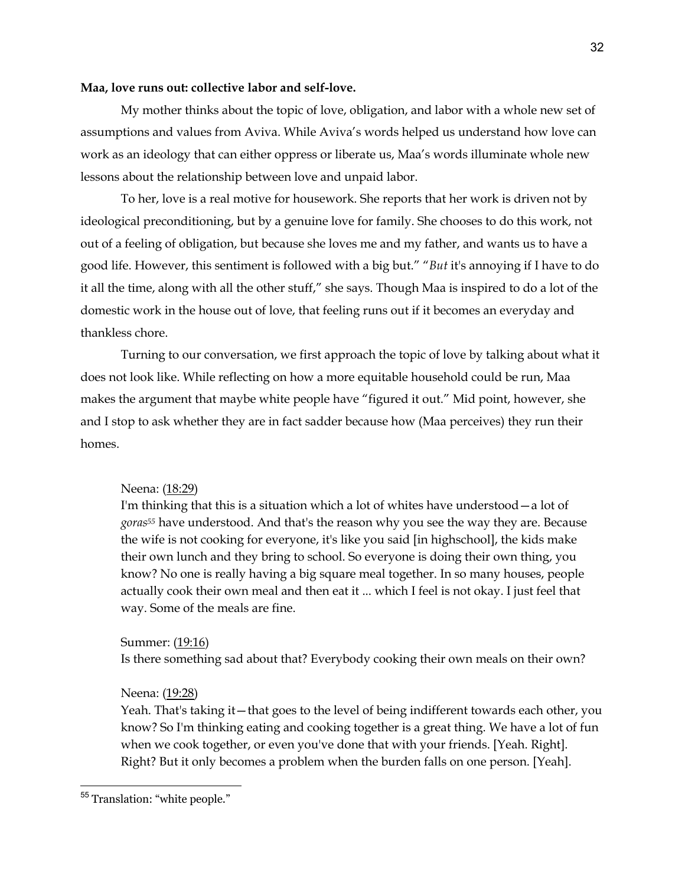**Maa, love runs out: collective labor and self-love.**

My mother thinks about the topic of love, obligation, and labor with a whole new set of assumptions and values from Aviva. While Aviva's words helped us understand how love can work as an ideology that can either oppress or liberate us, Maa's words illuminate whole new lessons about the relationship between love and unpaid labor.

To her, love is a real motive for housework. She reports that her work is driven not by ideological preconditioning, but by a genuine love for family. She chooses to do this work, not out of a feeling of obligation, but because she loves me and my father, and wants us to have a good life. However, this sentiment is followed with a big but." "*But* it's annoying if I have to do it all the time, along with all the other stuff," she says. Though Maa is inspired to do a lot of the domestic work in the house out of love, that feeling runs out if it becomes an everyday and thankless chore.

Turning to our conversation, we first approach the topic of love by talking about what it does not look like. While reflecting on how a more equitable household could be run, Maa makes the argument that maybe white people have "figured it out." Mid point, however, she and I stop to ask whether they are in fact sadder because how (Maa perceives) they run their homes.

> Neena: (18:29)
> I'm thinking that this is a situation which a lot of whites have understood—a lot of *goras*[55] have understood. And that's the reason why you see the way they are. Because the wife is not cooking for everyone, it's like you said [in highschool], the kids make their own lunch and they bring to school. So everyone is doing their own thing, you know? No one is really having a big square meal together. In so many houses, people actually cook their own meal and then eat it ... which I feel is not okay. I just feel that way. Some of the meals are fine.
>
> Summer: (19:16)
> Is there something sad about that? Everybody cooking their own meals on their own?
>
> Neena: (19:28)
> Yeah. That's taking it—that goes to the level of being indifferent towards each other, you know? So I'm thinking eating and cooking together is a great thing. We have a lot of fun when we cook together, or even you've done that with your friends. [Yeah. Right]. Right? But it only becomes a problem when the burden falls on one person. [Yeah].

---

[55] Translation: "white people."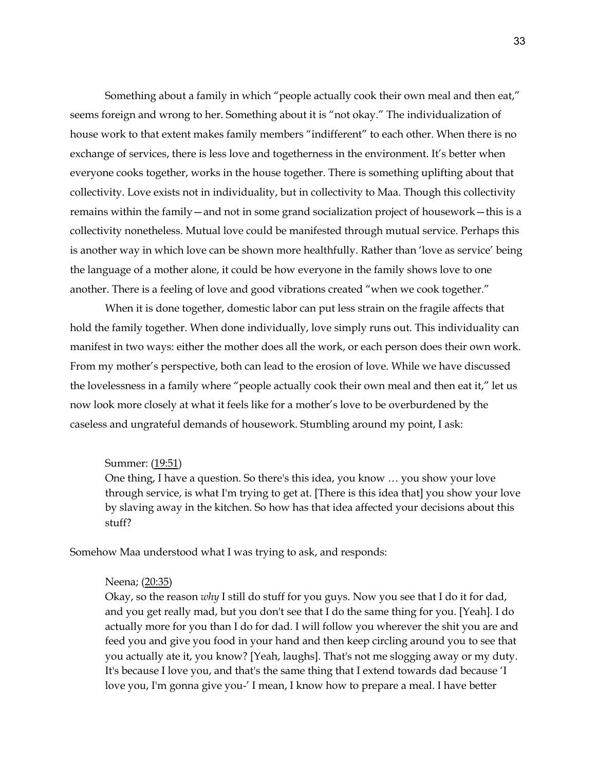Something about a family in which "people actually cook their own meal and then eat," seems foreign and wrong to her. Something about it is "not okay." The individualization of house work to that extent makes family members "indifferent" to each other. When there is no exchange of services, there is less love and togetherness in the environment. It's better when everyone cooks together, works in the house together. There is something uplifting about that collectivity. Love exists not in individuality, but in collectivity to Maa. Though this collectivity remains within the family—and not in some grand socialization project of housework—this is a collectivity nonetheless. Mutual love could be manifested through mutual service. Perhaps this is another way in which love can be shown more healthfully. Rather than 'love as service' being the language of a mother alone, it could be how everyone in the family shows love to one another. There is a feeling of love and good vibrations created "when we cook together."

When it is done together, domestic labor can put less strain on the fragile affects that hold the family together. When done individually, love simply runs out. This individuality can manifest in two ways: either the mother does all the work, or each person does their own work. From my mother's perspective, both can lead to the erosion of love. While we have discussed the lovelessness in a family where "people actually cook their own meal and then eat it," let us now look more closely at what it feels like for a mother's love to be overburdened by the caseless and ungrateful demands of housework. Stumbling around my point, I ask:

> Summer: (19:51)
> One thing, I have a question. So there's this idea, you know … you show your love through service, is what I'm trying to get at. [There is this idea that] you show your love by slaving away in the kitchen. So how has that idea affected your decisions about this stuff?

Somehow Maa understood what I was trying to ask, and responds:

> Neena; (20:35)
> Okay, so the reason *why* I still do stuff for you guys. Now you see that I do it for dad, and you get really mad, but you don't see that I do the same thing for you. [Yeah]. I do actually more for you than I do for dad. I will follow you wherever the shit you are and feed you and give you food in your hand and then keep circling around you to see that you actually ate it, you know? [Yeah, laughs]. That's not me slogging away or my duty. It's because I love you, and that's the same thing that I extend towards dad because 'I love you, I'm gonna give you-' I mean, I know how to prepare a meal. I have better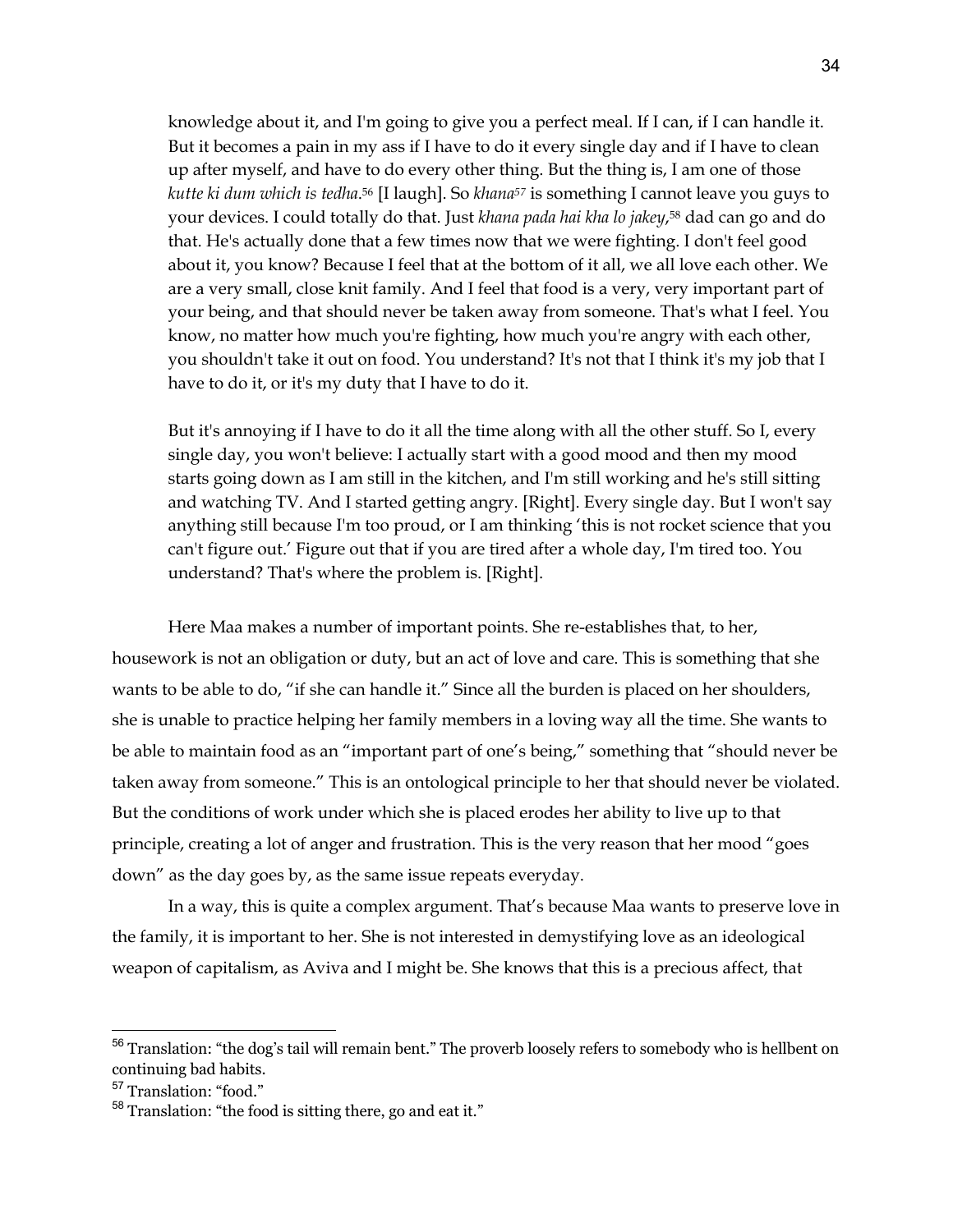> knowledge about it, and I'm going to give you a perfect meal. If I can, if I can handle it. But it becomes a pain in my ass if I have to do it every single day and if I have to clean up after myself, and have to do every other thing. But the thing is, I am one of those *kutte ki dum which is tedha*.[56] [I laugh]. So *khana*[57] is something I cannot leave you guys to your devices. I could totally do that. Just *khana pada hai kha lo jakey*,[58] dad can go and do that. He's actually done that a few times now that we were fighting. I don't feel good about it, you know? Because I feel that at the bottom of it all, we all love each other. We are a very small, close knit family. And I feel that food is a very, very important part of your being, and that should never be taken away from someone. That's what I feel. You know, no matter how much you're fighting, how much you're angry with each other, you shouldn't take it out on food. You understand? It's not that I think it's my job that I have to do it, or it's my duty that I have to do it.
>
> But it's annoying if I have to do it all the time along with all the other stuff. So I, every single day, you won't believe: I actually start with a good mood and then my mood starts going down as I am still in the kitchen, and I'm still working and he's still sitting and watching TV. And I started getting angry. [Right]. Every single day. But I won't say anything still because I'm too proud, or I am thinking 'this is not rocket science that you can't figure out.' Figure out that if you are tired after a whole day, I'm tired too. You understand? That's where the problem is. [Right].

Here Maa makes a number of important points. She re-establishes that, to her, housework is not an obligation or duty, but an act of love and care. This is something that she wants to be able to do, "if she can handle it." Since all the burden is placed on her shoulders, she is unable to practice helping her family members in a loving way all the time. She wants to be able to maintain food as an "important part of one's being," something that "should never be taken away from someone." This is an ontological principle to her that should never be violated. But the conditions of work under which she is placed erodes her ability to live up to that principle, creating a lot of anger and frustration. This is the very reason that her mood "goes down" as the day goes by, as the same issue repeats everyday.

In a way, this is quite a complex argument. That's because Maa wants to preserve love in the family, it is important to her. She is not interested in demystifying love as an ideological weapon of capitalism, as Aviva and I might be. She knows that this is a precious affect, that

---

[56] Translation: "the dog's tail will remain bent." The proverb loosely refers to somebody who is hellbent on continuing bad habits.

[57] Translation: "food."

[58] Translation: "the food is sitting there, go and eat it."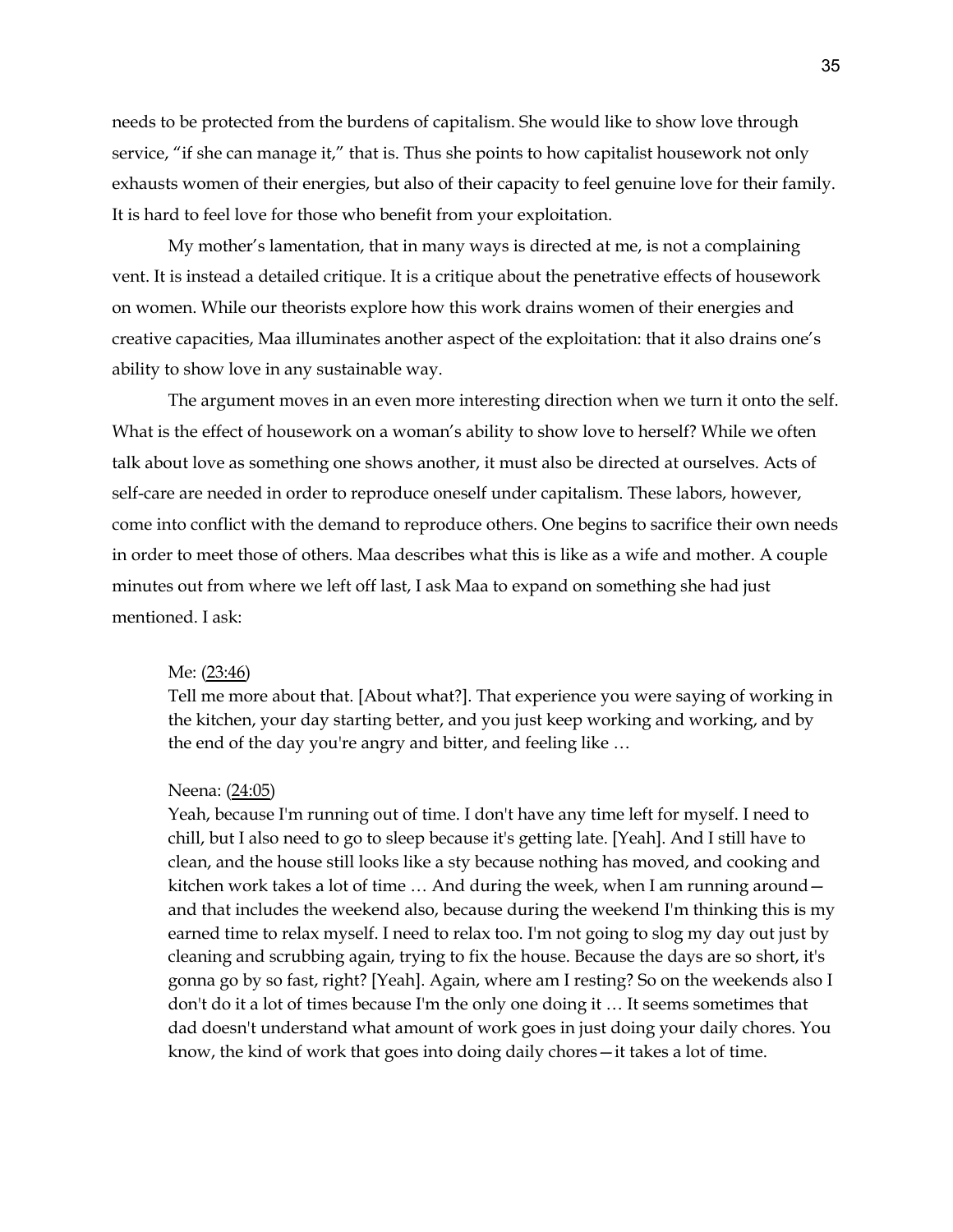needs to be protected from the burdens of capitalism. She would like to show love through service, "if she can manage it," that is. Thus she points to how capitalist housework not only exhausts women of their energies, but also of their capacity to feel genuine love for their family. It is hard to feel love for those who benefit from your exploitation.

My mother's lamentation, that in many ways is directed at me, is not a complaining vent. It is instead a detailed critique. It is a critique about the penetrative effects of housework on women. While our theorists explore how this work drains women of their energies and creative capacities, Maa illuminates another aspect of the exploitation: that it also drains one's ability to show love in any sustainable way.

The argument moves in an even more interesting direction when we turn it onto the self. What is the effect of housework on a woman's ability to show love to herself? While we often talk about love as something one shows another, it must also be directed at ourselves. Acts of self-care are needed in order to reproduce oneself under capitalism. These labors, however, come into conflict with the demand to reproduce others. One begins to sacrifice their own needs in order to meet those of others. Maa describes what this is like as a wife and mother. A couple minutes out from where we left off last, I ask Maa to expand on something she had just mentioned. I ask:

> Me: (23:46)
> Tell me more about that. [About what?]. That experience you were saying of working in the kitchen, your day starting better, and you just keep working and working, and by the end of the day you're angry and bitter, and feeling like …
>
> Neena: (24:05)
> Yeah, because I'm running out of time. I don't have any time left for myself. I need to chill, but I also need to go to sleep because it's getting late. [Yeah]. And I still have to clean, and the house still looks like a sty because nothing has moved, and cooking and kitchen work takes a lot of time … And during the week, when I am running around—and that includes the weekend also, because during the weekend I'm thinking this is my earned time to relax myself. I need to relax too. I'm not going to slog my day out just by cleaning and scrubbing again, trying to fix the house. Because the days are so short, it's gonna go by so fast, right? [Yeah]. Again, where am I resting? So on the weekends also I don't do it a lot of times because I'm the only one doing it … It seems sometimes that dad doesn't understand what amount of work goes in just doing your daily chores. You know, the kind of work that goes into doing daily chores—it takes a lot of time.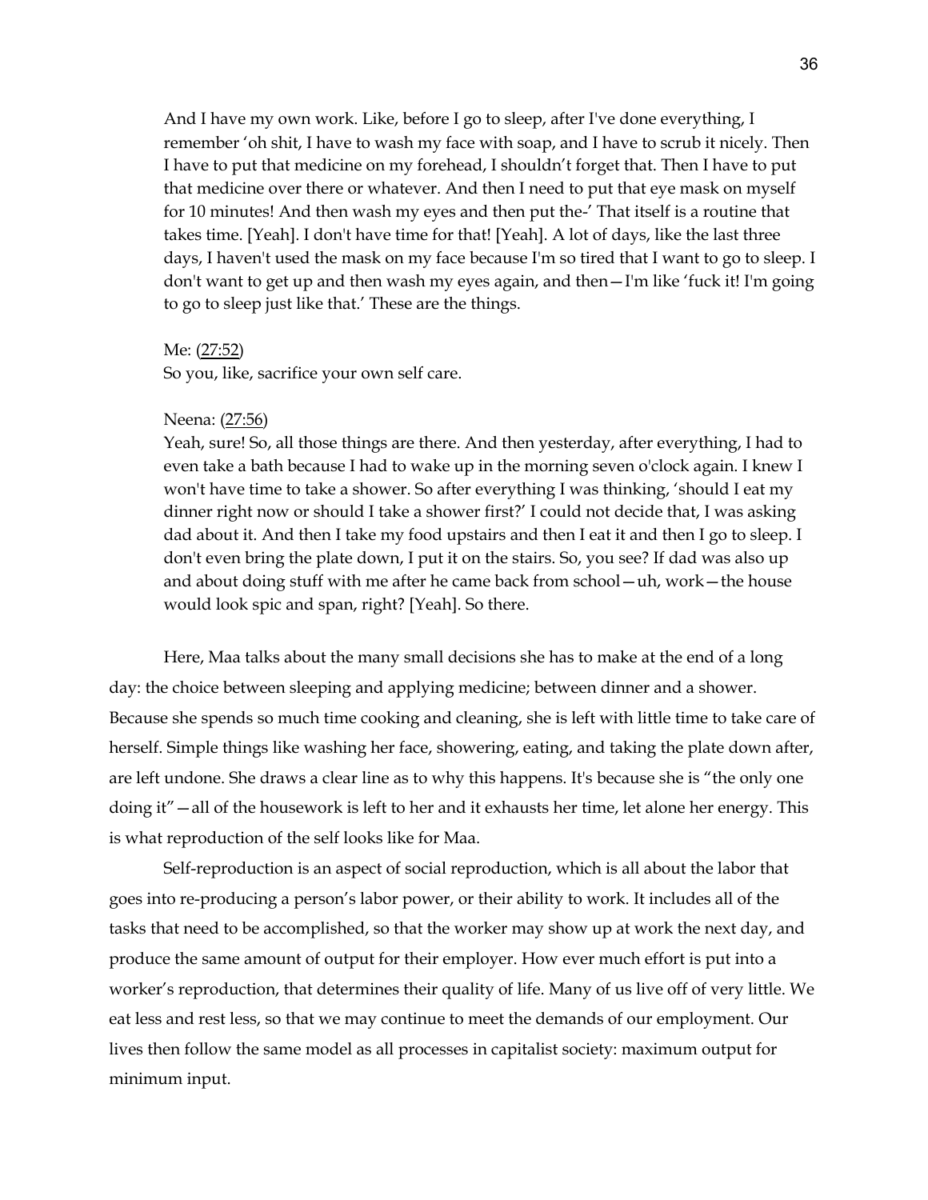And I have my own work. Like, before I go to sleep, after I've done everything, I remember 'oh shit, I have to wash my face with soap, and I have to scrub it nicely. Then I have to put that medicine on my forehead, I shouldn't forget that. Then I have to put that medicine over there or whatever. And then I need to put that eye mask on myself for 10 minutes! And then wash my eyes and then put the-' That itself is a routine that takes time. [Yeah]. I don't have time for that! [Yeah]. A lot of days, like the last three days, I haven't used the mask on my face because I'm so tired that I want to go to sleep. I don't want to get up and then wash my eyes again, and then—I'm like 'fuck it! I'm going to go to sleep just like that.' These are the things.

Me: (27:52)
So you, like, sacrifice your own self care.

Neena: (27:56)
Yeah, sure! So, all those things are there. And then yesterday, after everything, I had to even take a bath because I had to wake up in the morning seven o'clock again. I knew I won't have time to take a shower. So after everything I was thinking, 'should I eat my dinner right now or should I take a shower first?' I could not decide that, I was asking dad about it. And then I take my food upstairs and then I eat it and then I go to sleep. I don't even bring the plate down, I put it on the stairs. So, you see? If dad was also up and about doing stuff with me after he came back from school—uh, work—the house would look spic and span, right? [Yeah]. So there.

Here, Maa talks about the many small decisions she has to make at the end of a long day: the choice between sleeping and applying medicine; between dinner and a shower. Because she spends so much time cooking and cleaning, she is left with little time to take care of herself. Simple things like washing her face, showering, eating, and taking the plate down after, are left undone. She draws a clear line as to why this happens. It's because she is "the only one doing it"—all of the housework is left to her and it exhausts her time, let alone her energy. This is what reproduction of the self looks like for Maa.

Self-reproduction is an aspect of social reproduction, which is all about the labor that goes into re-producing a person's labor power, or their ability to work. It includes all of the tasks that need to be accomplished, so that the worker may show up at work the next day, and produce the same amount of output for their employer. How ever much effort is put into a worker's reproduction, that determines their quality of life. Many of us live off of very little. We eat less and rest less, so that we may continue to meet the demands of our employment. Our lives then follow the same model as all processes in capitalist society: maximum output for minimum input.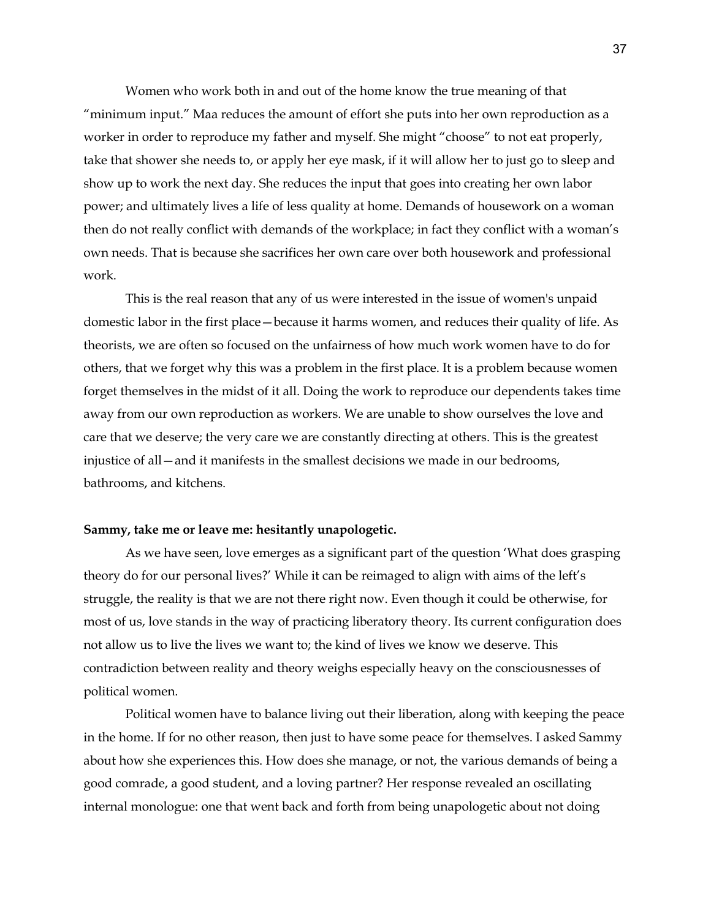Women who work both in and out of the home know the true meaning of that "minimum input." Maa reduces the amount of effort she puts into her own reproduction as a worker in order to reproduce my father and myself. She might "choose" to not eat properly, take that shower she needs to, or apply her eye mask, if it will allow her to just go to sleep and show up to work the next day. She reduces the input that goes into creating her own labor power; and ultimately lives a life of less quality at home. Demands of housework on a woman then do not really conflict with demands of the workplace; in fact they conflict with a woman's own needs. That is because she sacrifices her own care over both housework and professional work.

This is the real reason that any of us were interested in the issue of women's unpaid domestic labor in the first place—because it harms women, and reduces their quality of life. As theorists, we are often so focused on the unfairness of how much work women have to do for others, that we forget why this was a problem in the first place. It is a problem because women forget themselves in the midst of it all. Doing the work to reproduce our dependents takes time away from our own reproduction as workers. We are unable to show ourselves the love and care that we deserve; the very care we are constantly directing at others. This is the greatest injustice of all—and it manifests in the smallest decisions we made in our bedrooms, bathrooms, and kitchens.

**Sammy, take me or leave me: hesitantly unapologetic.**

As we have seen, love emerges as a significant part of the question 'What does grasping theory do for our personal lives?' While it can be reimaged to align with aims of the left's struggle, the reality is that we are not there right now. Even though it could be otherwise, for most of us, love stands in the way of practicing liberatory theory. Its current configuration does not allow us to live the lives we want to; the kind of lives we know we deserve. This contradiction between reality and theory weighs especially heavy on the consciousnesses of political women.

Political women have to balance living out their liberation, along with keeping the peace in the home. If for no other reason, then just to have some peace for themselves. I asked Sammy about how she experiences this. How does she manage, or not, the various demands of being a good comrade, a good student, and a loving partner? Her response revealed an oscillating internal monologue: one that went back and forth from being unapologetic about not doing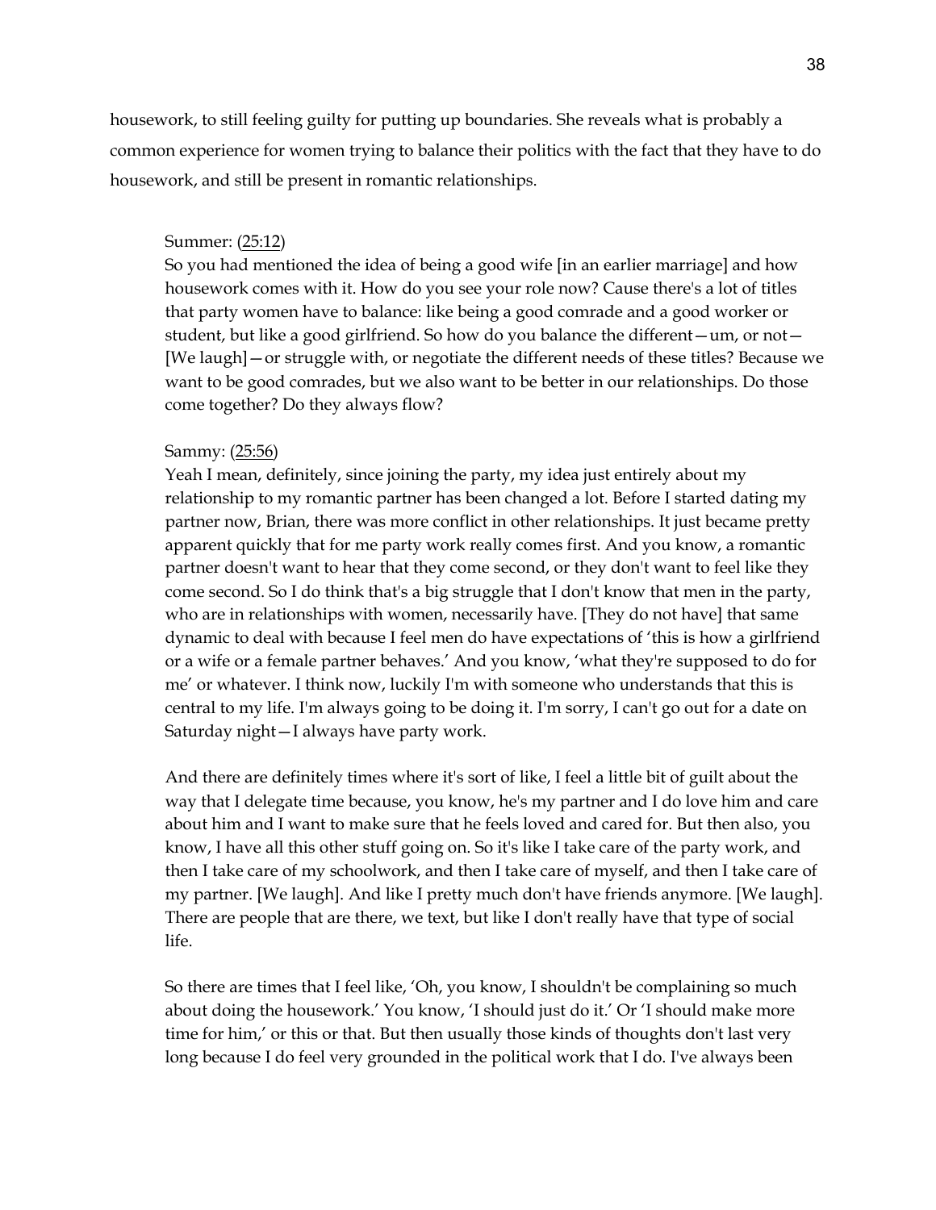housework, to still feeling guilty for putting up boundaries. She reveals what is probably a common experience for women trying to balance their politics with the fact that they have to do housework, and still be present in romantic relationships.

> Summer: (25:12)
> So you had mentioned the idea of being a good wife [in an earlier marriage] and how housework comes with it. How do you see your role now? Cause there's a lot of titles that party women have to balance: like being a good comrade and a good worker or student, but like a good girlfriend. So how do you balance the different—um, or not—[We laugh]—or struggle with, or negotiate the different needs of these titles? Because we want to be good comrades, but we also want to be better in our relationships. Do those come together? Do they always flow?
>
> Sammy: (25:56)
> Yeah I mean, definitely, since joining the party, my idea just entirely about my relationship to my romantic partner has been changed a lot. Before I started dating my partner now, Brian, there was more conflict in other relationships. It just became pretty apparent quickly that for me party work really comes first. And you know, a romantic partner doesn't want to hear that they come second, or they don't want to feel like they come second. So I do think that's a big struggle that I don't know that men in the party, who are in relationships with women, necessarily have. [They do not have] that same dynamic to deal with because I feel men do have expectations of 'this is how a girlfriend or a wife or a female partner behaves.' And you know, 'what they're supposed to do for me' or whatever. I think now, luckily I'm with someone who understands that this is central to my life. I'm always going to be doing it. I'm sorry, I can't go out for a date on Saturday night—I always have party work.
>
> And there are definitely times where it's sort of like, I feel a little bit of guilt about the way that I delegate time because, you know, he's my partner and I do love him and care about him and I want to make sure that he feels loved and cared for. But then also, you know, I have all this other stuff going on. So it's like I take care of the party work, and then I take care of my schoolwork, and then I take care of myself, and then I take care of my partner. [We laugh]. And like I pretty much don't have friends anymore. [We laugh]. There are people that are there, we text, but like I don't really have that type of social life.
>
> So there are times that I feel like, 'Oh, you know, I shouldn't be complaining so much about doing the housework.' You know, 'I should just do it.' Or 'I should make more time for him,' or this or that. But then usually those kinds of thoughts don't last very long because I do feel very grounded in the political work that I do. I've always been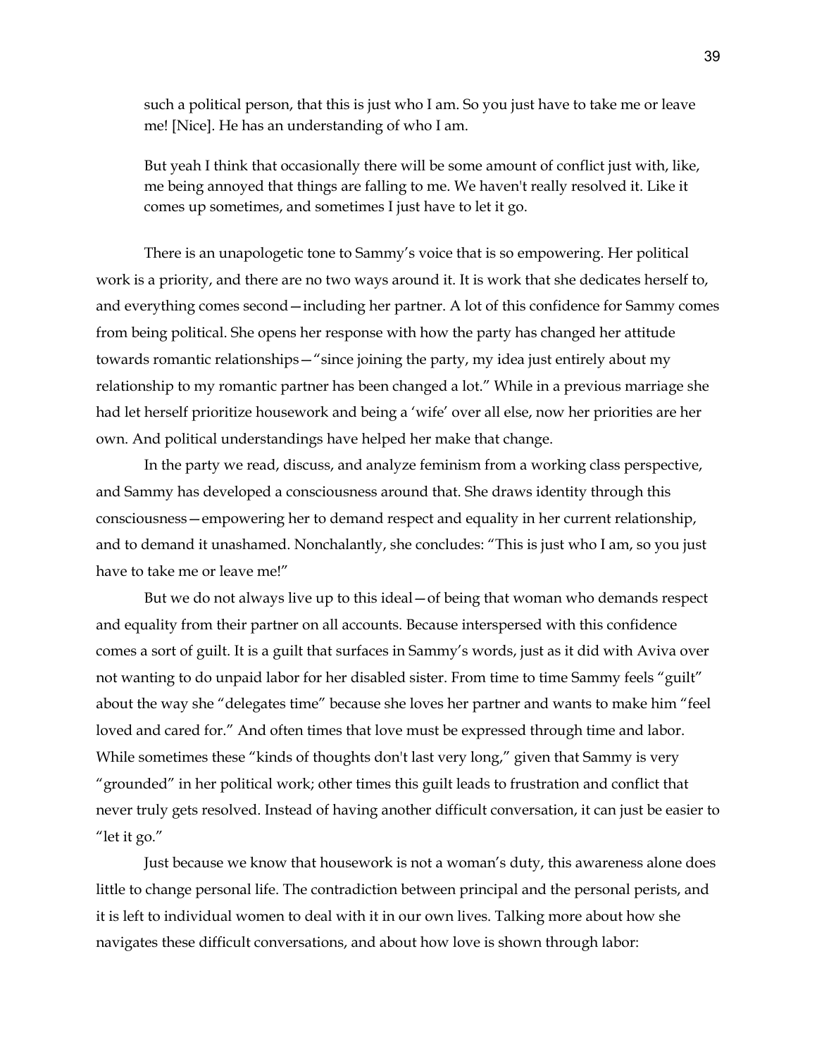> such a political person, that this is just who I am. So you just have to take me or leave me! [Nice]. He has an understanding of who I am.
>
> But yeah I think that occasionally there will be some amount of conflict just with, like, me being annoyed that things are falling to me. We haven't really resolved it. Like it comes up sometimes, and sometimes I just have to let it go.

There is an unapologetic tone to Sammy's voice that is so empowering. Her political work is a priority, and there are no two ways around it. It is work that she dedicates herself to, and everything comes second—including her partner. A lot of this confidence for Sammy comes from being political. She opens her response with how the party has changed her attitude towards romantic relationships—"since joining the party, my idea just entirely about my relationship to my romantic partner has been changed a lot." While in a previous marriage she had let herself prioritize housework and being a 'wife' over all else, now her priorities are her own. And political understandings have helped her make that change.

In the party we read, discuss, and analyze feminism from a working class perspective, and Sammy has developed a consciousness around that. She draws identity through this consciousness—empowering her to demand respect and equality in her current relationship, and to demand it unashamed. Nonchalantly, she concludes: "This is just who I am, so you just have to take me or leave me!"

But we do not always live up to this ideal—of being that woman who demands respect and equality from their partner on all accounts. Because interspersed with this confidence comes a sort of guilt. It is a guilt that surfaces in Sammy's words, just as it did with Aviva over not wanting to do unpaid labor for her disabled sister. From time to time Sammy feels "guilt" about the way she "delegates time" because she loves her partner and wants to make him "feel loved and cared for." And often times that love must be expressed through time and labor. While sometimes these "kinds of thoughts don't last very long," given that Sammy is very "grounded" in her political work; other times this guilt leads to frustration and conflict that never truly gets resolved. Instead of having another difficult conversation, it can just be easier to "let it go."

Just because we know that housework is not a woman's duty, this awareness alone does little to change personal life. The contradiction between principal and the personal perists, and it is left to individual women to deal with it in our own lives. Talking more about how she navigates these difficult conversations, and about how love is shown through labor: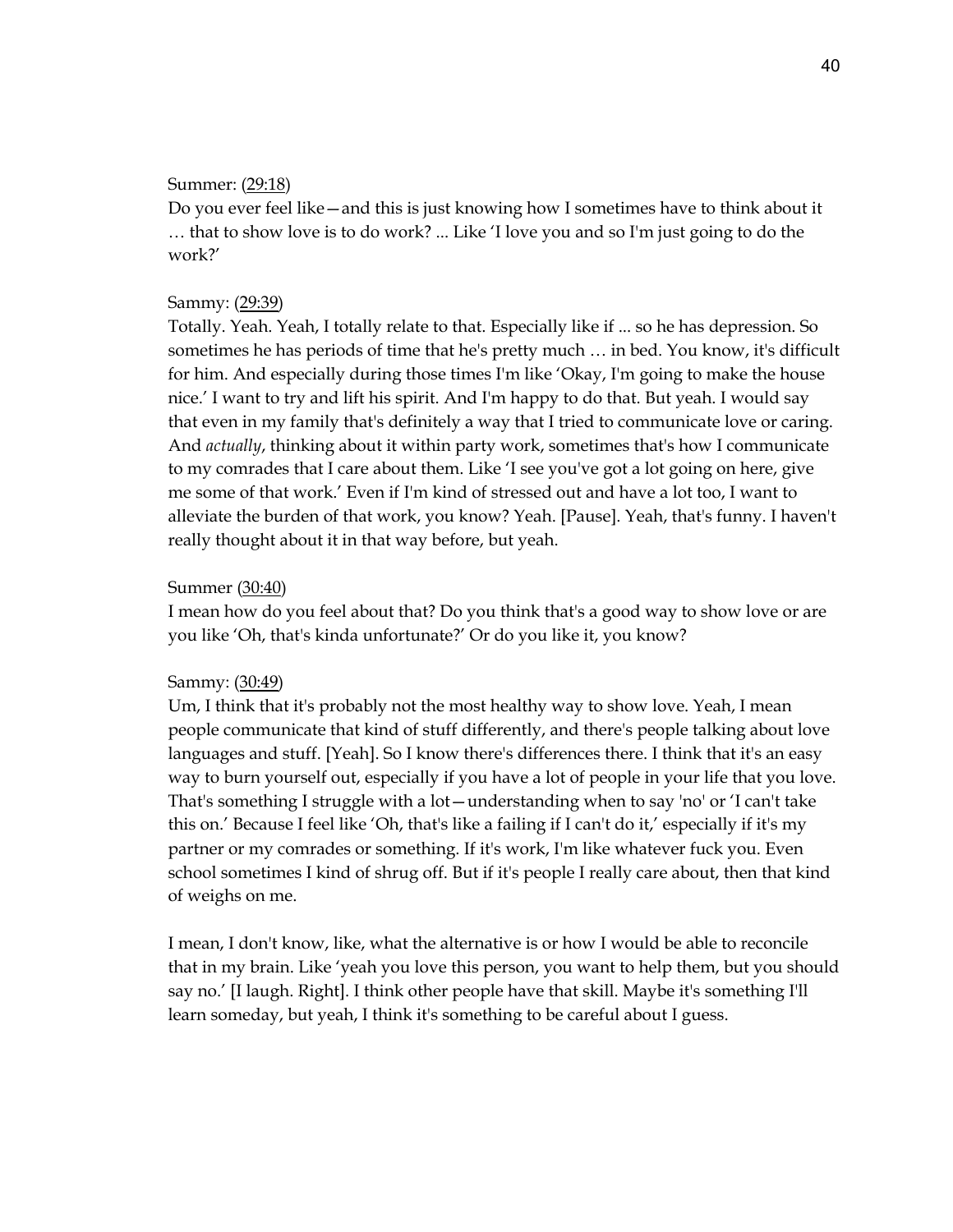Summer: (29:18)
Do you ever feel like—and this is just knowing how I sometimes have to think about it … that to show love is to do work? ... Like 'I love you and so I'm just going to do the work?'

Sammy: (29:39)
Totally. Yeah. Yeah, I totally relate to that. Especially like if ... so he has depression. So sometimes he has periods of time that he's pretty much … in bed. You know, it's difficult for him. And especially during those times I'm like 'Okay, I'm going to make the house nice.' I want to try and lift his spirit. And I'm happy to do that. But yeah. I would say that even in my family that's definitely a way that I tried to communicate love or caring. And *actually*, thinking about it within party work, sometimes that's how I communicate to my comrades that I care about them. Like 'I see you've got a lot going on here, give me some of that work.' Even if I'm kind of stressed out and have a lot too, I want to alleviate the burden of that work, you know? Yeah. [Pause]. Yeah, that's funny. I haven't really thought about it in that way before, but yeah.

Summer (30:40)
I mean how do you feel about that? Do you think that's a good way to show love or are you like 'Oh, that's kinda unfortunate?' Or do you like it, you know?

Sammy: (30:49)
Um, I think that it's probably not the most healthy way to show love. Yeah, I mean people communicate that kind of stuff differently, and there's people talking about love languages and stuff. [Yeah]. So I know there's differences there. I think that it's an easy way to burn yourself out, especially if you have a lot of people in your life that you love. That's something I struggle with a lot—understanding when to say 'no' or 'I can't take this on.' Because I feel like 'Oh, that's like a failing if I can't do it,' especially if it's my partner or my comrades or something. If it's work, I'm like whatever fuck you. Even school sometimes I kind of shrug off. But if it's people I really care about, then that kind of weighs on me.

I mean, I don't know, like, what the alternative is or how I would be able to reconcile that in my brain. Like 'yeah you love this person, you want to help them, but you should say no.' [I laugh. Right]. I think other people have that skill. Maybe it's something I'll learn someday, but yeah, I think it's something to be careful about I guess.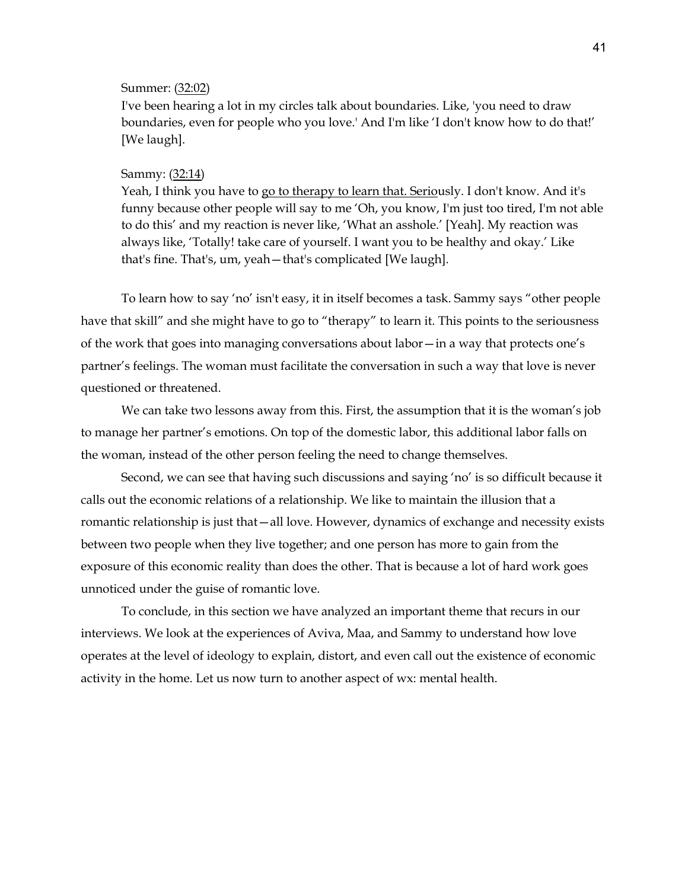Summer: (32:02)
I've been hearing a lot in my circles talk about boundaries. Like, 'you need to draw boundaries, even for people who you love.' And I'm like 'I don't know how to do that!' [We laugh].

Sammy: (32:14)
Yeah, I think you have to go to therapy to learn that. Seriously. I don't know. And it's funny because other people will say to me 'Oh, you know, I'm just too tired, I'm not able to do this' and my reaction is never like, 'What an asshole.' [Yeah]. My reaction was always like, 'Totally! take care of yourself. I want you to be healthy and okay.' Like that's fine. That's, um, yeah—that's complicated [We laugh].

To learn how to say 'no' isn't easy, it in itself becomes a task. Sammy says "other people have that skill" and she might have to go to "therapy" to learn it. This points to the seriousness of the work that goes into managing conversations about labor—in a way that protects one's partner's feelings. The woman must facilitate the conversation in such a way that love is never questioned or threatened.

We can take two lessons away from this. First, the assumption that it is the woman's job to manage her partner's emotions. On top of the domestic labor, this additional labor falls on the woman, instead of the other person feeling the need to change themselves.

Second, we can see that having such discussions and saying 'no' is so difficult because it calls out the economic relations of a relationship. We like to maintain the illusion that a romantic relationship is just that—all love. However, dynamics of exchange and necessity exists between two people when they live together; and one person has more to gain from the exposure of this economic reality than does the other. That is because a lot of hard work goes unnoticed under the guise of romantic love.

To conclude, in this section we have analyzed an important theme that recurs in our interviews. We look at the experiences of Aviva, Maa, and Sammy to understand how love operates at the level of ideology to explain, distort, and even call out the existence of economic activity in the home. Let us now turn to another aspect of wx: mental health.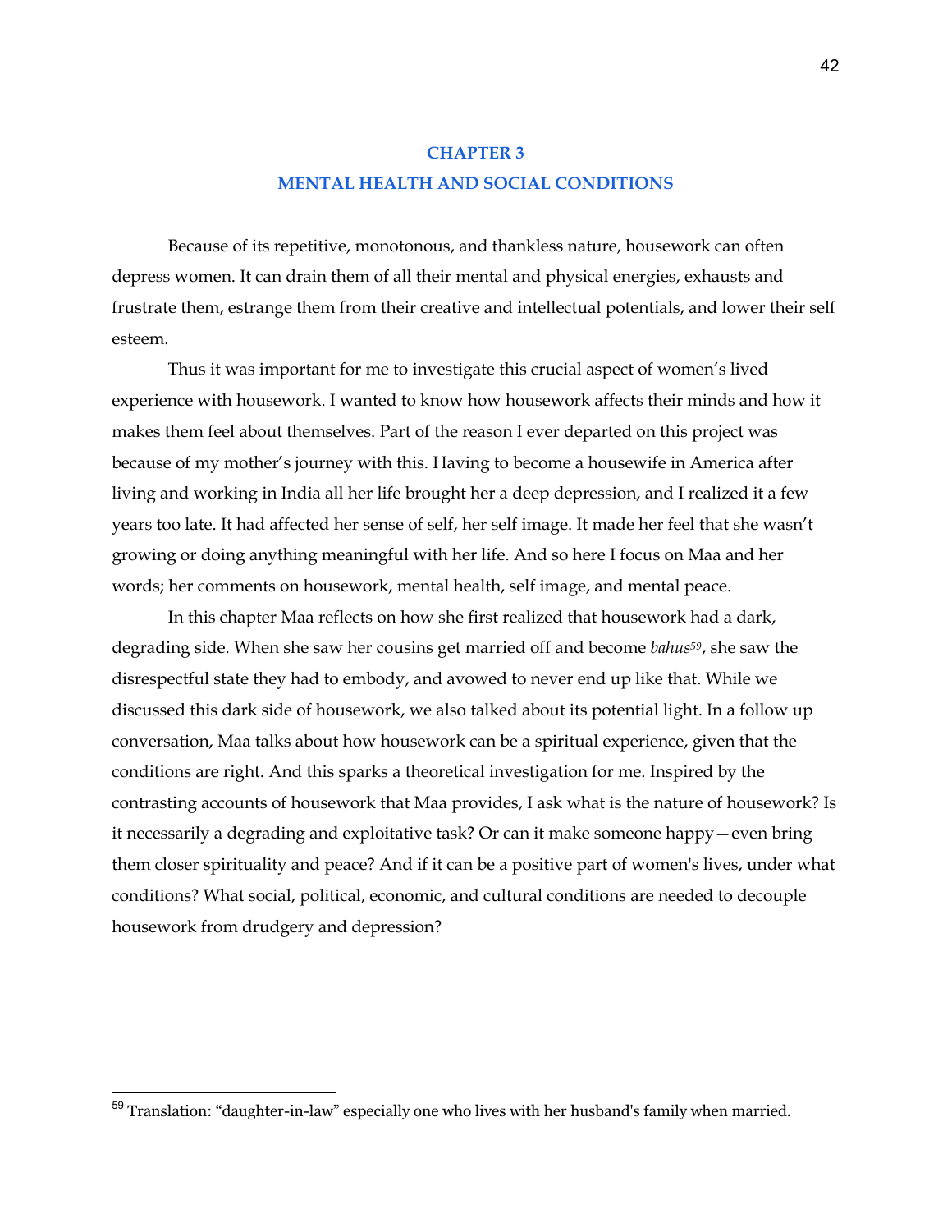# CHAPTER 3
# MENTAL HEALTH AND SOCIAL CONDITIONS

Because of its repetitive, monotonous, and thankless nature, housework can often depress women. It can drain them of all their mental and physical energies, exhausts and frustrate them, estrange them from their creative and intellectual potentials, and lower their self esteem.

Thus it was important for me to investigate this crucial aspect of women's lived experience with housework. I wanted to know how housework affects their minds and how it makes them feel about themselves. Part of the reason I ever departed on this project was because of my mother's journey with this. Having to become a housewife in America after living and working in India all her life brought her a deep depression, and I realized it a few years too late. It had affected her sense of self, her self image. It made her feel that she wasn't growing or doing anything meaningful with her life. And so here I focus on Maa and her words; her comments on housework, mental health, self image, and mental peace.

In this chapter Maa reflects on how she first realized that housework had a dark, degrading side. When she saw her cousins get married off and become *bahus*[59], she saw the disrespectful state they had to embody, and avowed to never end up like that. While we discussed this dark side of housework, we also talked about its potential light. In a follow up conversation, Maa talks about how housework can be a spiritual experience, given that the conditions are right. And this sparks a theoretical investigation for me. Inspired by the contrasting accounts of housework that Maa provides, I ask what is the nature of housework? Is it necessarily a degrading and exploitative task? Or can it make someone happy—even bring them closer spirituality and peace? And if it can be a positive part of women's lives, under what conditions? What social, political, economic, and cultural conditions are needed to decouple housework from drudgery and depression?

[59] Translation: "daughter-in-law" especially one who lives with her husband's family when married.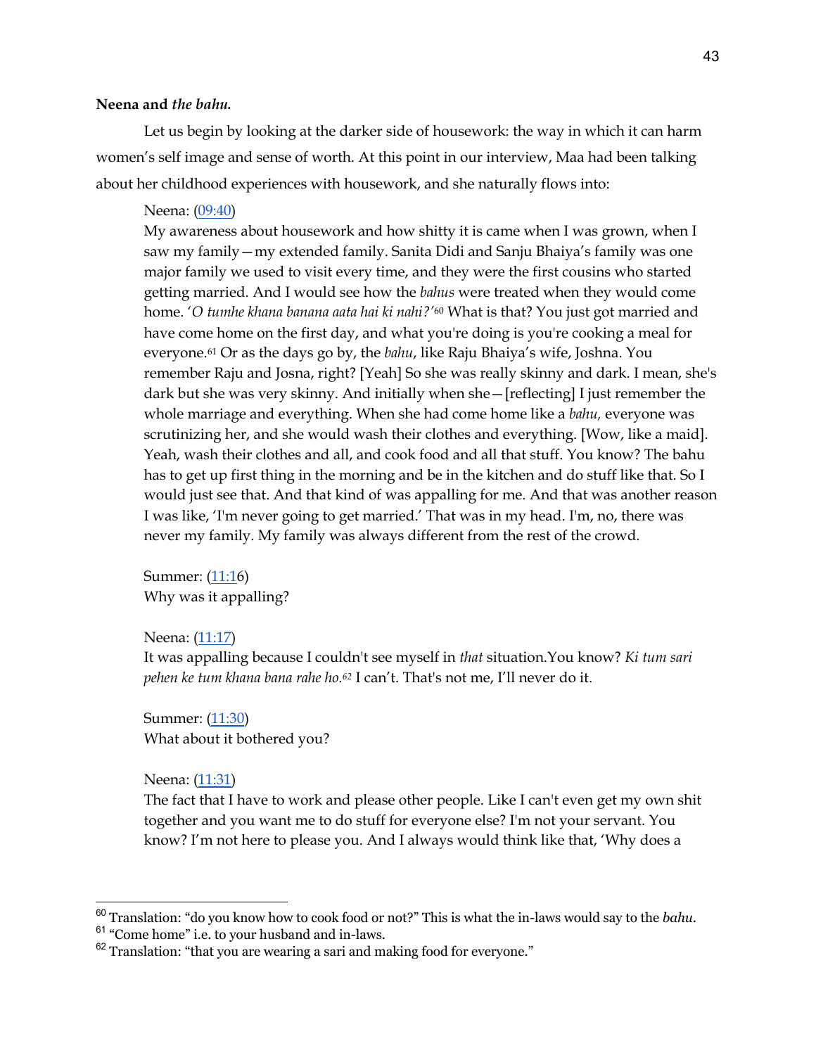**Neena and *the bahu.***

Let us begin by looking at the darker side of housework: the way in which it can harm women's self image and sense of worth. At this point in our interview, Maa had been talking about her childhood experiences with housework, and she naturally flows into:

> Neena: (09:40)
> My awareness about housework and how shitty it is came when I was grown, when I saw my family—my extended family. Sanita Didi and Sanju Bhaiya's family was one major family we used to visit every time, and they were the first cousins who started getting married. And I would see how the *bahus* were treated when they would come home. '*O tumhe khana banana aata hai ki nahi?*'[60] What is that? You just got married and have come home on the first day, and what you're doing is you're cooking a meal for everyone.[61] Or as the days go by, the *bahu*, like Raju Bhaiya's wife, Joshna. You remember Raju and Josna, right? [Yeah] So she was really skinny and dark. I mean, she's dark but she was very skinny. And initially when she—[reflecting] I just remember the whole marriage and everything. When she had come home like a *bahu,* everyone was scrutinizing her, and she would wash their clothes and everything. [Wow, like a maid]. Yeah, wash their clothes and all, and cook food and all that stuff. You know? The bahu has to get up first thing in the morning and be in the kitchen and do stuff like that. So I would just see that. And that kind of was appalling for me. And that was another reason I was like, 'I'm never going to get married.' That was in my head. I'm, no, there was never my family. My family was always different from the rest of the crowd.
>
> Summer: (11:16)
> Why was it appalling?
>
> Neena: (11:17)
> It was appalling because I couldn't see myself in *that* situation.You know? *Ki tum sari pehen ke tum khana bana rahe ho.*[62] I can't. That's not me, I'll never do it.
>
> Summer: (11:30)
> What about it bothered you?
>
> Neena: (11:31)
> The fact that I have to work and please other people. Like I can't even get my own shit together and you want me to do stuff for everyone else? I'm not your servant. You know? I'm not here to please you. And I always would think like that, 'Why does a

[60] Translation: "do you know how to cook food or not?" This is what the in-laws would say to the *bahu*.
[61] "Come home" i.e. to your husband and in-laws.
[62] Translation: "that you are wearing a sari and making food for everyone."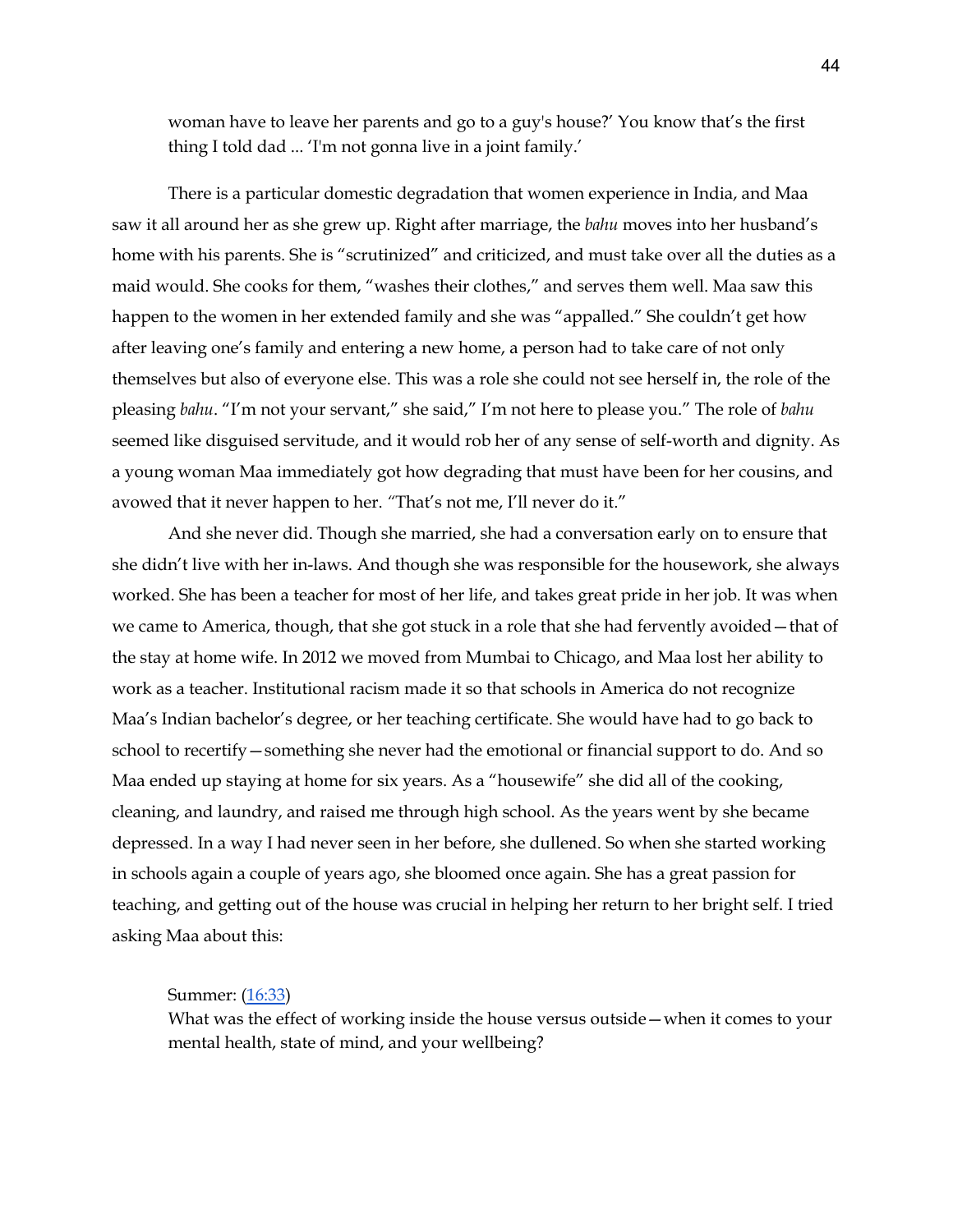woman have to leave her parents and go to a guy's house?' You know that's the first thing I told dad ... 'I'm not gonna live in a joint family.'

There is a particular domestic degradation that women experience in India, and Maa saw it all around her as she grew up. Right after marriage, the *bahu* moves into her husband's home with his parents. She is "scrutinized" and criticized, and must take over all the duties as a maid would. She cooks for them, "washes their clothes," and serves them well. Maa saw this happen to the women in her extended family and she was "appalled." She couldn't get how after leaving one's family and entering a new home, a person had to take care of not only themselves but also of everyone else. This was a role she could not see herself in, the role of the pleasing *bahu*. "I'm not your servant," she said," I'm not here to please you." The role of *bahu* seemed like disguised servitude, and it would rob her of any sense of self-worth and dignity. As a young woman Maa immediately got how degrading that must have been for her cousins, and avowed that it never happen to her. "That's not me, I'll never do it."

And she never did. Though she married, she had a conversation early on to ensure that she didn't live with her in-laws. And though she was responsible for the housework, she always worked. She has been a teacher for most of her life, and takes great pride in her job. It was when we came to America, though, that she got stuck in a role that she had fervently avoided—that of the stay at home wife. In 2012 we moved from Mumbai to Chicago, and Maa lost her ability to work as a teacher. Institutional racism made it so that schools in America do not recognize Maa's Indian bachelor's degree, or her teaching certificate. She would have had to go back to school to recertify—something she never had the emotional or financial support to do. And so Maa ended up staying at home for six years. As a "housewife" she did all of the cooking, cleaning, and laundry, and raised me through high school. As the years went by she became depressed. In a way I had never seen in her before, she dullened. So when she started working in schools again a couple of years ago, she bloomed once again. She has a great passion for teaching, and getting out of the house was crucial in helping her return to her bright self. I tried asking Maa about this:

Summer: (16:33)
What was the effect of working inside the house versus outside—when it comes to your mental health, state of mind, and your wellbeing?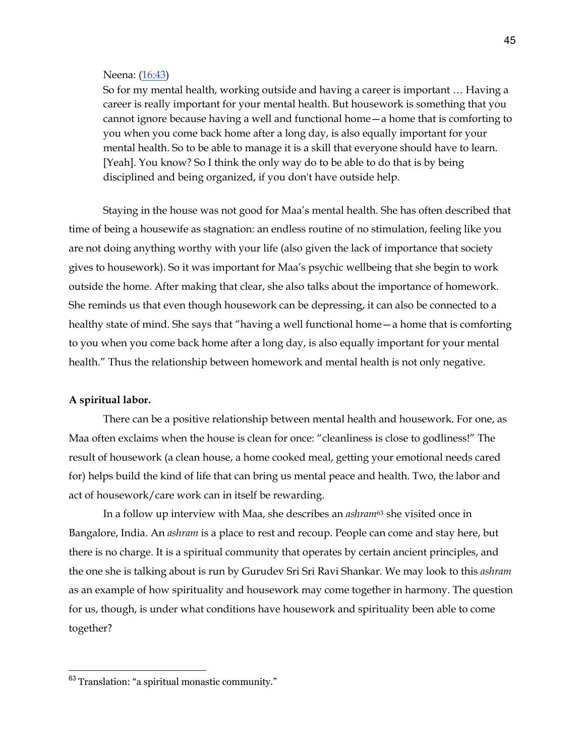Neena: (16:43)

So for my mental health, working outside and having a career is important … Having a career is really important for your mental health. But housework is something that you cannot ignore because having a well and functional home—a home that is comforting to you when you come back home after a long day, is also equally important for your mental health. So to be able to manage it is a skill that everyone should have to learn. [Yeah]. You know? So I think the only way do to be able to do that is by being disciplined and being organized, if you don't have outside help.

Staying in the house was not good for Maa's mental health. She has often described that time of being a housewife as stagnation: an endless routine of no stimulation, feeling like you are not doing anything worthy with your life (also given the lack of importance that society gives to housework). So it was important for Maa's psychic wellbeing that she begin to work outside the home. After making that clear, she also talks about the importance of homework. She reminds us that even though housework can be depressing, it can also be connected to a healthy state of mind. She says that "having a well functional home—a home that is comforting to you when you come back home after a long day, is also equally important for your mental health." Thus the relationship between homework and mental health is not only negative.

**A spiritual labor.**

There can be a positive relationship between mental health and housework. For one, as Maa often exclaims when the house is clean for once: "cleanliness is close to godliness!" The result of housework (a clean house, a home cooked meal, getting your emotional needs cared for) helps build the kind of life that can bring us mental peace and health. Two, the labor and act of housework/care work can in itself be rewarding.

In a follow up interview with Maa, she describes an *ashram*[63] she visited once in Bangalore, India. An *ashram* is a place to rest and recoup. People can come and stay here, but there is no charge. It is a spiritual community that operates by certain ancient principles, and the one she is talking about is run by Gurudev Sri Sri Ravi Shankar. We may look to this *ashram* as an example of how spirituality and housework may come together in harmony. The question for us, though, is under what conditions have housework and spirituality been able to come together?

[63] Translation: "a spiritual monastic community."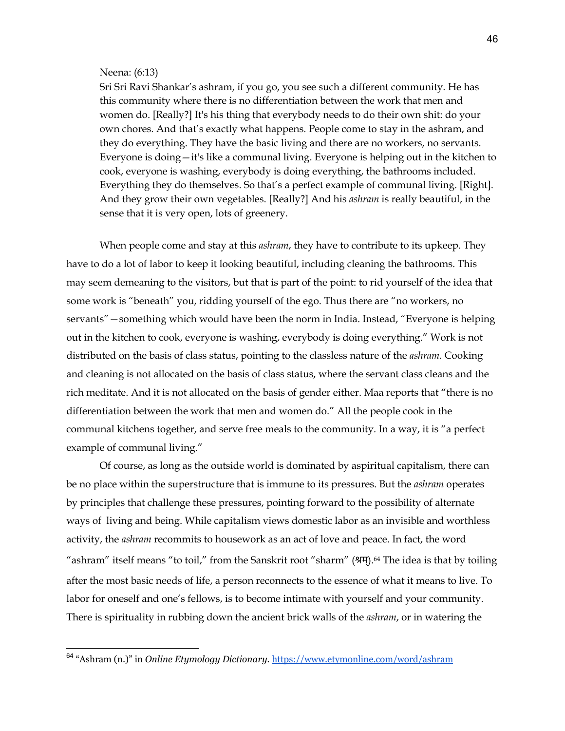Neena: (6:13)
Sri Sri Ravi Shankar's ashram, if you go, you see such a different community. He has this community where there is no differentiation between the work that men and women do. [Really?] It's his thing that everybody needs to do their own shit: do your own chores. And that's exactly what happens. People come to stay in the ashram, and they do everything. They have the basic living and there are no workers, no servants. Everyone is doing—it's like a communal living. Everyone is helping out in the kitchen to cook, everyone is washing, everybody is doing everything, the bathrooms included. Everything they do themselves. So that's a perfect example of communal living. [Right]. And they grow their own vegetables. [Really?] And his *ashram* is really beautiful, in the sense that it is very open, lots of greenery.

When people come and stay at this *ashram*, they have to contribute to its upkeep. They have to do a lot of labor to keep it looking beautiful, including cleaning the bathrooms. This may seem demeaning to the visitors, but that is part of the point: to rid yourself of the idea that some work is "beneath" you, ridding yourself of the ego. Thus there are "no workers, no servants"—something which would have been the norm in India. Instead, "Everyone is helping out in the kitchen to cook, everyone is washing, everybody is doing everything." Work is not distributed on the basis of class status, pointing to the classless nature of the *ashram*. Cooking and cleaning is not allocated on the basis of class status, where the servant class cleans and the rich meditate. And it is not allocated on the basis of gender either. Maa reports that "there is no differentiation between the work that men and women do." All the people cook in the communal kitchens together, and serve free meals to the community. In a way, it is "a perfect example of communal living."

Of course, as long as the outside world is dominated by aspiritual capitalism, there can be no place within the superstructure that is immune to its pressures. But the *ashram* operates by principles that challenge these pressures, pointing forward to the possibility of alternate ways of living and being. While capitalism views domestic labor as an invisible and worthless activity, the *ashram* recommits to housework as an act of love and peace. In fact, the word "ashram" itself means "to toil," from the Sanskrit root "sharm" (श्रम).[64] The idea is that by toiling after the most basic needs of life, a person reconnects to the essence of what it means to live. To labor for oneself and one's fellows, is to become intimate with yourself and your community. There is spirituality in rubbing down the ancient brick walls of the *ashram*, or in watering the

[64] "Ashram (n.)" in *Online Etymology Dictionary*. https://www.etymonline.com/word/ashram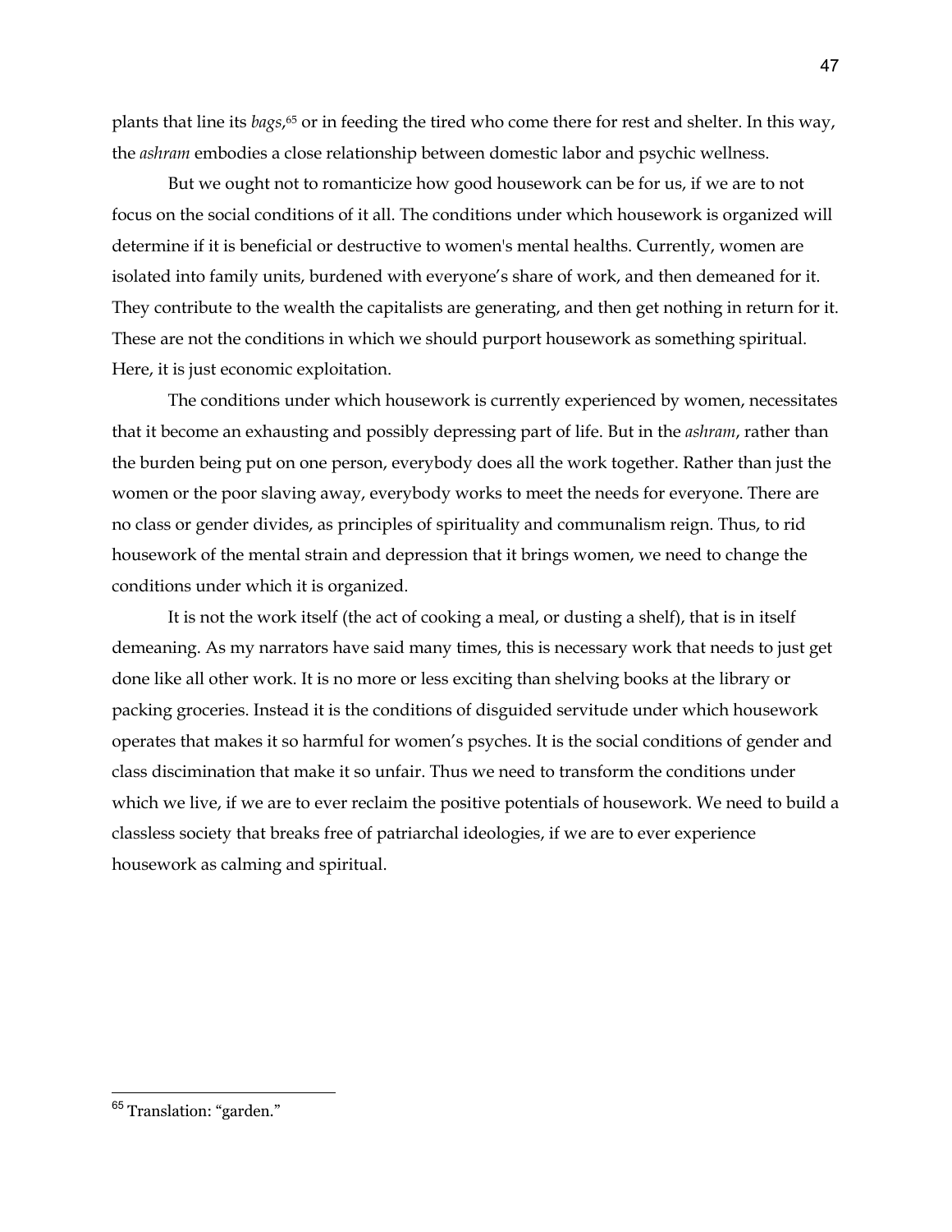plants that line its *bags*,[65] or in feeding the tired who come there for rest and shelter. In this way, the *ashram* embodies a close relationship between domestic labor and psychic wellness.

But we ought not to romanticize how good housework can be for us, if we are to not focus on the social conditions of it all. The conditions under which housework is organized will determine if it is beneficial or destructive to women's mental healths. Currently, women are isolated into family units, burdened with everyone's share of work, and then demeaned for it. They contribute to the wealth the capitalists are generating, and then get nothing in return for it. These are not the conditions in which we should purport housework as something spiritual. Here, it is just economic exploitation.

The conditions under which housework is currently experienced by women, necessitates that it become an exhausting and possibly depressing part of life. But in the *ashram*, rather than the burden being put on one person, everybody does all the work together. Rather than just the women or the poor slaving away, everybody works to meet the needs for everyone. There are no class or gender divides, as principles of spirituality and communalism reign. Thus, to rid housework of the mental strain and depression that it brings women, we need to change the conditions under which it is organized.

It is not the work itself (the act of cooking a meal, or dusting a shelf), that is in itself demeaning. As my narrators have said many times, this is necessary work that needs to just get done like all other work. It is no more or less exciting than shelving books at the library or packing groceries. Instead it is the conditions of disguided servitude under which housework operates that makes it so harmful for women's psyches. It is the social conditions of gender and class discimination that make it so unfair. Thus we need to transform the conditions under which we live, if we are to ever reclaim the positive potentials of housework. We need to build a classless society that breaks free of patriarchal ideologies, if we are to ever experience housework as calming and spiritual.

---

[65] Translation: "garden."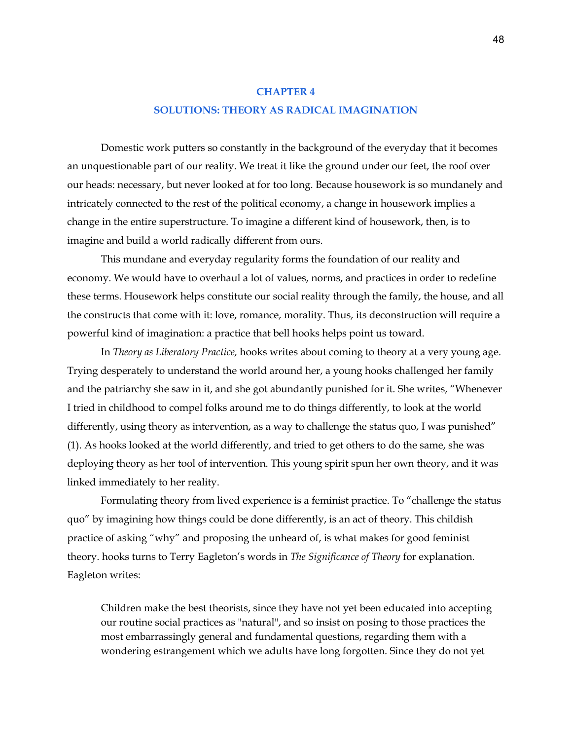# CHAPTER 4

# SOLUTIONS: THEORY AS RADICAL IMAGINATION

Domestic work putters so constantly in the background of the everyday that it becomes an unquestionable part of our reality. We treat it like the ground under our feet, the roof over our heads: necessary, but never looked at for too long. Because housework is so mundanely and intricately connected to the rest of the political economy, a change in housework implies a change in the entire superstructure. To imagine a different kind of housework, then, is to imagine and build a world radically different from ours.

This mundane and everyday regularity forms the foundation of our reality and economy. We would have to overhaul a lot of values, norms, and practices in order to redefine these terms. Housework helps constitute our social reality through the family, the house, and all the constructs that come with it: love, romance, morality. Thus, its deconstruction will require a powerful kind of imagination: a practice that bell hooks helps point us toward.

In *Theory as Liberatory Practice,* hooks writes about coming to theory at a very young age. Trying desperately to understand the world around her, a young hooks challenged her family and the patriarchy she saw in it, and she got abundantly punished for it. She writes, "Whenever I tried in childhood to compel folks around me to do things differently, to look at the world differently, using theory as intervention, as a way to challenge the status quo, I was punished" (1). As hooks looked at the world differently, and tried to get others to do the same, she was deploying theory as her tool of intervention. This young spirit spun her own theory, and it was linked immediately to her reality.

Formulating theory from lived experience is a feminist practice. To "challenge the status quo" by imagining how things could be done differently, is an act of theory. This childish practice of asking "why" and proposing the unheard of, is what makes for good feminist theory. hooks turns to Terry Eagleton's words in *The Significance of Theory* for explanation. Eagleton writes:

> Children make the best theorists, since they have not yet been educated into accepting our routine social practices as "natural", and so insist on posing to those practices the most embarrassingly general and fundamental questions, regarding them with a wondering estrangement which we adults have long forgotten. Since they do not yet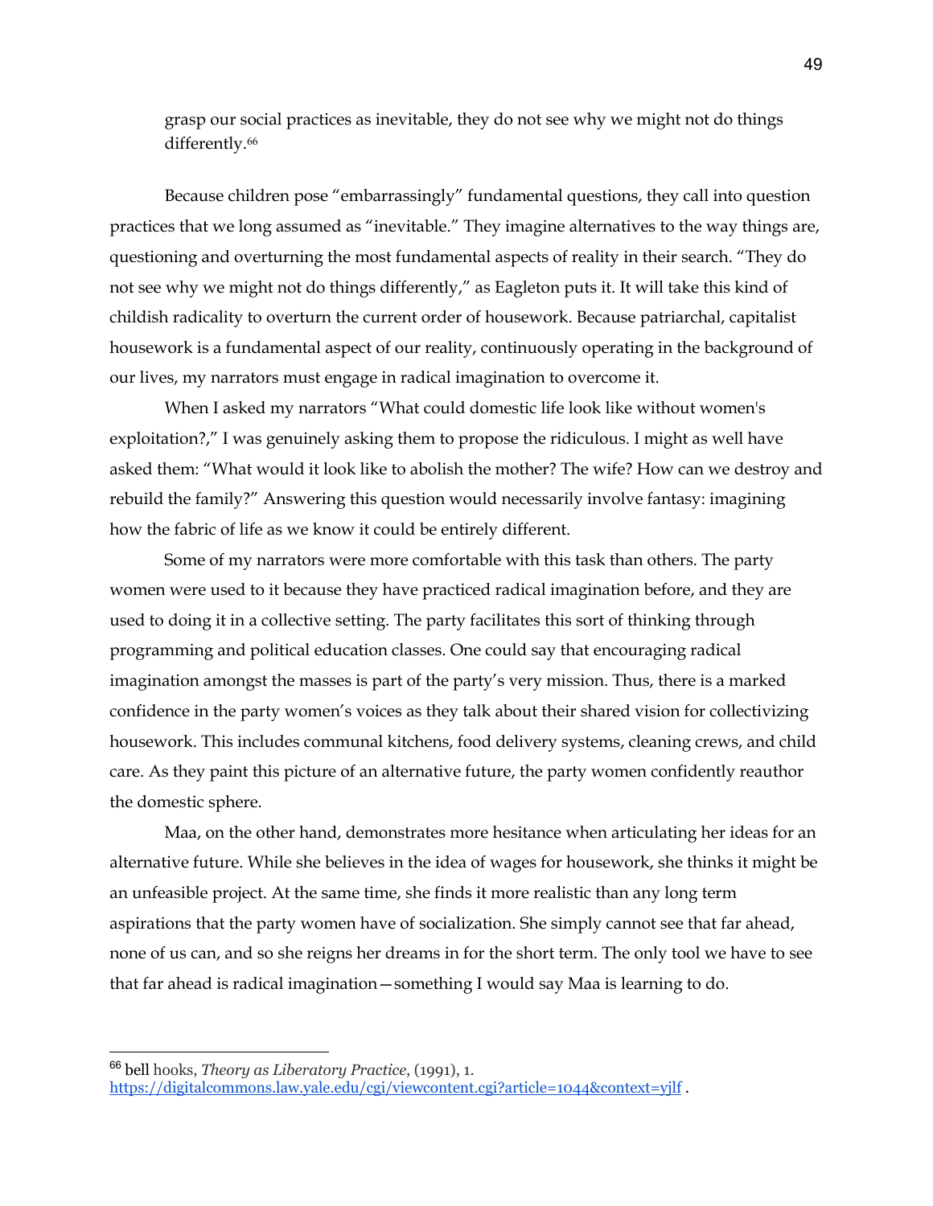grasp our social practices as inevitable, they do not see why we might not do things differently.[66]

Because children pose "embarrassingly" fundamental questions, they call into question practices that we long assumed as "inevitable." They imagine alternatives to the way things are, questioning and overturning the most fundamental aspects of reality in their search. "They do not see why we might not do things differently," as Eagleton puts it. It will take this kind of childish radicality to overturn the current order of housework. Because patriarchal, capitalist housework is a fundamental aspect of our reality, continuously operating in the background of our lives, my narrators must engage in radical imagination to overcome it.

When I asked my narrators "What could domestic life look like without women's exploitation?," I was genuinely asking them to propose the ridiculous. I might as well have asked them: "What would it look like to abolish the mother? The wife? How can we destroy and rebuild the family?" Answering this question would necessarily involve fantasy: imagining how the fabric of life as we know it could be entirely different.

Some of my narrators were more comfortable with this task than others. The party women were used to it because they have practiced radical imagination before, and they are used to doing it in a collective setting. The party facilitates this sort of thinking through programming and political education classes. One could say that encouraging radical imagination amongst the masses is part of the party's very mission. Thus, there is a marked confidence in the party women's voices as they talk about their shared vision for collectivizing housework. This includes communal kitchens, food delivery systems, cleaning crews, and child care. As they paint this picture of an alternative future, the party women confidently reauthor the domestic sphere.

Maa, on the other hand, demonstrates more hesitance when articulating her ideas for an alternative future. While she believes in the idea of wages for housework, she thinks it might be an unfeasible project. At the same time, she finds it more realistic than any long term aspirations that the party women have of socialization. She simply cannot see that far ahead, none of us can, and so she reigns her dreams in for the short term. The only tool we have to see that far ahead is radical imagination—something I would say Maa is learning to do.

---

[66] bell hooks, *Theory as Liberatory Practice*, (1991), 1. https://digitalcommons.law.yale.edu/cgi/viewcontent.cgi?article=1044&context=yjlf .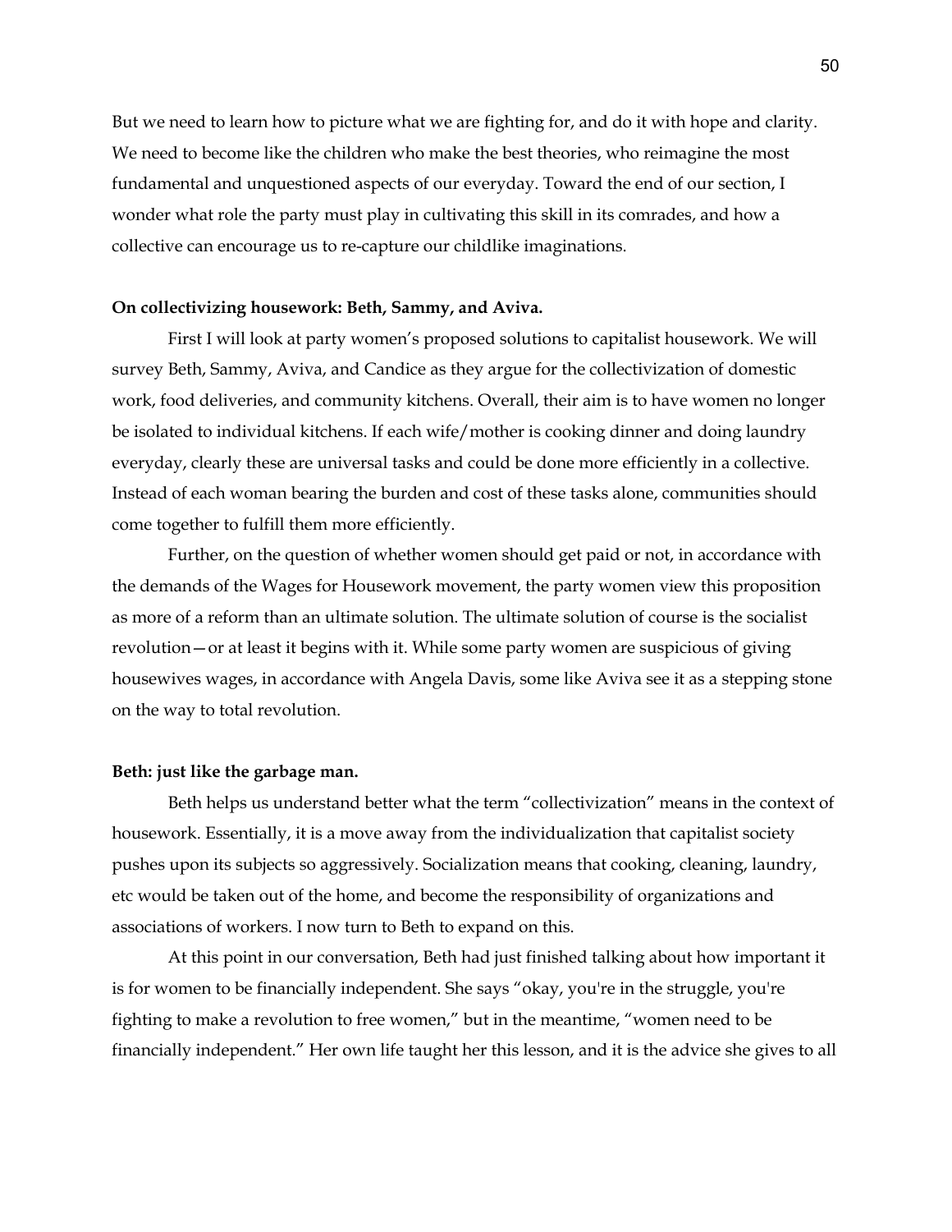But we need to learn how to picture what we are fighting for, and do it with hope and clarity. We need to become like the children who make the best theories, who reimagine the most fundamental and unquestioned aspects of our everyday. Toward the end of our section, I wonder what role the party must play in cultivating this skill in its comrades, and how a collective can encourage us to re-capture our childlike imaginations.

**On collectivizing housework: Beth, Sammy, and Aviva.**

First I will look at party women's proposed solutions to capitalist housework. We will survey Beth, Sammy, Aviva, and Candice as they argue for the collectivization of domestic work, food deliveries, and community kitchens. Overall, their aim is to have women no longer be isolated to individual kitchens. If each wife/mother is cooking dinner and doing laundry everyday, clearly these are universal tasks and could be done more efficiently in a collective. Instead of each woman bearing the burden and cost of these tasks alone, communities should come together to fulfill them more efficiently.

Further, on the question of whether women should get paid or not, in accordance with the demands of the Wages for Housework movement, the party women view this proposition as more of a reform than an ultimate solution. The ultimate solution of course is the socialist revolution—or at least it begins with it. While some party women are suspicious of giving housewives wages, in accordance with Angela Davis, some like Aviva see it as a stepping stone on the way to total revolution.

**Beth: just like the garbage man.**

Beth helps us understand better what the term "collectivization" means in the context of housework. Essentially, it is a move away from the individualization that capitalist society pushes upon its subjects so aggressively. Socialization means that cooking, cleaning, laundry, etc would be taken out of the home, and become the responsibility of organizations and associations of workers. I now turn to Beth to expand on this.

At this point in our conversation, Beth had just finished talking about how important it is for women to be financially independent. She says "okay, you're in the struggle, you're fighting to make a revolution to free women," but in the meantime, "women need to be financially independent." Her own life taught her this lesson, and it is the advice she gives to all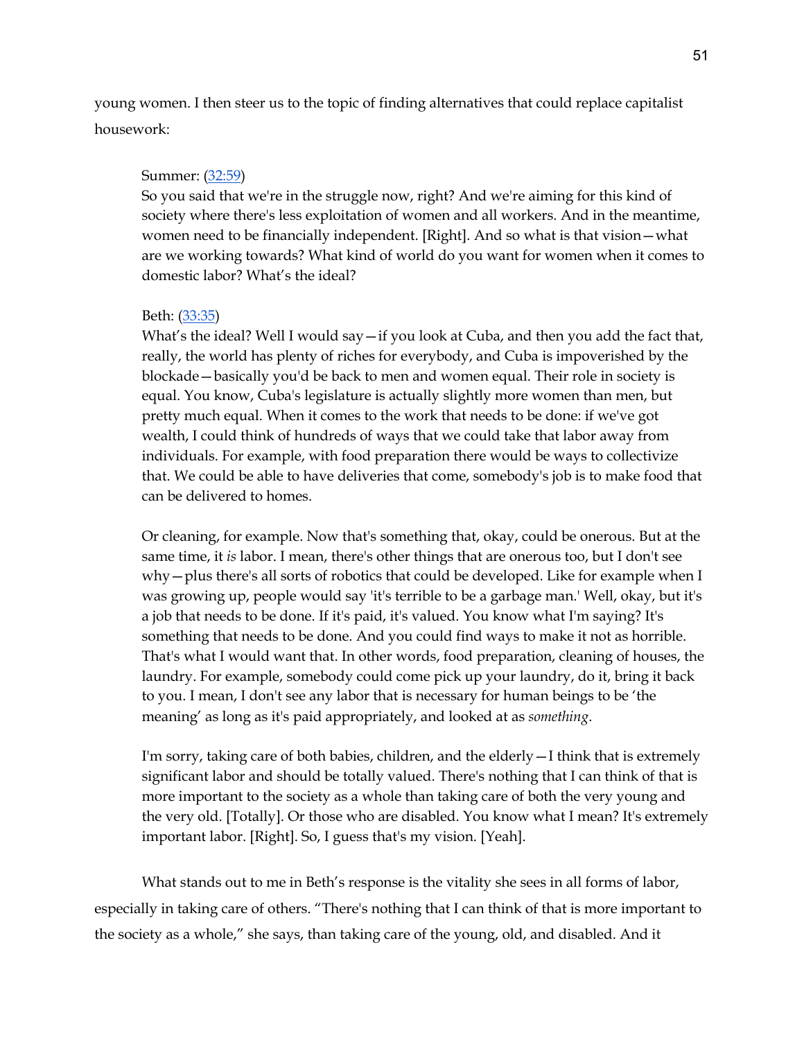young women. I then steer us to the topic of finding alternatives that could replace capitalist housework:

> Summer: (32:59)
> So you said that we're in the struggle now, right? And we're aiming for this kind of society where there's less exploitation of women and all workers. And in the meantime, women need to be financially independent. [Right]. And so what is that vision—what are we working towards? What kind of world do you want for women when it comes to domestic labor? What's the ideal?
>
> Beth: (33:35)
> What's the ideal? Well I would say—if you look at Cuba, and then you add the fact that, really, the world has plenty of riches for everybody, and Cuba is impoverished by the blockade—basically you'd be back to men and women equal. Their role in society is equal. You know, Cuba's legislature is actually slightly more women than men, but pretty much equal. When it comes to the work that needs to be done: if we've got wealth, I could think of hundreds of ways that we could take that labor away from individuals. For example, with food preparation there would be ways to collectivize that. We could be able to have deliveries that come, somebody's job is to make food that can be delivered to homes.
>
> Or cleaning, for example. Now that's something that, okay, could be onerous. But at the same time, it *is* labor. I mean, there's other things that are onerous too, but I don't see why—plus there's all sorts of robotics that could be developed. Like for example when I was growing up, people would say 'it's terrible to be a garbage man.' Well, okay, but it's a job that needs to be done. If it's paid, it's valued. You know what I'm saying? It's something that needs to be done. And you could find ways to make it not as horrible. That's what I would want that. In other words, food preparation, cleaning of houses, the laundry. For example, somebody could come pick up your laundry, do it, bring it back to you. I mean, I don't see any labor that is necessary for human beings to be 'the meaning' as long as it's paid appropriately, and looked at as *something*.
>
> I'm sorry, taking care of both babies, children, and the elderly—I think that is extremely significant labor and should be totally valued. There's nothing that I can think of that is more important to the society as a whole than taking care of both the very young and the very old. [Totally]. Or those who are disabled. You know what I mean? It's extremely important labor. [Right]. So, I guess that's my vision. [Yeah].

What stands out to me in Beth's response is the vitality she sees in all forms of labor, especially in taking care of others. "There's nothing that I can think of that is more important to the society as a whole," she says, than taking care of the young, old, and disabled. And it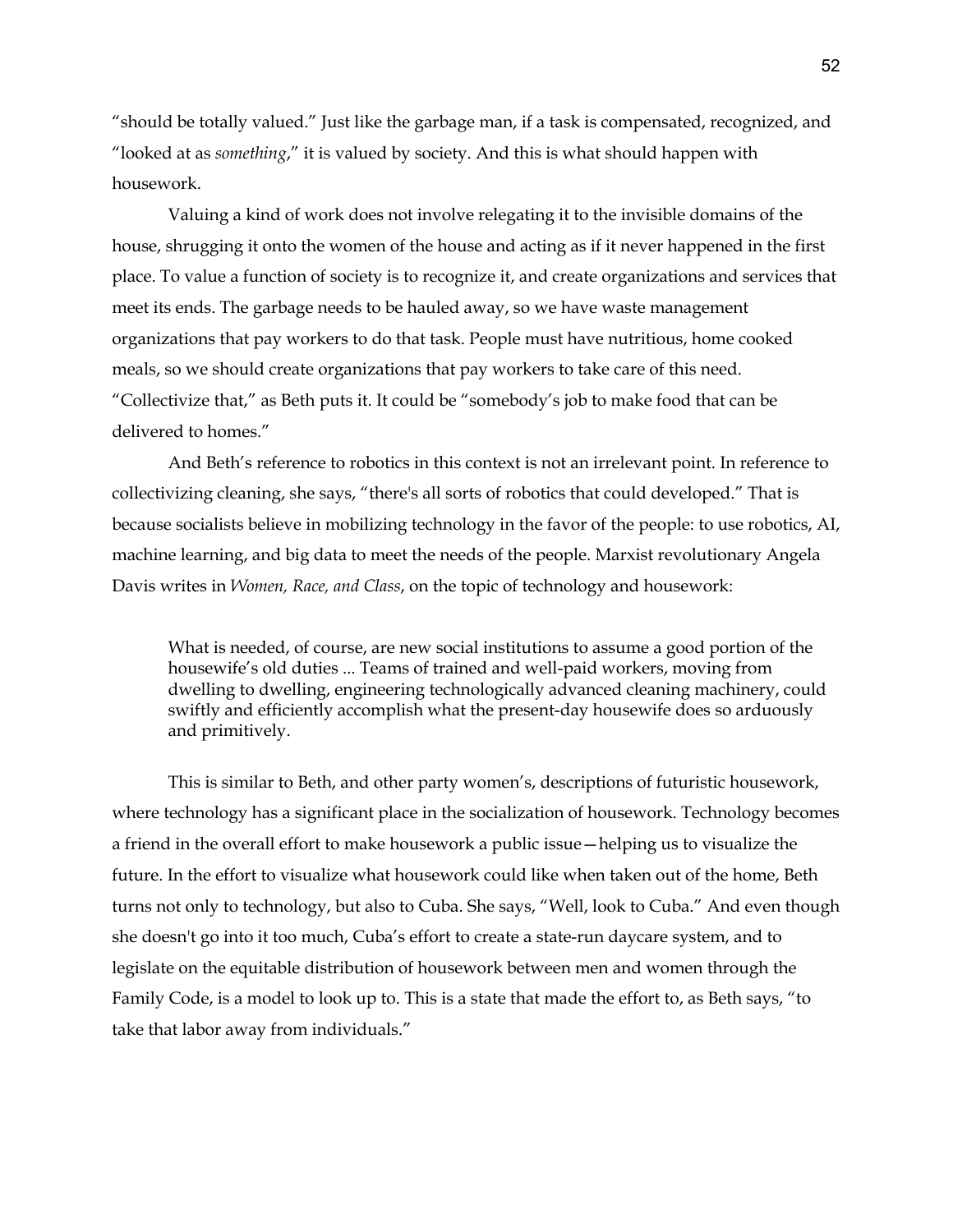"should be totally valued." Just like the garbage man, if a task is compensated, recognized, and "looked at as *something*," it is valued by society. And this is what should happen with housework.

Valuing a kind of work does not involve relegating it to the invisible domains of the house, shrugging it onto the women of the house and acting as if it never happened in the first place. To value a function of society is to recognize it, and create organizations and services that meet its ends. The garbage needs to be hauled away, so we have waste management organizations that pay workers to do that task. People must have nutritious, home cooked meals, so we should create organizations that pay workers to take care of this need. "Collectivize that," as Beth puts it. It could be "somebody's job to make food that can be delivered to homes."

And Beth's reference to robotics in this context is not an irrelevant point. In reference to collectivizing cleaning, she says, "there's all sorts of robotics that could developed." That is because socialists believe in mobilizing technology in the favor of the people: to use robotics, AI, machine learning, and big data to meet the needs of the people. Marxist revolutionary Angela Davis writes in *Women, Race, and Class*, on the topic of technology and housework:

> What is needed, of course, are new social institutions to assume a good portion of the housewife's old duties ... Teams of trained and well-paid workers, moving from dwelling to dwelling, engineering technologically advanced cleaning machinery, could swiftly and efficiently accomplish what the present-day housewife does so arduously and primitively.

This is similar to Beth, and other party women's, descriptions of futuristic housework, where technology has a significant place in the socialization of housework. Technology becomes a friend in the overall effort to make housework a public issue—helping us to visualize the future. In the effort to visualize what housework could like when taken out of the home, Beth turns not only to technology, but also to Cuba. She says, "Well, look to Cuba." And even though she doesn't go into it too much, Cuba's effort to create a state-run daycare system, and to legislate on the equitable distribution of housework between men and women through the Family Code, is a model to look up to. This is a state that made the effort to, as Beth says, "to take that labor away from individuals."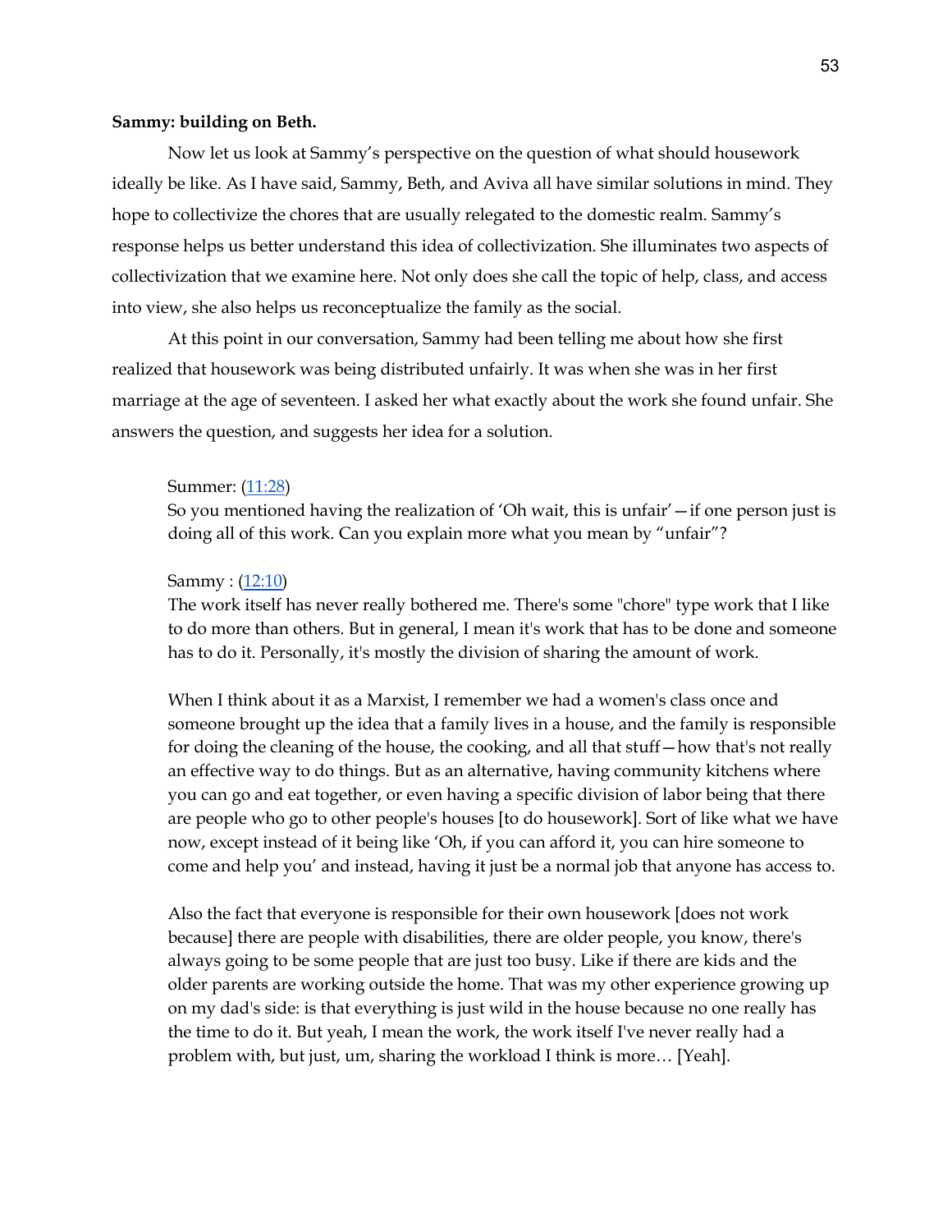**Sammy: building on Beth.**

Now let us look at Sammy's perspective on the question of what should housework ideally be like. As I have said, Sammy, Beth, and Aviva all have similar solutions in mind. They hope to collectivize the chores that are usually relegated to the domestic realm. Sammy's response helps us better understand this idea of collectivization. She illuminates two aspects of collectivization that we examine here. Not only does she call the topic of help, class, and access into view, she also helps us reconceptualize the family as the social.

At this point in our conversation, Sammy had been telling me about how she first realized that housework was being distributed unfairly. It was when she was in her first marriage at the age of seventeen. I asked her what exactly about the work she found unfair. She answers the question, and suggests her idea for a solution.

> Summer: (11:28)
> So you mentioned having the realization of 'Oh wait, this is unfair'—if one person just is doing all of this work. Can you explain more what you mean by "unfair"?
>
> Sammy : (12:10)
> The work itself has never really bothered me. There's some "chore" type work that I like to do more than others. But in general, I mean it's work that has to be done and someone has to do it. Personally, it's mostly the division of sharing the amount of work.
>
> When I think about it as a Marxist, I remember we had a women's class once and someone brought up the idea that a family lives in a house, and the family is responsible for doing the cleaning of the house, the cooking, and all that stuff—how that's not really an effective way to do things. But as an alternative, having community kitchens where you can go and eat together, or even having a specific division of labor being that there are people who go to other people's houses [to do housework]. Sort of like what we have now, except instead of it being like 'Oh, if you can afford it, you can hire someone to come and help you' and instead, having it just be a normal job that anyone has access to.
>
> Also the fact that everyone is responsible for their own housework [does not work because] there are people with disabilities, there are older people, you know, there's always going to be some people that are just too busy. Like if there are kids and the older parents are working outside the home. That was my other experience growing up on my dad's side: is that everything is just wild in the house because no one really has the time to do it. But yeah, I mean the work, the work itself I've never really had a problem with, but just, um, sharing the workload I think is more… [Yeah].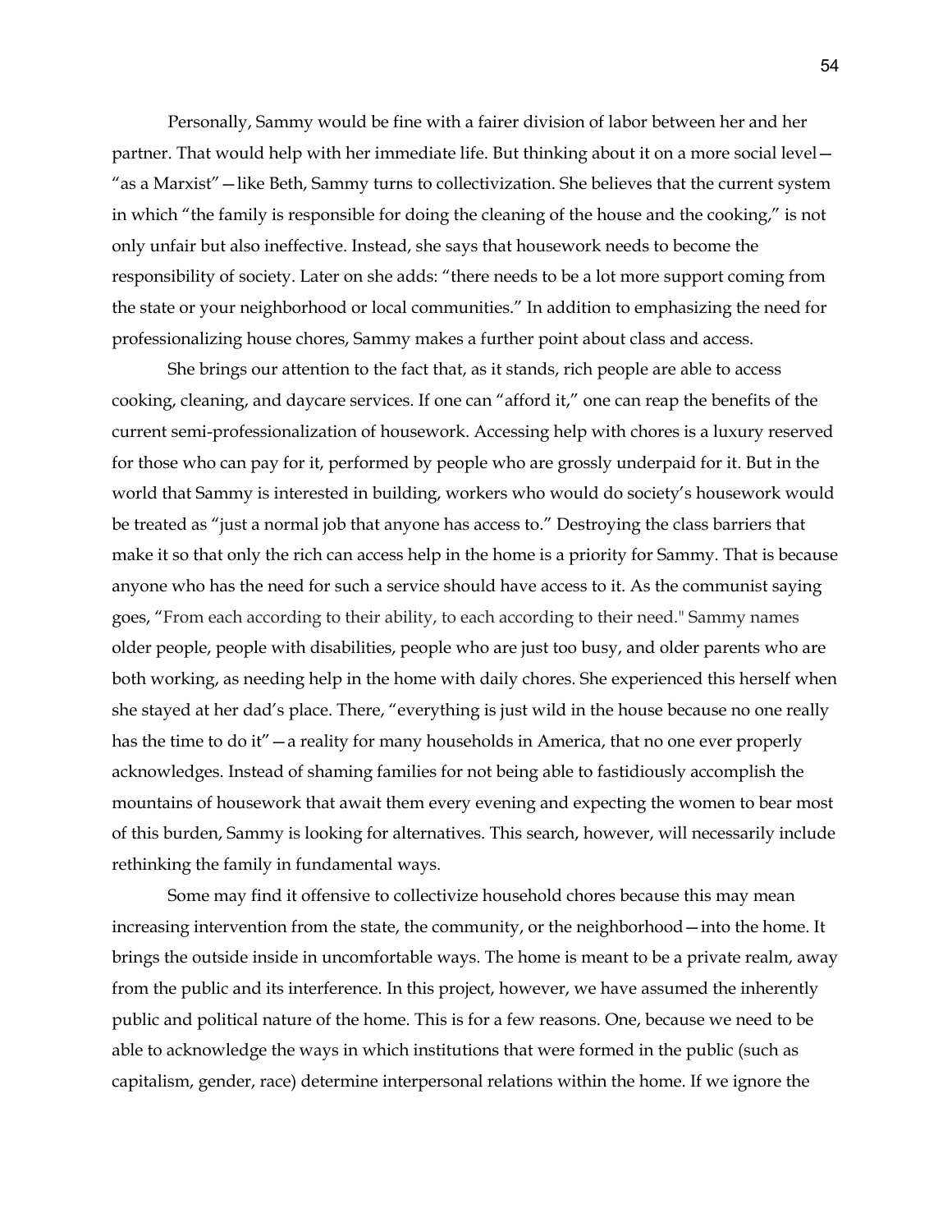Personally, Sammy would be fine with a fairer division of labor between her and her partner. That would help with her immediate life. But thinking about it on a more social level—"as a Marxist"—like Beth, Sammy turns to collectivization. She believes that the current system in which "the family is responsible for doing the cleaning of the house and the cooking," is not only unfair but also ineffective. Instead, she says that housework needs to become the responsibility of society. Later on she adds: "there needs to be a lot more support coming from the state or your neighborhood or local communities." In addition to emphasizing the need for professionalizing house chores, Sammy makes a further point about class and access.

She brings our attention to the fact that, as it stands, rich people are able to access cooking, cleaning, and daycare services. If one can "afford it," one can reap the benefits of the current semi-professionalization of housework. Accessing help with chores is a luxury reserved for those who can pay for it, performed by people who are grossly underpaid for it. But in the world that Sammy is interested in building, workers who would do society's housework would be treated as "just a normal job that anyone has access to." Destroying the class barriers that make it so that only the rich can access help in the home is a priority for Sammy. That is because anyone who has the need for such a service should have access to it. As the communist saying goes, "From each according to their ability, to each according to their need." Sammy names older people, people with disabilities, people who are just too busy, and older parents who are both working, as needing help in the home with daily chores. She experienced this herself when she stayed at her dad's place. There, "everything is just wild in the house because no one really has the time to do it"—a reality for many households in America, that no one ever properly acknowledges. Instead of shaming families for not being able to fastidiously accomplish the mountains of housework that await them every evening and expecting the women to bear most of this burden, Sammy is looking for alternatives. This search, however, will necessarily include rethinking the family in fundamental ways.

Some may find it offensive to collectivize household chores because this may mean increasing intervention from the state, the community, or the neighborhood—into the home. It brings the outside inside in uncomfortable ways. The home is meant to be a private realm, away from the public and its interference. In this project, however, we have assumed the inherently public and political nature of the home. This is for a few reasons. One, because we need to be able to acknowledge the ways in which institutions that were formed in the public (such as capitalism, gender, race) determine interpersonal relations within the home. If we ignore the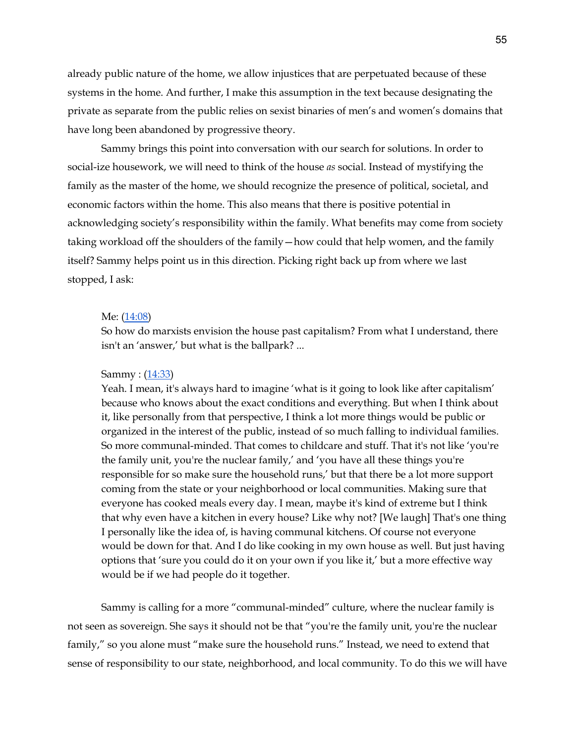already public nature of the home, we allow injustices that are perpetuated because of these systems in the home. And further, I make this assumption in the text because designating the private as separate from the public relies on sexist binaries of men's and women's domains that have long been abandoned by progressive theory.

Sammy brings this point into conversation with our search for solutions. In order to social-ize housework, we will need to think of the house *as* social. Instead of mystifying the family as the master of the home, we should recognize the presence of political, societal, and economic factors within the home. This also means that there is positive potential in acknowledging society's responsibility within the family. What benefits may come from society taking workload off the shoulders of the family—how could that help women, and the family itself? Sammy helps point us in this direction. Picking right back up from where we last stopped, I ask:

> Me: (14:08)
> So how do marxists envision the house past capitalism? From what I understand, there isn't an 'answer,' but what is the ballpark? ...
>
> Sammy : (14:33)
> Yeah. I mean, it's always hard to imagine 'what is it going to look like after capitalism' because who knows about the exact conditions and everything. But when I think about it, like personally from that perspective, I think a lot more things would be public or organized in the interest of the public, instead of so much falling to individual families. So more communal-minded. That comes to childcare and stuff. That it's not like 'you're the family unit, you're the nuclear family,' and 'you have all these things you're responsible for so make sure the household runs,' but that there be a lot more support coming from the state or your neighborhood or local communities. Making sure that everyone has cooked meals every day. I mean, maybe it's kind of extreme but I think that why even have a kitchen in every house? Like why not? [We laugh] That's one thing I personally like the idea of, is having communal kitchens. Of course not everyone would be down for that. And I do like cooking in my own house as well. But just having options that 'sure you could do it on your own if you like it,' but a more effective way would be if we had people do it together.

Sammy is calling for a more "communal-minded" culture, where the nuclear family is not seen as sovereign. She says it should not be that "you're the family unit, you're the nuclear family," so you alone must "make sure the household runs." Instead, we need to extend that sense of responsibility to our state, neighborhood, and local community. To do this we will have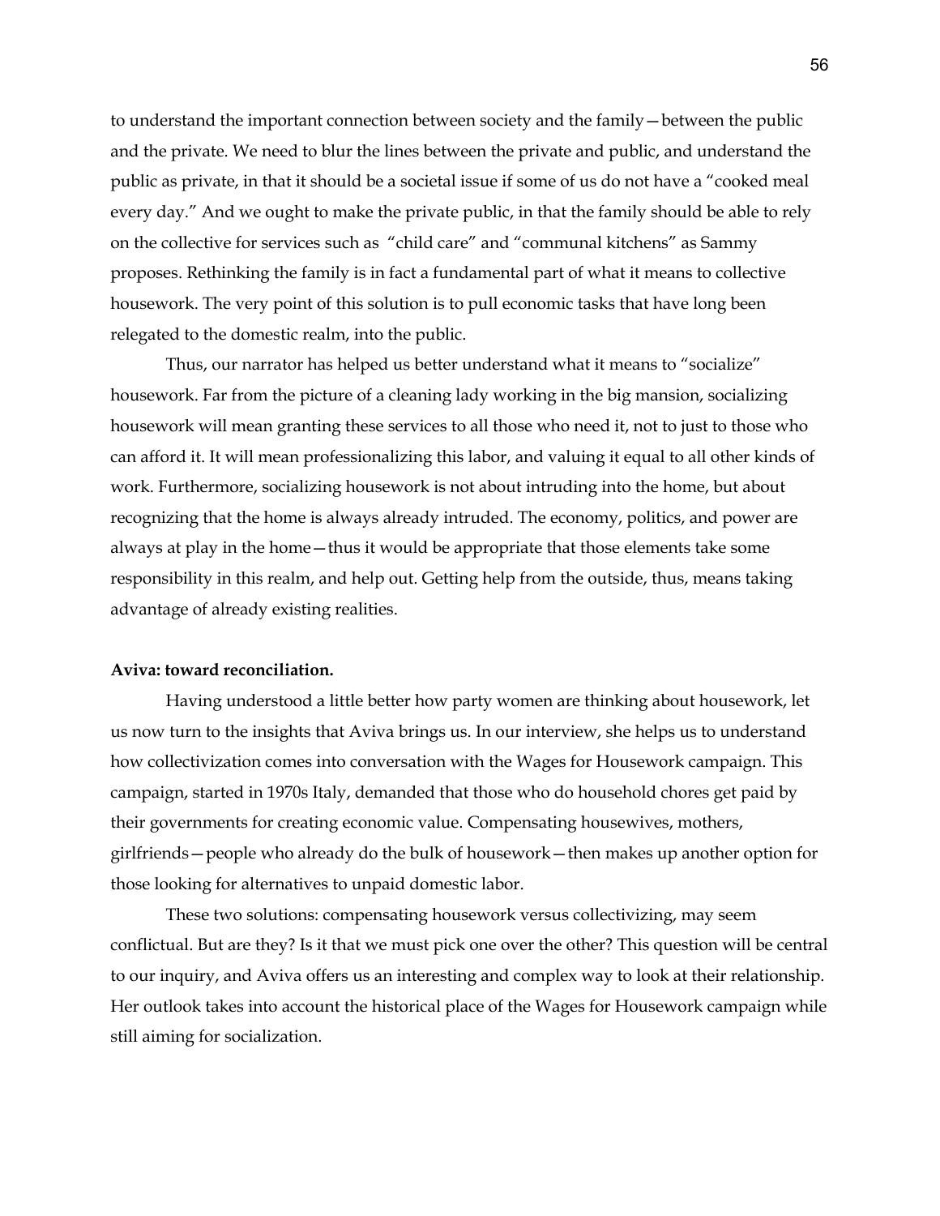to understand the important connection between society and the family—between the public and the private. We need to blur the lines between the private and public, and understand the public as private, in that it should be a societal issue if some of us do not have a "cooked meal every day." And we ought to make the private public, in that the family should be able to rely on the collective for services such as "child care" and "communal kitchens" as Sammy proposes. Rethinking the family is in fact a fundamental part of what it means to collective housework. The very point of this solution is to pull economic tasks that have long been relegated to the domestic realm, into the public.

Thus, our narrator has helped us better understand what it means to "socialize" housework. Far from the picture of a cleaning lady working in the big mansion, socializing housework will mean granting these services to all those who need it, not to just to those who can afford it. It will mean professionalizing this labor, and valuing it equal to all other kinds of work. Furthermore, socializing housework is not about intruding into the home, but about recognizing that the home is always already intruded. The economy, politics, and power are always at play in the home—thus it would be appropriate that those elements take some responsibility in this realm, and help out. Getting help from the outside, thus, means taking advantage of already existing realities.

**Aviva: toward reconciliation.**

Having understood a little better how party women are thinking about housework, let us now turn to the insights that Aviva brings us. In our interview, she helps us to understand how collectivization comes into conversation with the Wages for Housework campaign. This campaign, started in 1970s Italy, demanded that those who do household chores get paid by their governments for creating economic value. Compensating housewives, mothers, girlfriends—people who already do the bulk of housework—then makes up another option for those looking for alternatives to unpaid domestic labor.

These two solutions: compensating housework versus collectivizing, may seem conflictual. But are they? Is it that we must pick one over the other? This question will be central to our inquiry, and Aviva offers us an interesting and complex way to look at their relationship. Her outlook takes into account the historical place of the Wages for Housework campaign while still aiming for socialization.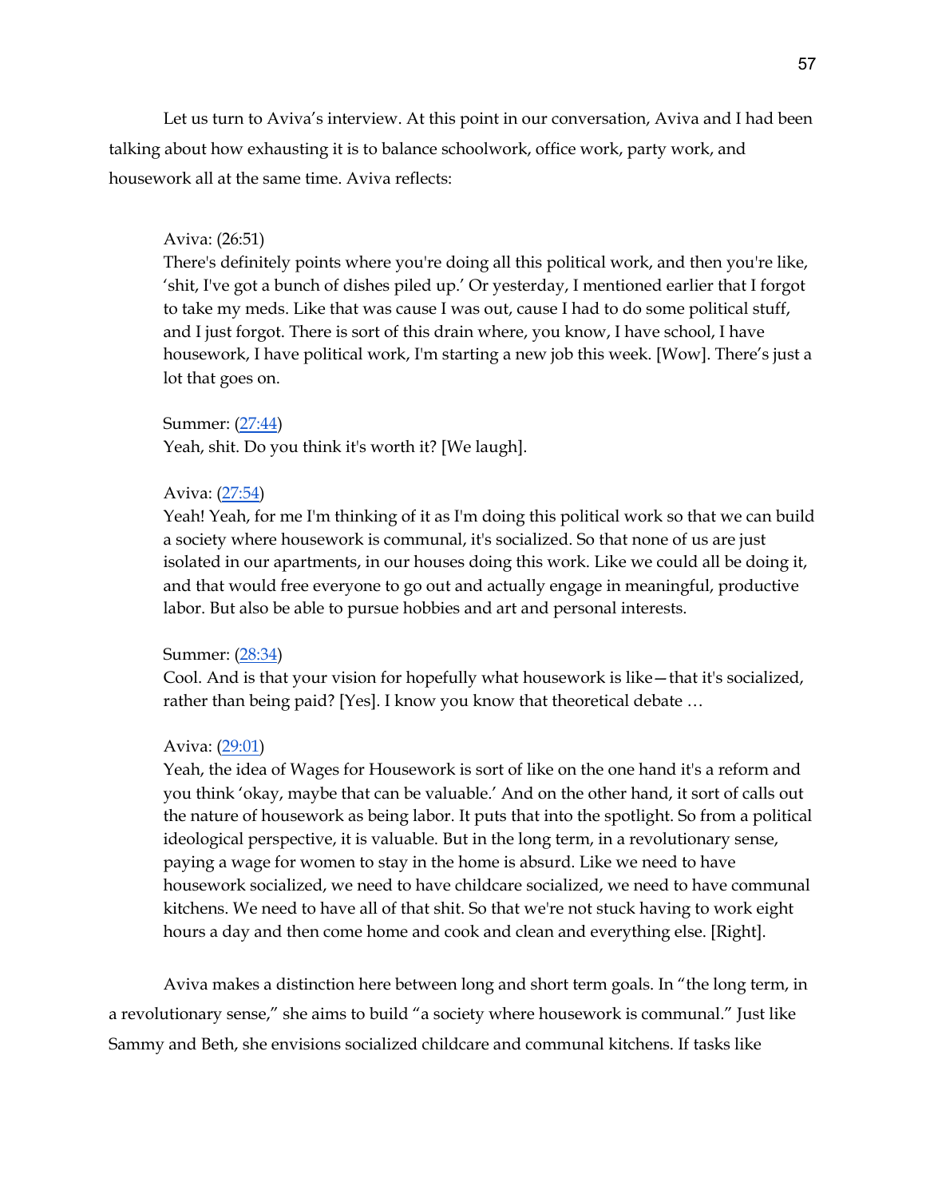Let us turn to Aviva's interview. At this point in our conversation, Aviva and I had been talking about how exhausting it is to balance schoolwork, office work, party work, and housework all at the same time. Aviva reflects:

> Aviva: (26:51)
> There's definitely points where you're doing all this political work, and then you're like, 'shit, I've got a bunch of dishes piled up.' Or yesterday, I mentioned earlier that I forgot to take my meds. Like that was cause I was out, cause I had to do some political stuff, and I just forgot. There is sort of this drain where, you know, I have school, I have housework, I have political work, I'm starting a new job this week. [Wow]. There's just a lot that goes on.
>
> Summer: (27:44)
> Yeah, shit. Do you think it's worth it? [We laugh].
>
> Aviva: (27:54)
> Yeah! Yeah, for me I'm thinking of it as I'm doing this political work so that we can build a society where housework is communal, it's socialized. So that none of us are just isolated in our apartments, in our houses doing this work. Like we could all be doing it, and that would free everyone to go out and actually engage in meaningful, productive labor. But also be able to pursue hobbies and art and personal interests.
>
> Summer: (28:34)
> Cool. And is that your vision for hopefully what housework is like—that it's socialized, rather than being paid? [Yes]. I know you know that theoretical debate …
>
> Aviva: (29:01)
> Yeah, the idea of Wages for Housework is sort of like on the one hand it's a reform and you think 'okay, maybe that can be valuable.' And on the other hand, it sort of calls out the nature of housework as being labor. It puts that into the spotlight. So from a political ideological perspective, it is valuable. But in the long term, in a revolutionary sense, paying a wage for women to stay in the home is absurd. Like we need to have housework socialized, we need to have childcare socialized, we need to have communal kitchens. We need to have all of that shit. So that we're not stuck having to work eight hours a day and then come home and cook and clean and everything else. [Right].

Aviva makes a distinction here between long and short term goals. In "the long term, in a revolutionary sense," she aims to build "a society where housework is communal." Just like Sammy and Beth, she envisions socialized childcare and communal kitchens. If tasks like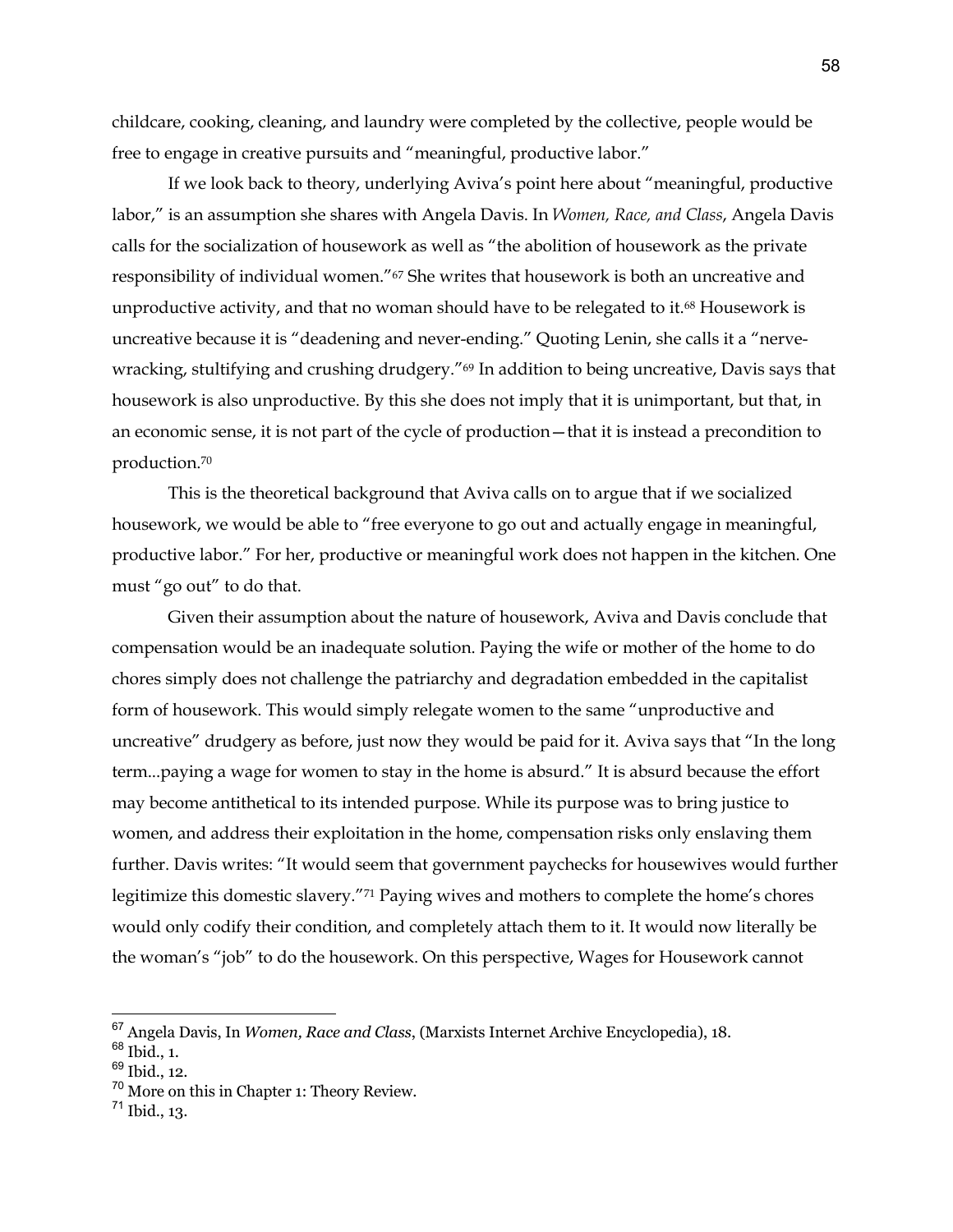childcare, cooking, cleaning, and laundry were completed by the collective, people would be free to engage in creative pursuits and "meaningful, productive labor."

If we look back to theory, underlying Aviva's point here about "meaningful, productive labor," is an assumption she shares with Angela Davis. In *Women, Race, and Class*, Angela Davis calls for the socialization of housework as well as "the abolition of housework as the private responsibility of individual women."[67] She writes that housework is both an uncreative and unproductive activity, and that no woman should have to be relegated to it.[68] Housework is uncreative because it is "deadening and never-ending." Quoting Lenin, she calls it a "nerve-wracking, stultifying and crushing drudgery."[69] In addition to being uncreative, Davis says that housework is also unproductive. By this she does not imply that it is unimportant, but that, in an economic sense, it is not part of the cycle of production—that it is instead a precondition to production.[70]

This is the theoretical background that Aviva calls on to argue that if we socialized housework, we would be able to "free everyone to go out and actually engage in meaningful, productive labor." For her, productive or meaningful work does not happen in the kitchen. One must "go out" to do that.

Given their assumption about the nature of housework, Aviva and Davis conclude that compensation would be an inadequate solution. Paying the wife or mother of the home to do chores simply does not challenge the patriarchy and degradation embedded in the capitalist form of housework. This would simply relegate women to the same "unproductive and uncreative" drudgery as before, just now they would be paid for it. Aviva says that "In the long term...paying a wage for women to stay in the home is absurd." It is absurd because the effort may become antithetical to its intended purpose. While its purpose was to bring justice to women, and address their exploitation in the home, compensation risks only enslaving them further. Davis writes: "It would seem that government paychecks for housewives would further legitimize this domestic slavery."[71] Paying wives and mothers to complete the home's chores would only codify their condition, and completely attach them to it. It would now literally be the woman's "job" to do the housework. On this perspective, Wages for Housework cannot

---

[67] Angela Davis, In *Women, Race and Class*, (Marxists Internet Archive Encyclopedia), 18.

[68] Ibid., 1.

[69] Ibid., 12.

[70] More on this in Chapter 1: Theory Review.

[71] Ibid., 13.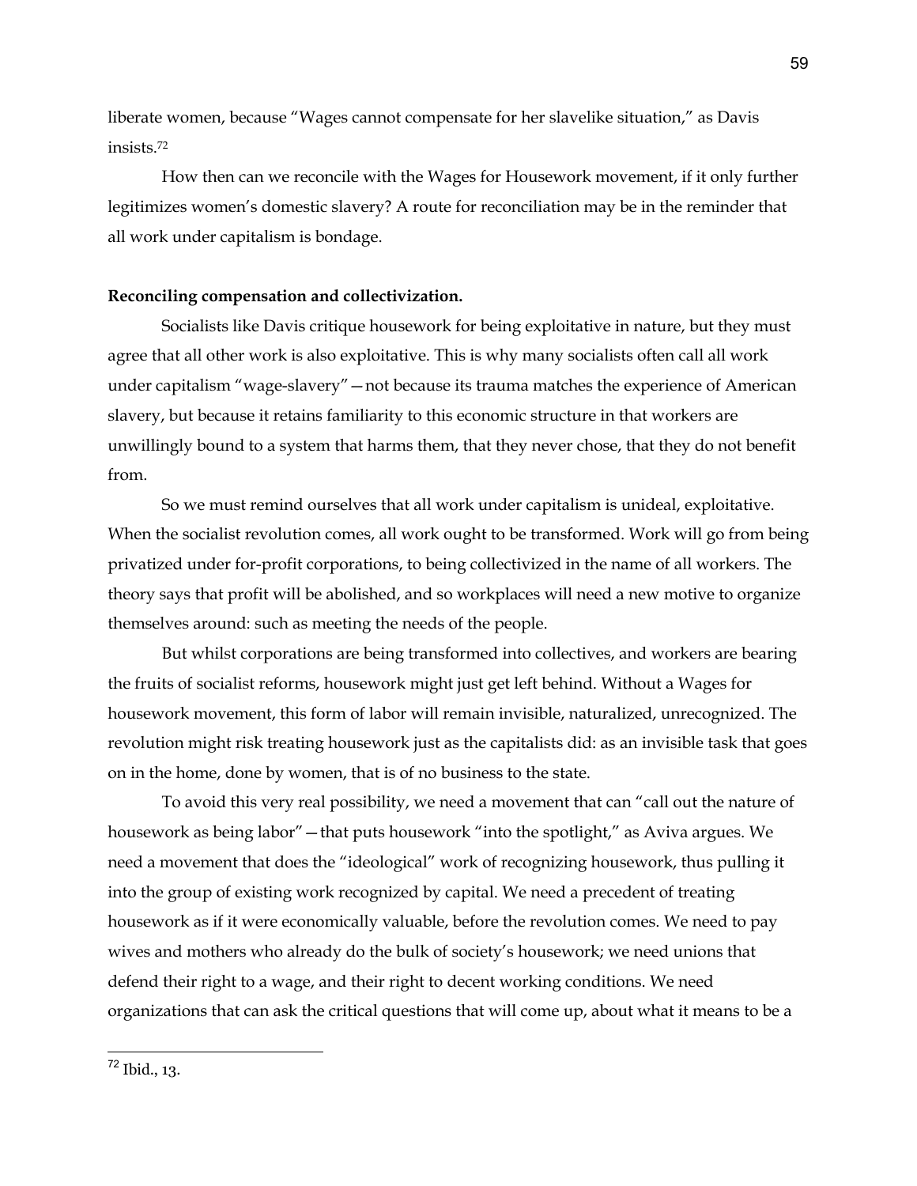liberate women, because "Wages cannot compensate for her slavelike situation," as Davis insists.[72]

How then can we reconcile with the Wages for Housework movement, if it only further legitimizes women's domestic slavery? A route for reconciliation may be in the reminder that all work under capitalism is bondage.

**Reconciling compensation and collectivization.**

Socialists like Davis critique housework for being exploitative in nature, but they must agree that all other work is also exploitative. This is why many socialists often call all work under capitalism "wage-slavery"—not because its trauma matches the experience of American slavery, but because it retains familiarity to this economic structure in that workers are unwillingly bound to a system that harms them, that they never chose, that they do not benefit from.

So we must remind ourselves that all work under capitalism is unideal, exploitative. When the socialist revolution comes, all work ought to be transformed. Work will go from being privatized under for-profit corporations, to being collectivized in the name of all workers. The theory says that profit will be abolished, and so workplaces will need a new motive to organize themselves around: such as meeting the needs of the people.

But whilst corporations are being transformed into collectives, and workers are bearing the fruits of socialist reforms, housework might just get left behind. Without a Wages for housework movement, this form of labor will remain invisible, naturalized, unrecognized. The revolution might risk treating housework just as the capitalists did: as an invisible task that goes on in the home, done by women, that is of no business to the state.

To avoid this very real possibility, we need a movement that can "call out the nature of housework as being labor"—that puts housework "into the spotlight," as Aviva argues. We need a movement that does the "ideological" work of recognizing housework, thus pulling it into the group of existing work recognized by capital. We need a precedent of treating housework as if it were economically valuable, before the revolution comes. We need to pay wives and mothers who already do the bulk of society's housework; we need unions that defend their right to a wage, and their right to decent working conditions. We need organizations that can ask the critical questions that will come up, about what it means to be a

[72] Ibid., 13.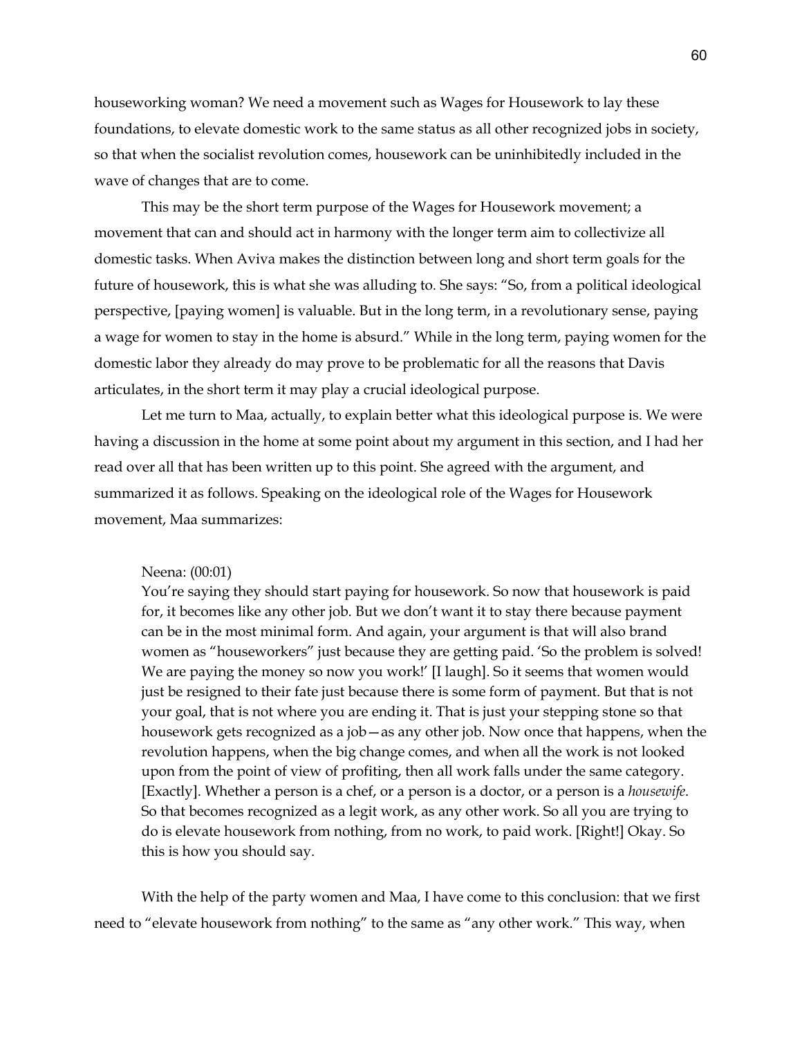houseworking woman? We need a movement such as Wages for Housework to lay these foundations, to elevate domestic work to the same status as all other recognized jobs in society, so that when the socialist revolution comes, housework can be uninhibitedly included in the wave of changes that are to come.

This may be the short term purpose of the Wages for Housework movement; a movement that can and should act in harmony with the longer term aim to collectivize all domestic tasks. When Aviva makes the distinction between long and short term goals for the future of housework, this is what she was alluding to. She says: "So, from a political ideological perspective, [paying women] is valuable. But in the long term, in a revolutionary sense, paying a wage for women to stay in the home is absurd." While in the long term, paying women for the domestic labor they already do may prove to be problematic for all the reasons that Davis articulates, in the short term it may play a crucial ideological purpose.

Let me turn to Maa, actually, to explain better what this ideological purpose is. We were having a discussion in the home at some point about my argument in this section, and I had her read over all that has been written up to this point. She agreed with the argument, and summarized it as follows. Speaking on the ideological role of the Wages for Housework movement, Maa summarizes:

> Neena: (00:01)
> You're saying they should start paying for housework. So now that housework is paid for, it becomes like any other job. But we don't want it to stay there because payment can be in the most minimal form. And again, your argument is that will also brand women as "houseworkers" just because they are getting paid. 'So the problem is solved! We are paying the money so now you work!' [I laugh]. So it seems that women would just be resigned to their fate just because there is some form of payment. But that is not your goal, that is not where you are ending it. That is just your stepping stone so that housework gets recognized as a job—as any other job. Now once that happens, when the revolution happens, when the big change comes, and when all the work is not looked upon from the point of view of profiting, then all work falls under the same category. [Exactly]. Whether a person is a chef, or a person is a doctor, or a person is a *housewife*. So that becomes recognized as a legit work, as any other work. So all you are trying to do is elevate housework from nothing, from no work, to paid work. [Right!] Okay. So this is how you should say.

With the help of the party women and Maa, I have come to this conclusion: that we first need to "elevate housework from nothing" to the same as "any other work." This way, when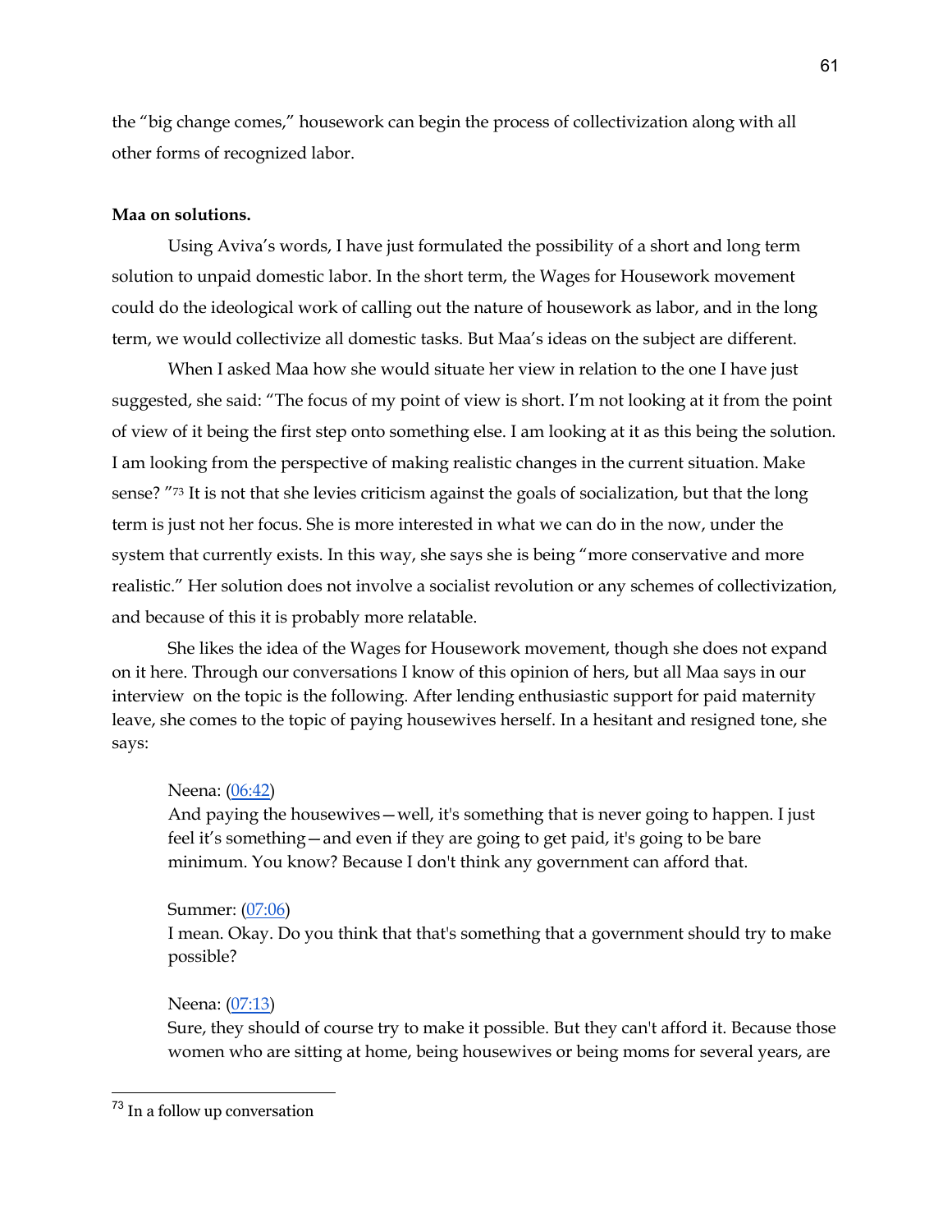the "big change comes," housework can begin the process of collectivization along with all other forms of recognized labor.

**Maa on solutions.**

Using Aviva's words, I have just formulated the possibility of a short and long term solution to unpaid domestic labor. In the short term, the Wages for Housework movement could do the ideological work of calling out the nature of housework as labor, and in the long term, we would collectivize all domestic tasks. But Maa's ideas on the subject are different.

When I asked Maa how she would situate her view in relation to the one I have just suggested, she said: "The focus of my point of view is short. I'm not looking at it from the point of view of it being the first step onto something else. I am looking at it as this being the solution. I am looking from the perspective of making realistic changes in the current situation. Make sense? "[73] It is not that she levies criticism against the goals of socialization, but that the long term is just not her focus. She is more interested in what we can do in the now, under the system that currently exists. In this way, she says she is being "more conservative and more realistic." Her solution does not involve a socialist revolution or any schemes of collectivization, and because of this it is probably more relatable.

She likes the idea of the Wages for Housework movement, though she does not expand on it here. Through our conversations I know of this opinion of hers, but all Maa says in our interview on the topic is the following. After lending enthusiastic support for paid maternity leave, she comes to the topic of paying housewives herself. In a hesitant and resigned tone, she says:

> Neena: (06:42)
> And paying the housewives—well, it's something that is never going to happen. I just feel it's something—and even if they are going to get paid, it's going to be bare minimum. You know? Because I don't think any government can afford that.
>
> Summer: (07:06)
> I mean. Okay. Do you think that that's something that a government should try to make possible?
>
> Neena: (07:13)
> Sure, they should of course try to make it possible. But they can't afford it. Because those women who are sitting at home, being housewives or being moms for several years, are

[73] In a follow up conversation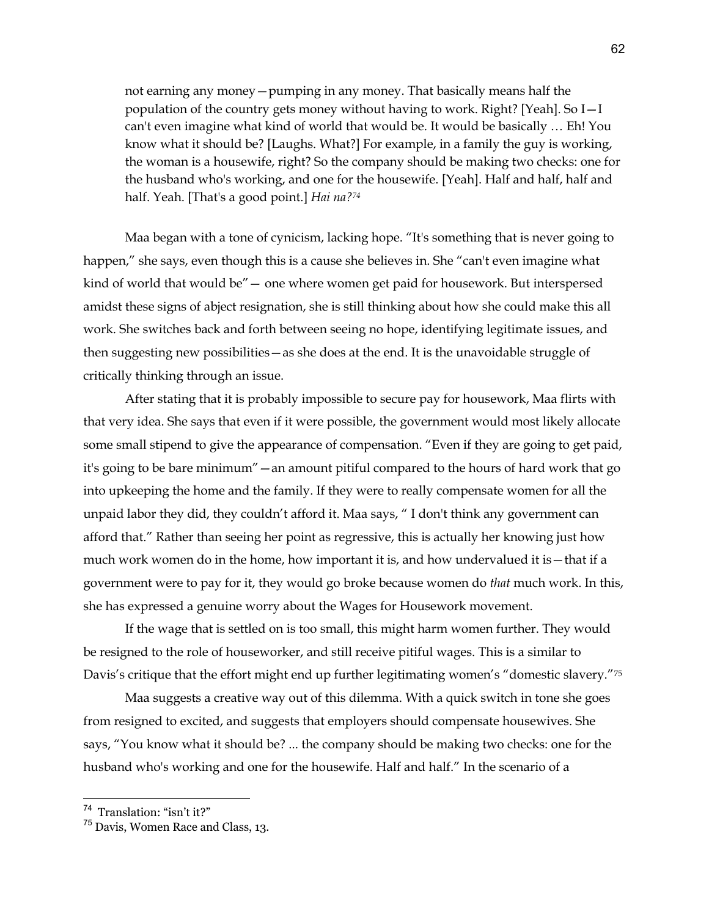not earning any money—pumping in any money. That basically means half the population of the country gets money without having to work. Right? [Yeah]. So I—I can't even imagine what kind of world that would be. It would be basically … Eh! You know what it should be? [Laughs. What?] For example, in a family the guy is working, the woman is a housewife, right? So the company should be making two checks: one for the husband who's working, and one for the housewife. [Yeah]. Half and half, half and half. Yeah. [That's a good point.] *Hai na?*[74]

Maa began with a tone of cynicism, lacking hope. "It's something that is never going to happen," she says, even though this is a cause she believes in. She "can't even imagine what kind of world that would be"— one where women get paid for housework. But interspersed amidst these signs of abject resignation, she is still thinking about how she could make this all work. She switches back and forth between seeing no hope, identifying legitimate issues, and then suggesting new possibilities—as she does at the end. It is the unavoidable struggle of critically thinking through an issue.

After stating that it is probably impossible to secure pay for housework, Maa flirts with that very idea. She says that even if it were possible, the government would most likely allocate some small stipend to give the appearance of compensation. "Even if they are going to get paid, it's going to be bare minimum"—an amount pitiful compared to the hours of hard work that go into upkeeping the home and the family. If they were to really compensate women for all the unpaid labor they did, they couldn't afford it. Maa says, " I don't think any government can afford that." Rather than seeing her point as regressive, this is actually her knowing just how much work women do in the home, how important it is, and how undervalued it is—that if a government were to pay for it, they would go broke because women do *that* much work. In this, she has expressed a genuine worry about the Wages for Housework movement.

If the wage that is settled on is too small, this might harm women further. They would be resigned to the role of houseworker, and still receive pitiful wages. This is a similar to Davis's critique that the effort might end up further legitimating women's "domestic slavery."[75]

Maa suggests a creative way out of this dilemma. With a quick switch in tone she goes from resigned to excited, and suggests that employers should compensate housewives. She says, "You know what it should be? ... the company should be making two checks: one for the husband who's working and one for the housewife. Half and half." In the scenario of a

[74] Translation: "isn't it?"

[75] Davis, Women Race and Class, 13.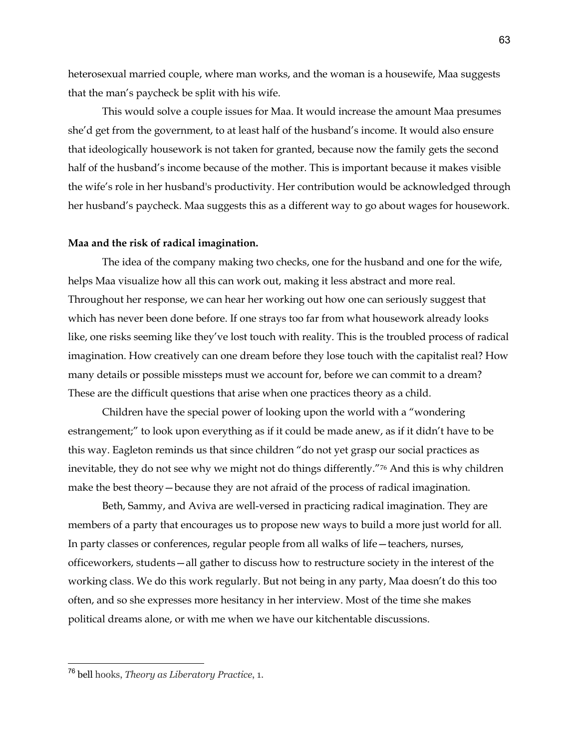heterosexual married couple, where man works, and the woman is a housewife, Maa suggests that the man's paycheck be split with his wife.

This would solve a couple issues for Maa. It would increase the amount Maa presumes she'd get from the government, to at least half of the husband's income. It would also ensure that ideologically housework is not taken for granted, because now the family gets the second half of the husband's income because of the mother. This is important because it makes visible the wife's role in her husband's productivity. Her contribution would be acknowledged through her husband's paycheck. Maa suggests this as a different way to go about wages for housework.

**Maa and the risk of radical imagination.**

The idea of the company making two checks, one for the husband and one for the wife, helps Maa visualize how all this can work out, making it less abstract and more real. Throughout her response, we can hear her working out how one can seriously suggest that which has never been done before. If one strays too far from what housework already looks like, one risks seeming like they've lost touch with reality. This is the troubled process of radical imagination. How creatively can one dream before they lose touch with the capitalist real? How many details or possible missteps must we account for, before we can commit to a dream? These are the difficult questions that arise when one practices theory as a child.

Children have the special power of looking upon the world with a "wondering estrangement;" to look upon everything as if it could be made anew, as if it didn't have to be this way. Eagleton reminds us that since children "do not yet grasp our social practices as inevitable, they do not see why we might not do things differently."[76] And this is why children make the best theory—because they are not afraid of the process of radical imagination.

Beth, Sammy, and Aviva are well-versed in practicing radical imagination. They are members of a party that encourages us to propose new ways to build a more just world for all. In party classes or conferences, regular people from all walks of life—teachers, nurses, officeworkers, students—all gather to discuss how to restructure society in the interest of the working class. We do this work regularly. But not being in any party, Maa doesn't do this too often, and so she expresses more hesitancy in her interview. Most of the time she makes political dreams alone, or with me when we have our kitchentable discussions.

---

[76] bell hooks, *Theory as Liberatory Practice*, 1.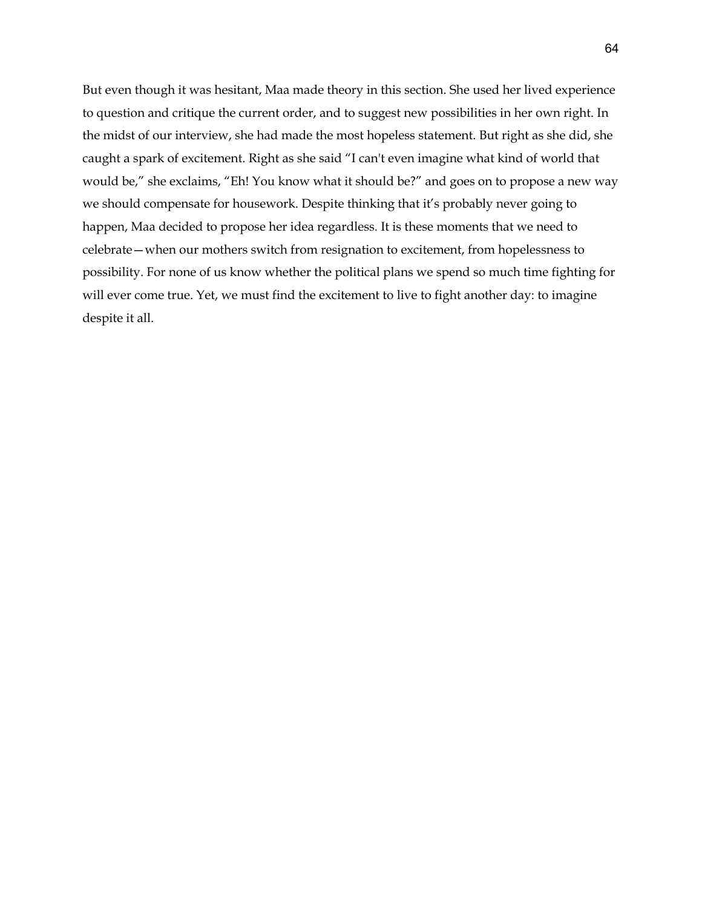But even though it was hesitant, Maa made theory in this section. She used her lived experience to question and critique the current order, and to suggest new possibilities in her own right. In the midst of our interview, she had made the most hopeless statement. But right as she did, she caught a spark of excitement. Right as she said "I can't even imagine what kind of world that would be," she exclaims, "Eh! You know what it should be?" and goes on to propose a new way we should compensate for housework. Despite thinking that it's probably never going to happen, Maa decided to propose her idea regardless. It is these moments that we need to celebrate—when our mothers switch from resignation to excitement, from hopelessness to possibility. For none of us know whether the political plans we spend so much time fighting for will ever come true. Yet, we must find the excitement to live to fight another day: to imagine despite it all.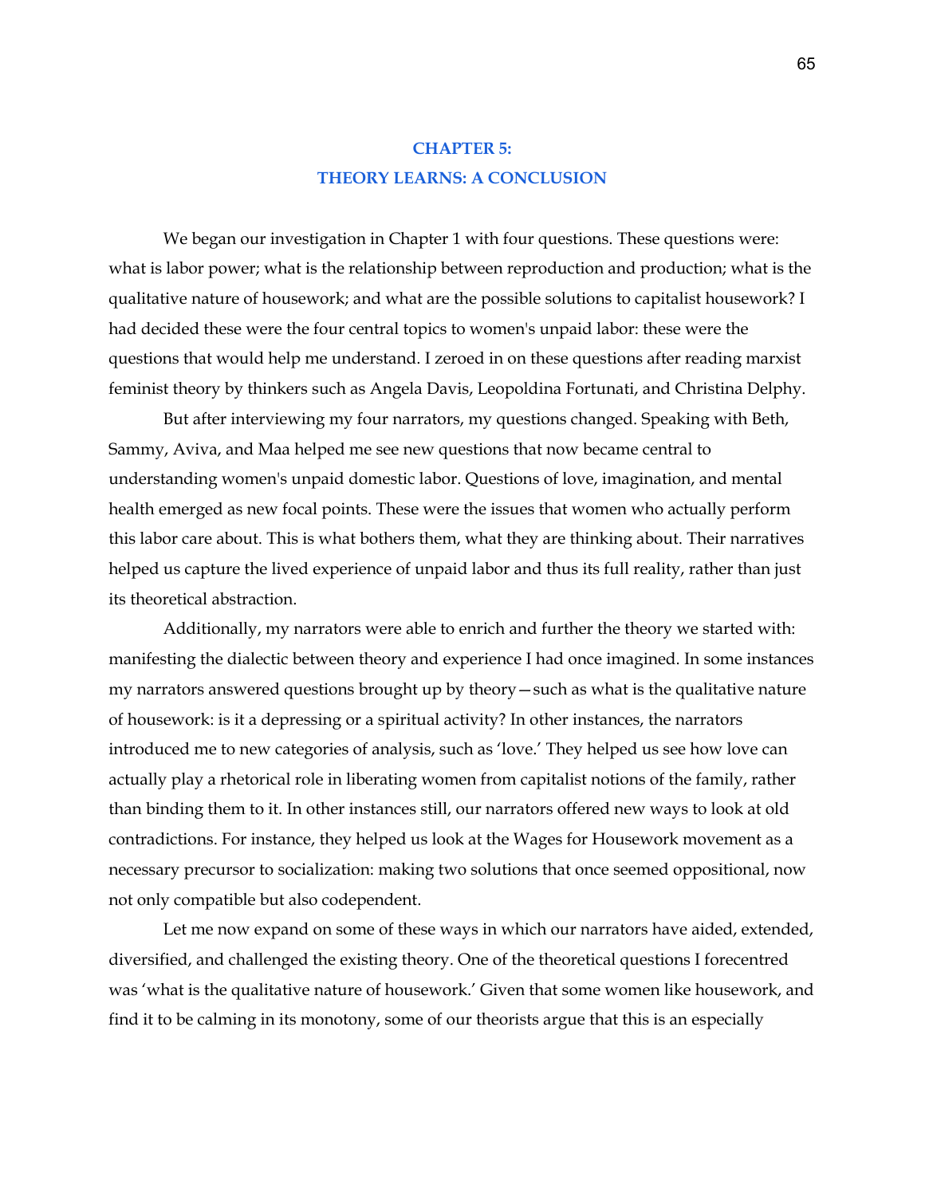# CHAPTER 5:
# THEORY LEARNS: A CONCLUSION

We began our investigation in Chapter 1 with four questions. These questions were: what is labor power; what is the relationship between reproduction and production; what is the qualitative nature of housework; and what are the possible solutions to capitalist housework? I had decided these were the four central topics to women's unpaid labor: these were the questions that would help me understand. I zeroed in on these questions after reading marxist feminist theory by thinkers such as Angela Davis, Leopoldina Fortunati, and Christina Delphy.

But after interviewing my four narrators, my questions changed. Speaking with Beth, Sammy, Aviva, and Maa helped me see new questions that now became central to understanding women's unpaid domestic labor. Questions of love, imagination, and mental health emerged as new focal points. These were the issues that women who actually perform this labor care about. This is what bothers them, what they are thinking about. Their narratives helped us capture the lived experience of unpaid labor and thus its full reality, rather than just its theoretical abstraction.

Additionally, my narrators were able to enrich and further the theory we started with: manifesting the dialectic between theory and experience I had once imagined. In some instances my narrators answered questions brought up by theory—such as what is the qualitative nature of housework: is it a depressing or a spiritual activity? In other instances, the narrators introduced me to new categories of analysis, such as 'love.' They helped us see how love can actually play a rhetorical role in liberating women from capitalist notions of the family, rather than binding them to it. In other instances still, our narrators offered new ways to look at old contradictions. For instance, they helped us look at the Wages for Housework movement as a necessary precursor to socialization: making two solutions that once seemed oppositional, now not only compatible but also codependent.

Let me now expand on some of these ways in which our narrators have aided, extended, diversified, and challenged the existing theory. One of the theoretical questions I forecentred was 'what is the qualitative nature of housework.' Given that some women like housework, and find it to be calming in its monotony, some of our theorists argue that this is an especially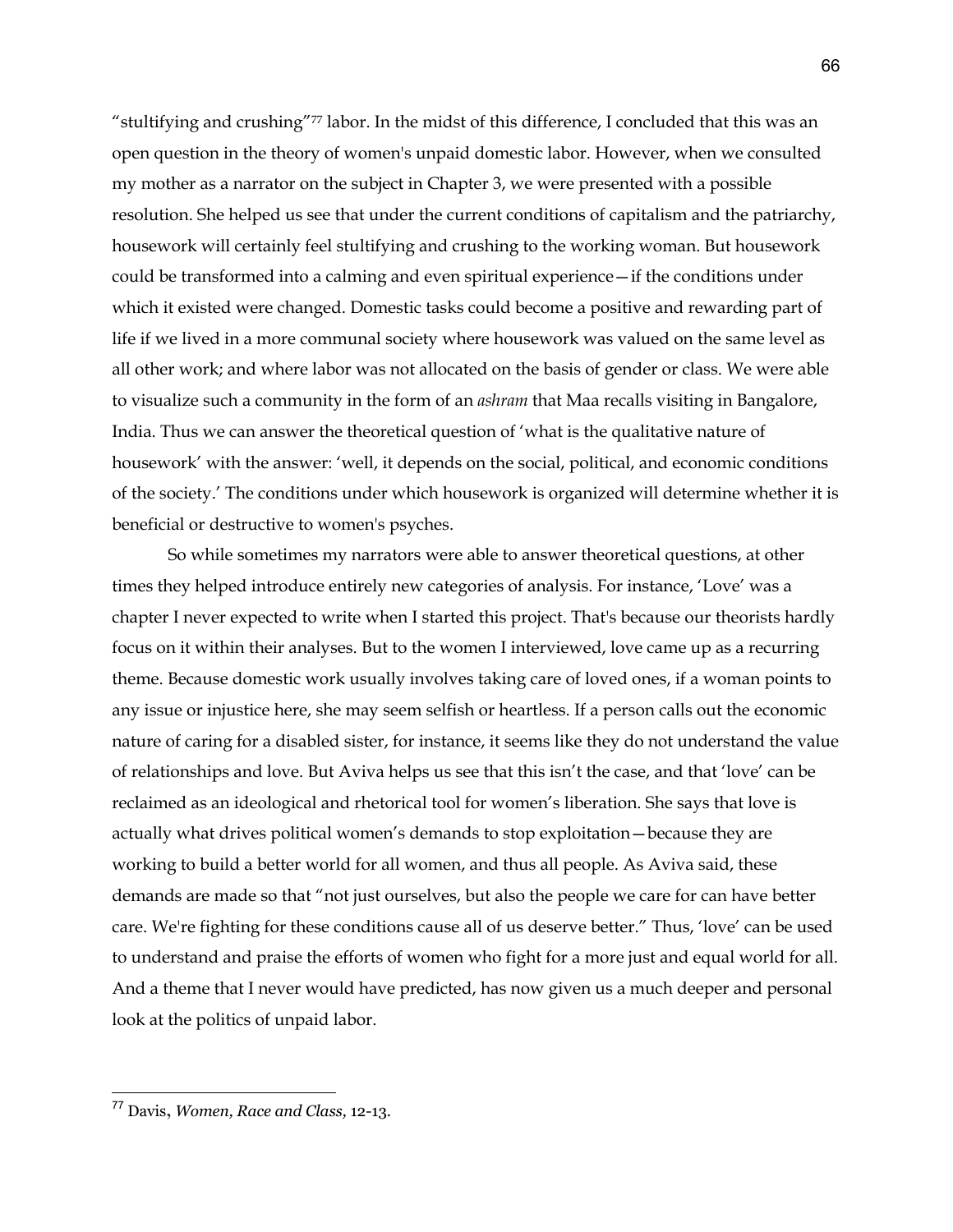"stultifying and crushing"[77] labor. In the midst of this difference, I concluded that this was an open question in the theory of women's unpaid domestic labor. However, when we consulted my mother as a narrator on the subject in Chapter 3, we were presented with a possible resolution. She helped us see that under the current conditions of capitalism and the patriarchy, housework will certainly feel stultifying and crushing to the working woman. But housework could be transformed into a calming and even spiritual experience—if the conditions under which it existed were changed. Domestic tasks could become a positive and rewarding part of life if we lived in a more communal society where housework was valued on the same level as all other work; and where labor was not allocated on the basis of gender or class. We were able to visualize such a community in the form of an *ashram* that Maa recalls visiting in Bangalore, India. Thus we can answer the theoretical question of 'what is the qualitative nature of housework' with the answer: 'well, it depends on the social, political, and economic conditions of the society.' The conditions under which housework is organized will determine whether it is beneficial or destructive to women's psyches.

So while sometimes my narrators were able to answer theoretical questions, at other times they helped introduce entirely new categories of analysis. For instance, 'Love' was a chapter I never expected to write when I started this project. That's because our theorists hardly focus on it within their analyses. But to the women I interviewed, love came up as a recurring theme. Because domestic work usually involves taking care of loved ones, if a woman points to any issue or injustice here, she may seem selfish or heartless. If a person calls out the economic nature of caring for a disabled sister, for instance, it seems like they do not understand the value of relationships and love. But Aviva helps us see that this isn't the case, and that 'love' can be reclaimed as an ideological and rhetorical tool for women's liberation. She says that love is actually what drives political women's demands to stop exploitation—because they are working to build a better world for all women, and thus all people. As Aviva said, these demands are made so that "not just ourselves, but also the people we care for can have better care. We're fighting for these conditions cause all of us deserve better." Thus, 'love' can be used to understand and praise the efforts of women who fight for a more just and equal world for all. And a theme that I never would have predicted, has now given us a much deeper and personal look at the politics of unpaid labor.

---

[77] Davis, *Women, Race and Class*, 12-13.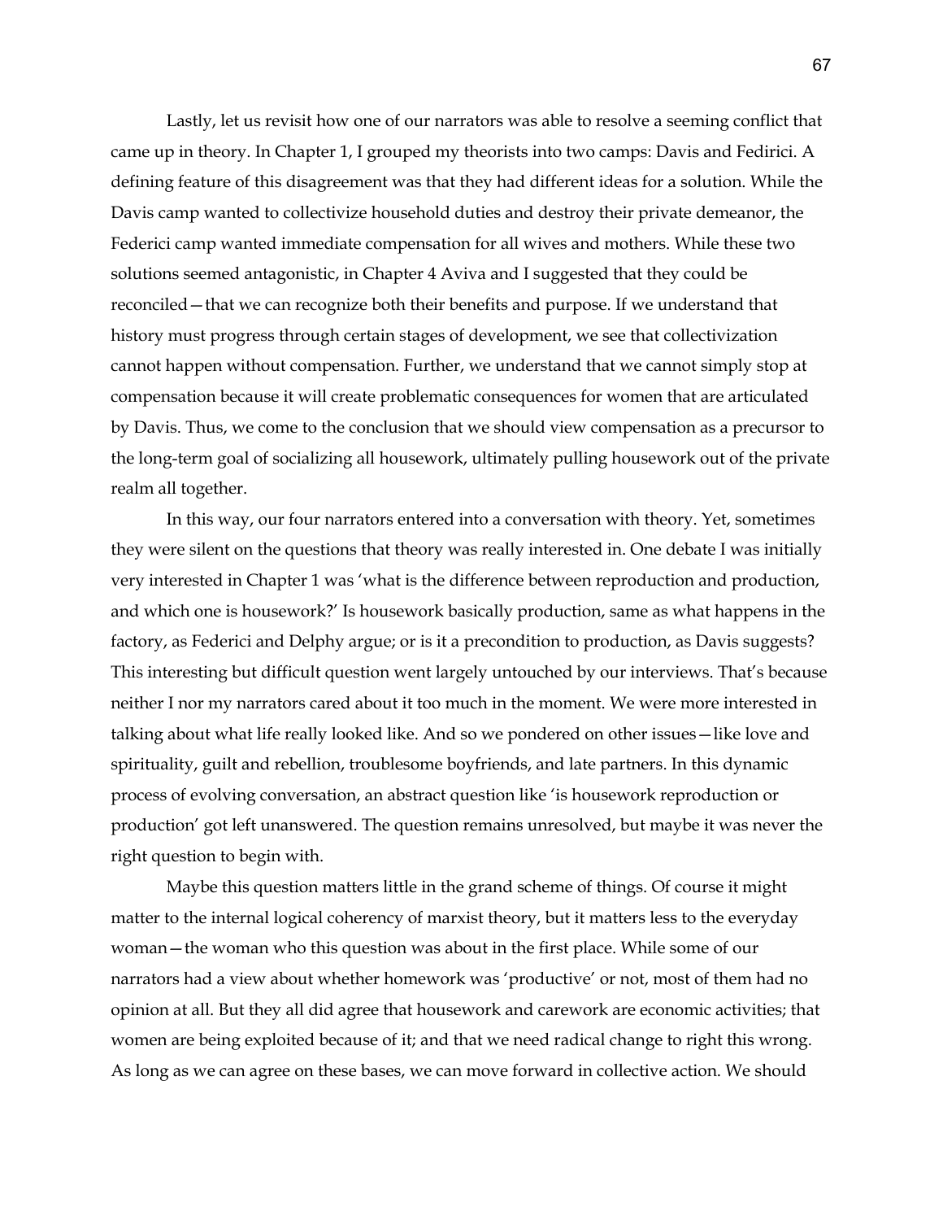Lastly, let us revisit how one of our narrators was able to resolve a seeming conflict that came up in theory. In Chapter 1, I grouped my theorists into two camps: Davis and Fedirici. A defining feature of this disagreement was that they had different ideas for a solution. While the Davis camp wanted to collectivize household duties and destroy their private demeanor, the Federici camp wanted immediate compensation for all wives and mothers. While these two solutions seemed antagonistic, in Chapter 4 Aviva and I suggested that they could be reconciled—that we can recognize both their benefits and purpose. If we understand that history must progress through certain stages of development, we see that collectivization cannot happen without compensation. Further, we understand that we cannot simply stop at compensation because it will create problematic consequences for women that are articulated by Davis. Thus, we come to the conclusion that we should view compensation as a precursor to the long-term goal of socializing all housework, ultimately pulling housework out of the private realm all together.

In this way, our four narrators entered into a conversation with theory. Yet, sometimes they were silent on the questions that theory was really interested in. One debate I was initially very interested in Chapter 1 was 'what is the difference between reproduction and production, and which one is housework?' Is housework basically production, same as what happens in the factory, as Federici and Delphy argue; or is it a precondition to production, as Davis suggests? This interesting but difficult question went largely untouched by our interviews. That's because neither I nor my narrators cared about it too much in the moment. We were more interested in talking about what life really looked like. And so we pondered on other issues—like love and spirituality, guilt and rebellion, troublesome boyfriends, and late partners. In this dynamic process of evolving conversation, an abstract question like 'is housework reproduction or production' got left unanswered. The question remains unresolved, but maybe it was never the right question to begin with.

Maybe this question matters little in the grand scheme of things. Of course it might matter to the internal logical coherency of marxist theory, but it matters less to the everyday woman—the woman who this question was about in the first place. While some of our narrators had a view about whether homework was 'productive' or not, most of them had no opinion at all. But they all did agree that housework and carework are economic activities; that women are being exploited because of it; and that we need radical change to right this wrong. As long as we can agree on these bases, we can move forward in collective action. We should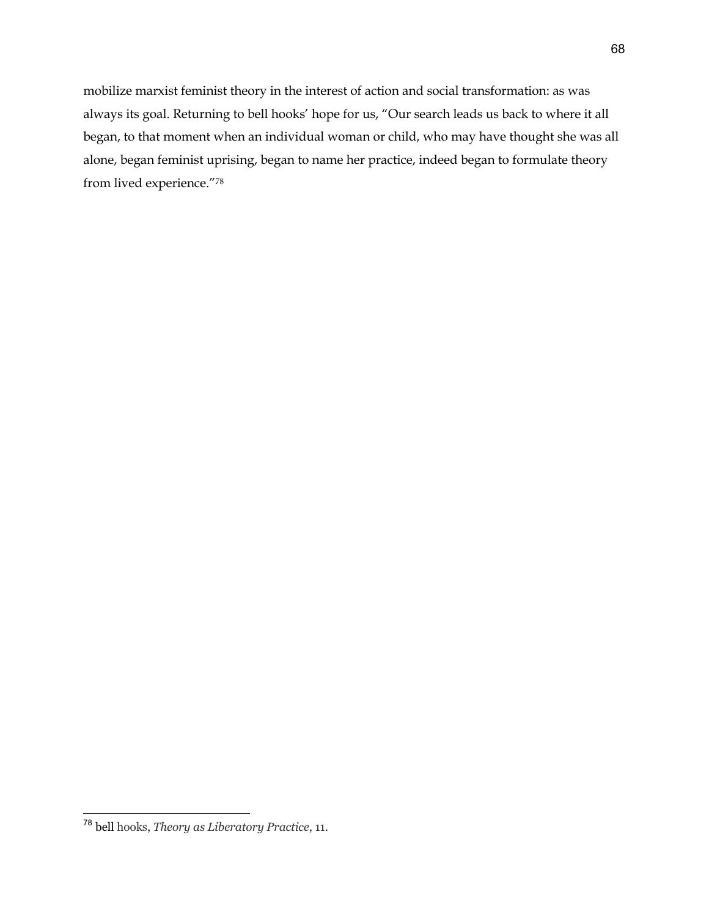mobilize marxist feminist theory in the interest of action and social transformation: as was always its goal. Returning to bell hooks' hope for us, "Our search leads us back to where it all began, to that moment when an individual woman or child, who may have thought she was all alone, began feminist uprising, began to name her practice, indeed began to formulate theory from lived experience."[78]

---

[78] bell hooks, *Theory as Liberatory Practice*, 11.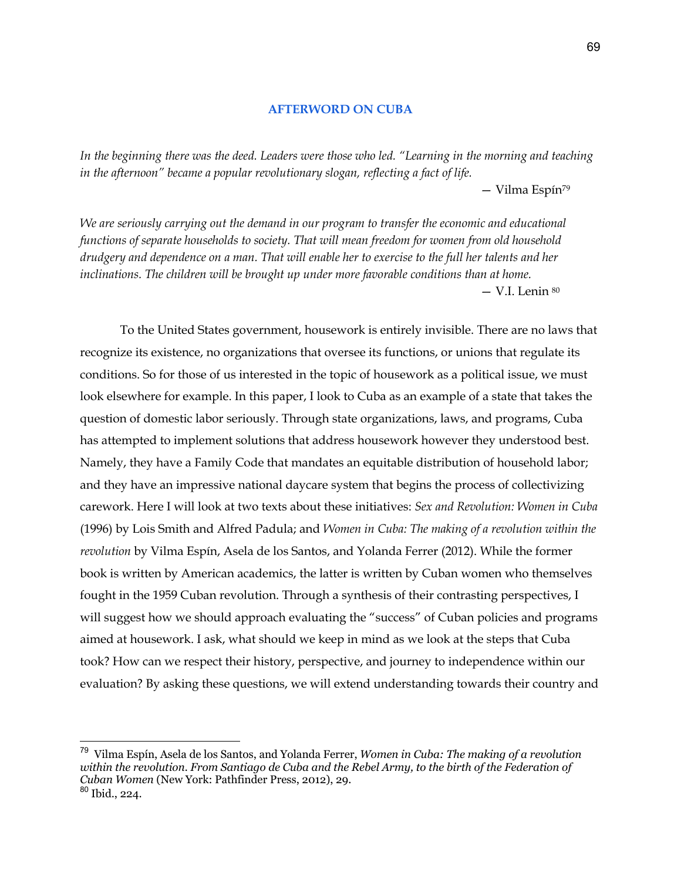## AFTERWORD ON CUBA

*In the beginning there was the deed. Leaders were those who led. "Learning in the morning and teaching in the afternoon" became a popular revolutionary slogan, reflecting a fact of life.*

— Vilma Espín[79]

*We are seriously carrying out the demand in our program to transfer the economic and educational functions of separate households to society. That will mean freedom for women from old household drudgery and dependence on a man. That will enable her to exercise to the full her talents and her inclinations. The children will be brought up under more favorable conditions than at home.*

— V.I. Lenin [80]

To the United States government, housework is entirely invisible. There are no laws that recognize its existence, no organizations that oversee its functions, or unions that regulate its conditions. So for those of us interested in the topic of housework as a political issue, we must look elsewhere for example. In this paper, I look to Cuba as an example of a state that takes the question of domestic labor seriously. Through state organizations, laws, and programs, Cuba has attempted to implement solutions that address housework however they understood best. Namely, they have a Family Code that mandates an equitable distribution of household labor; and they have an impressive national daycare system that begins the process of collectivizing carework. Here I will look at two texts about these initiatives: *Sex and Revolution: Women in Cuba* (1996) by Lois Smith and Alfred Padula; and *Women in Cuba: The making of a revolution within the revolution* by Vilma Espín, Asela de los Santos, and Yolanda Ferrer (2012). While the former book is written by American academics, the latter is written by Cuban women who themselves fought in the 1959 Cuban revolution. Through a synthesis of their contrasting perspectives, I will suggest how we should approach evaluating the "success" of Cuban policies and programs aimed at housework. I ask, what should we keep in mind as we look at the steps that Cuba took? How can we respect their history, perspective, and journey to independence within our evaluation? By asking these questions, we will extend understanding towards their country and

---

[79] Vilma Espín, Asela de los Santos, and Yolanda Ferrer, *Women in Cuba: The making of a revolution within the revolution. From Santiago de Cuba and the Rebel Army, to the birth of the Federation of Cuban Women* (New York: Pathfinder Press, 2012), 29.

[80] Ibid., 224.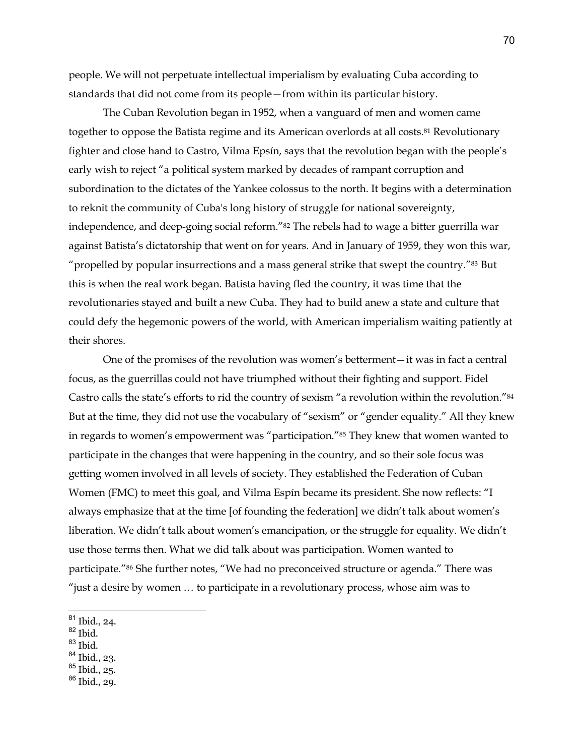people. We will not perpetuate intellectual imperialism by evaluating Cuba according to standards that did not come from its people—from within its particular history.

The Cuban Revolution began in 1952, when a vanguard of men and women came together to oppose the Batista regime and its American overlords at all costs.[81] Revolutionary fighter and close hand to Castro, Vilma Epsín, says that the revolution began with the people's early wish to reject "a political system marked by decades of rampant corruption and subordination to the dictates of the Yankee colossus to the north. It begins with a determination to reknit the community of Cuba's long history of struggle for national sovereignty, independence, and deep-going social reform."[82] The rebels had to wage a bitter guerrilla war against Batista's dictatorship that went on for years. And in January of 1959, they won this war, "propelled by popular insurrections and a mass general strike that swept the country."[83] But this is when the real work began. Batista having fled the country, it was time that the revolutionaries stayed and built a new Cuba. They had to build anew a state and culture that could defy the hegemonic powers of the world, with American imperialism waiting patiently at their shores.

One of the promises of the revolution was women's betterment—it was in fact a central focus, as the guerrillas could not have triumphed without their fighting and support. Fidel Castro calls the state's efforts to rid the country of sexism "a revolution within the revolution."[84] But at the time, they did not use the vocabulary of "sexism" or "gender equality." All they knew in regards to women's empowerment was "participation."[85] They knew that women wanted to participate in the changes that were happening in the country, and so their sole focus was getting women involved in all levels of society. They established the Federation of Cuban Women (FMC) to meet this goal, and Vilma Espín became its president. She now reflects: "I always emphasize that at the time [of founding the federation] we didn't talk about women's liberation. We didn't talk about women's emancipation, or the struggle for equality. We didn't use those terms then. What we did talk about was participation. Women wanted to participate."[86] She further notes, "We had no preconceived structure or agenda." There was "just a desire by women … to participate in a revolutionary process, whose aim was to

[81] Ibid., 24.
[82] Ibid.
[83] Ibid.
[84] Ibid., 23.
[85] Ibid., 25.
[86] Ibid., 29.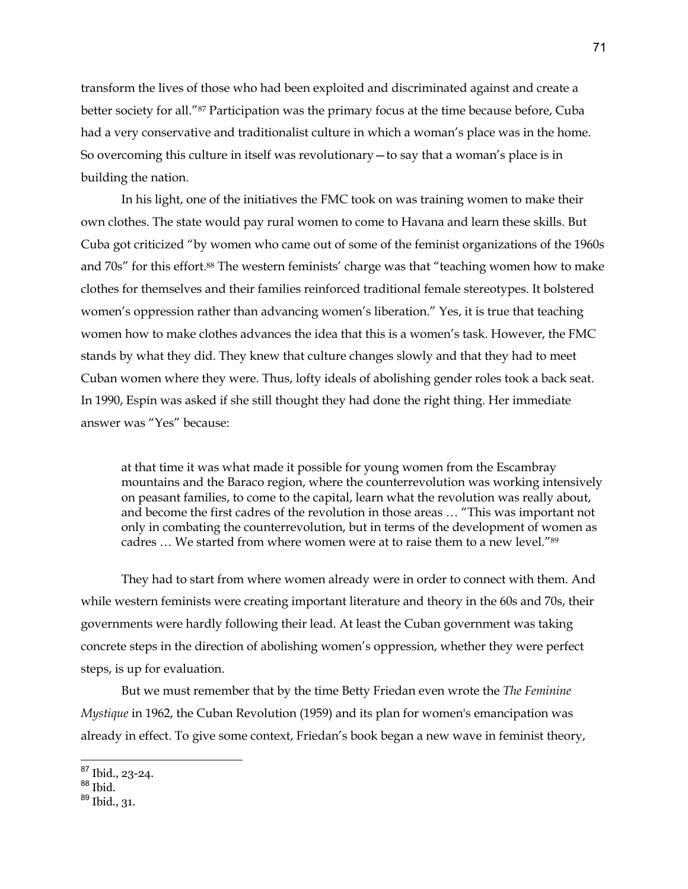transform the lives of those who had been exploited and discriminated against and create a better society for all."[87] Participation was the primary focus at the time because before, Cuba had a very conservative and traditionalist culture in which a woman's place was in the home. So overcoming this culture in itself was revolutionary—to say that a woman's place is in building the nation.

In his light, one of the initiatives the FMC took on was training women to make their own clothes. The state would pay rural women to come to Havana and learn these skills. But Cuba got criticized "by women who came out of some of the feminist organizations of the 1960s and 70s" for this effort.[88] The western feminists' charge was that "teaching women how to make clothes for themselves and their families reinforced traditional female stereotypes. It bolstered women's oppression rather than advancing women's liberation." Yes, it is true that teaching women how to make clothes advances the idea that this is a women's task. However, the FMC stands by what they did. They knew that culture changes slowly and that they had to meet Cuban women where they were. Thus, lofty ideals of abolishing gender roles took a back seat. In 1990, Espín was asked if she still thought they had done the right thing. Her immediate answer was "Yes" because:

> at that time it was what made it possible for young women from the Escambray mountains and the Baraco region, where the counterrevolution was working intensively on peasant families, to come to the capital, learn what the revolution was really about, and become the first cadres of the revolution in those areas … "This was important not only in combating the counterrevolution, but in terms of the development of women as cadres … We started from where women were at to raise them to a new level."[89]

They had to start from where women already were in order to connect with them. And while western feminists were creating important literature and theory in the 60s and 70s, their governments were hardly following their lead. At least the Cuban government was taking concrete steps in the direction of abolishing women's oppression, whether they were perfect steps, is up for evaluation.

But we must remember that by the time Betty Friedan even wrote the *The Feminine Mystique* in 1962, the Cuban Revolution (1959) and its plan for women's emancipation was already in effect. To give some context, Friedan's book began a new wave in feminist theory,

[87] Ibid., 23-24.
[88] Ibid.
[89] Ibid., 31.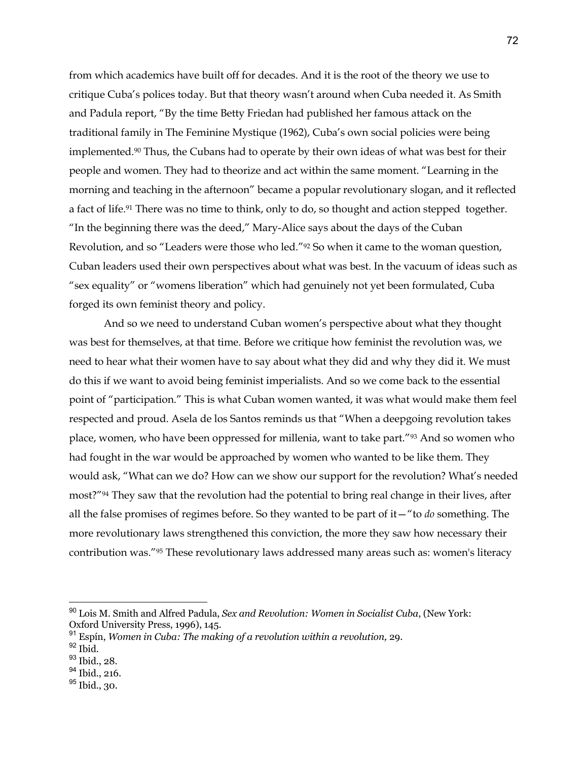from which academics have built off for decades. And it is the root of the theory we use to critique Cuba's polices today. But that theory wasn't around when Cuba needed it. As Smith and Padula report, "By the time Betty Friedan had published her famous attack on the traditional family in The Feminine Mystique (1962), Cuba's own social policies were being implemented.[90] Thus, the Cubans had to operate by their own ideas of what was best for their people and women. They had to theorize and act within the same moment. "Learning in the morning and teaching in the afternoon" became a popular revolutionary slogan, and it reflected a fact of life.[91] There was no time to think, only to do, so thought and action stepped together. "In the beginning there was the deed," Mary-Alice says about the days of the Cuban Revolution, and so "Leaders were those who led."[92] So when it came to the woman question, Cuban leaders used their own perspectives about what was best. In the vacuum of ideas such as "sex equality" or "womens liberation" which had genuinely not yet been formulated, Cuba forged its own feminist theory and policy.

And so we need to understand Cuban women's perspective about what they thought was best for themselves, at that time. Before we critique how feminist the revolution was, we need to hear what their women have to say about what they did and why they did it. We must do this if we want to avoid being feminist imperialists. And so we come back to the essential point of "participation." This is what Cuban women wanted, it was what would make them feel respected and proud. Asela de los Santos reminds us that "When a deepgoing revolution takes place, women, who have been oppressed for millenia, want to take part."[93] And so women who had fought in the war would be approached by women who wanted to be like them. They would ask, "What can we do? How can we show our support for the revolution? What's needed most?"[94] They saw that the revolution had the potential to bring real change in their lives, after all the false promises of regimes before. So they wanted to be part of it—"to *do* something. The more revolutionary laws strengthened this conviction, the more they saw how necessary their contribution was."[95] These revolutionary laws addressed many areas such as: women's literacy

---

[90] Lois M. Smith and Alfred Padula, *Sex and Revolution: Women in Socialist Cuba*, (New York: Oxford University Press, 1996), 145.

[91] Espín, *Women in Cuba: The making of a revolution within a revolution*, 29.

[92] Ibid.

[93] Ibid., 28.

[94] Ibid., 216.

[95] Ibid., 30.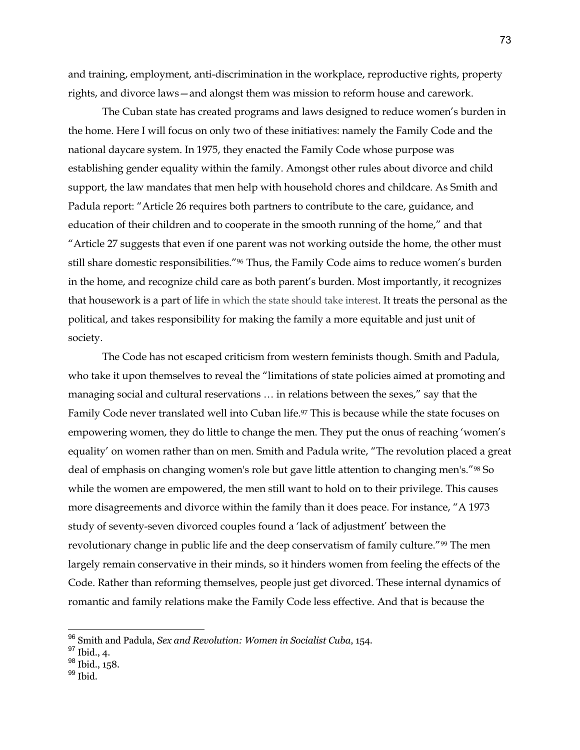and training, employment, anti-discrimination in the workplace, reproductive rights, property rights, and divorce laws—and alongst them was mission to reform house and carework.

The Cuban state has created programs and laws designed to reduce women's burden in the home. Here I will focus on only two of these initiatives: namely the Family Code and the national daycare system. In 1975, they enacted the Family Code whose purpose was establishing gender equality within the family. Amongst other rules about divorce and child support, the law mandates that men help with household chores and childcare. As Smith and Padula report: "Article 26 requires both partners to contribute to the care, guidance, and education of their children and to cooperate in the smooth running of the home," and that "Article 27 suggests that even if one parent was not working outside the home, the other must still share domestic responsibilities."[96] Thus, the Family Code aims to reduce women's burden in the home, and recognize child care as both parent's burden. Most importantly, it recognizes that housework is a part of life in which the state should take interest. It treats the personal as the political, and takes responsibility for making the family a more equitable and just unit of society.

The Code has not escaped criticism from western feminists though. Smith and Padula, who take it upon themselves to reveal the "limitations of state policies aimed at promoting and managing social and cultural reservations … in relations between the sexes," say that the Family Code never translated well into Cuban life.[97] This is because while the state focuses on empowering women, they do little to change the men. They put the onus of reaching 'women's equality' on women rather than on men. Smith and Padula write, "The revolution placed a great deal of emphasis on changing women's role but gave little attention to changing men's."[98] So while the women are empowered, the men still want to hold on to their privilege. This causes more disagreements and divorce within the family than it does peace. For instance, "A 1973 study of seventy-seven divorced couples found a 'lack of adjustment' between the revolutionary change in public life and the deep conservatism of family culture."[99] The men largely remain conservative in their minds, so it hinders women from feeling the effects of the Code. Rather than reforming themselves, people just get divorced. These internal dynamics of romantic and family relations make the Family Code less effective. And that is because the

[96] Smith and Padula, *Sex and Revolution: Women in Socialist Cuba*, 154.
[97] Ibid., 4.
[98] Ibid., 158.
[99] Ibid.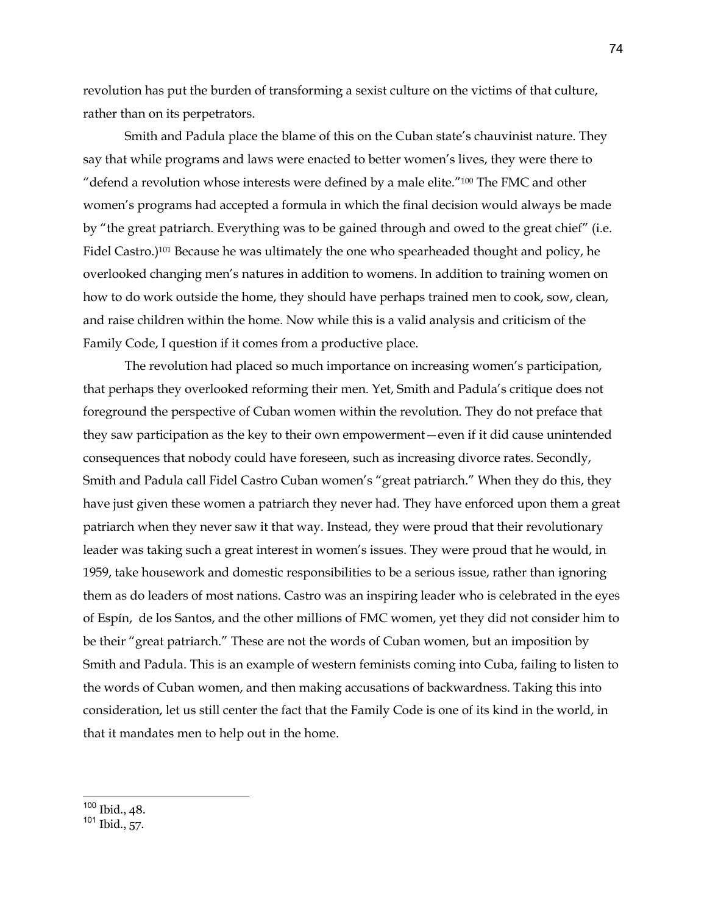revolution has put the burden of transforming a sexist culture on the victims of that culture, rather than on its perpetrators.

Smith and Padula place the blame of this on the Cuban state's chauvinist nature. They say that while programs and laws were enacted to better women's lives, they were there to "defend a revolution whose interests were defined by a male elite."[100] The FMC and other women's programs had accepted a formula in which the final decision would always be made by "the great patriarch. Everything was to be gained through and owed to the great chief" (i.e. Fidel Castro.)[101] Because he was ultimately the one who spearheaded thought and policy, he overlooked changing men's natures in addition to womens. In addition to training women on how to do work outside the home, they should have perhaps trained men to cook, sow, clean, and raise children within the home. Now while this is a valid analysis and criticism of the Family Code, I question if it comes from a productive place.

The revolution had placed so much importance on increasing women's participation, that perhaps they overlooked reforming their men. Yet, Smith and Padula's critique does not foreground the perspective of Cuban women within the revolution. They do not preface that they saw participation as the key to their own empowerment—even if it did cause unintended consequences that nobody could have foreseen, such as increasing divorce rates. Secondly, Smith and Padula call Fidel Castro Cuban women's "great patriarch." When they do this, they have just given these women a patriarch they never had. They have enforced upon them a great patriarch when they never saw it that way. Instead, they were proud that their revolutionary leader was taking such a great interest in women's issues. They were proud that he would, in 1959, take housework and domestic responsibilities to be a serious issue, rather than ignoring them as do leaders of most nations. Castro was an inspiring leader who is celebrated in the eyes of Espín, de los Santos, and the other millions of FMC women, yet they did not consider him to be their "great patriarch." These are not the words of Cuban women, but an imposition by Smith and Padula. This is an example of western feminists coming into Cuba, failing to listen to the words of Cuban women, and then making accusations of backwardness. Taking this into consideration, let us still center the fact that the Family Code is one of its kind in the world, in that it mandates men to help out in the home.

---

[100] Ibid., 48.

[101] Ibid., 57.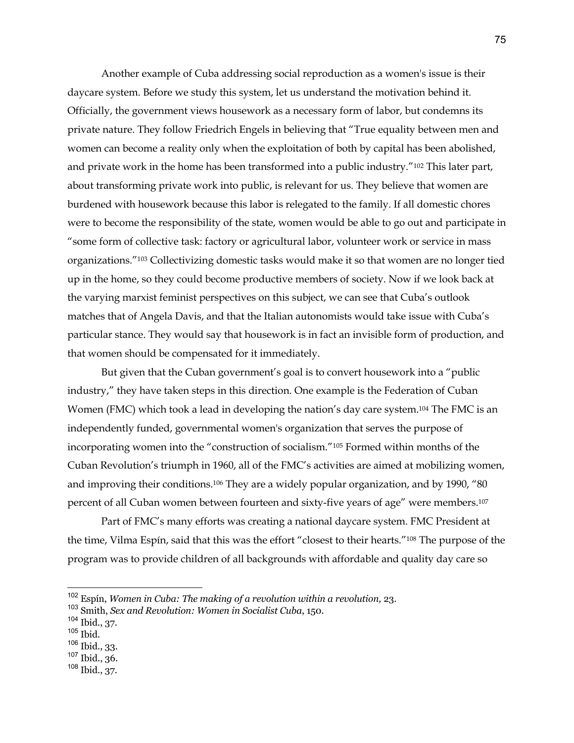Another example of Cuba addressing social reproduction as a women's issue is their daycare system. Before we study this system, let us understand the motivation behind it. Officially, the government views housework as a necessary form of labor, but condemns its private nature. They follow Friedrich Engels in believing that "True equality between men and women can become a reality only when the exploitation of both by capital has been abolished, and private work in the home has been transformed into a public industry."[102] This later part, about transforming private work into public, is relevant for us. They believe that women are burdened with housework because this labor is relegated to the family. If all domestic chores were to become the responsibility of the state, women would be able to go out and participate in "some form of collective task: factory or agricultural labor, volunteer work or service in mass organizations."[103] Collectivizing domestic tasks would make it so that women are no longer tied up in the home, so they could become productive members of society. Now if we look back at the varying marxist feminist perspectives on this subject, we can see that Cuba's outlook matches that of Angela Davis, and that the Italian autonomists would take issue with Cuba's particular stance. They would say that housework is in fact an invisible form of production, and that women should be compensated for it immediately.

But given that the Cuban government's goal is to convert housework into a "public industry," they have taken steps in this direction. One example is the Federation of Cuban Women (FMC) which took a lead in developing the nation's day care system.[104] The FMC is an independently funded, governmental women's organization that serves the purpose of incorporating women into the "construction of socialism."[105] Formed within months of the Cuban Revolution's triumph in 1960, all of the FMC's activities are aimed at mobilizing women, and improving their conditions.[106] They are a widely popular organization, and by 1990, "80 percent of all Cuban women between fourteen and sixty-five years of age" were members.[107]

Part of FMC's many efforts was creating a national daycare system. FMC President at the time, Vilma Espín, said that this was the effort "closest to their hearts."[108] The purpose of the program was to provide children of all backgrounds with affordable and quality day care so

---

[102] Espín, *Women in Cuba: The making of a revolution within a revolution*, 23.
[103] Smith, *Sex and Revolution: Women in Socialist Cuba*, 150.
[104] Ibid., 37.
[105] Ibid.
[106] Ibid., 33.
[107] Ibid., 36.
[108] Ibid., 37.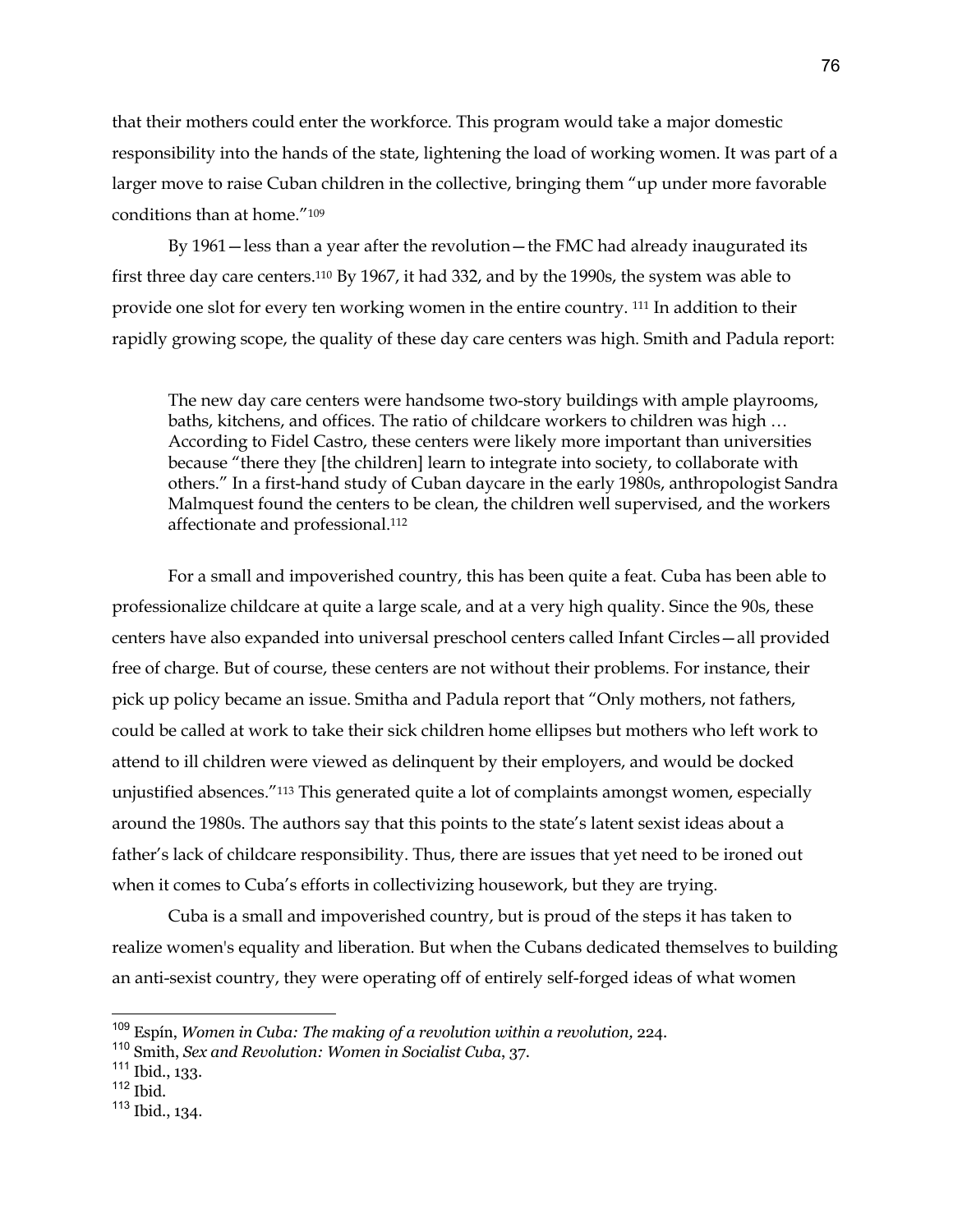that their mothers could enter the workforce. This program would take a major domestic responsibility into the hands of the state, lightening the load of working women. It was part of a larger move to raise Cuban children in the collective, bringing them "up under more favorable conditions than at home."[109]

By 1961—less than a year after the revolution—the FMC had already inaugurated its first three day care centers.[110] By 1967, it had 332, and by the 1990s, the system was able to provide one slot for every ten working women in the entire country. [111] In addition to their rapidly growing scope, the quality of these day care centers was high. Smith and Padula report:

> The new day care centers were handsome two-story buildings with ample playrooms, baths, kitchens, and offices. The ratio of childcare workers to children was high … According to Fidel Castro, these centers were likely more important than universities because "there they [the children] learn to integrate into society, to collaborate with others." In a first-hand study of Cuban daycare in the early 1980s, anthropologist Sandra Malmquest found the centers to be clean, the children well supervised, and the workers affectionate and professional.[112]

For a small and impoverished country, this has been quite a feat. Cuba has been able to professionalize childcare at quite a large scale, and at a very high quality. Since the 90s, these centers have also expanded into universal preschool centers called Infant Circles—all provided free of charge. But of course, these centers are not without their problems. For instance, their pick up policy became an issue. Smitha and Padula report that "Only mothers, not fathers, could be called at work to take their sick children home ellipses but mothers who left work to attend to ill children were viewed as delinquent by their employers, and would be docked unjustified absences."[113] This generated quite a lot of complaints amongst women, especially around the 1980s. The authors say that this points to the state's latent sexist ideas about a father's lack of childcare responsibility. Thus, there are issues that yet need to be ironed out when it comes to Cuba's efforts in collectivizing housework, but they are trying.

Cuba is a small and impoverished country, but is proud of the steps it has taken to realize women's equality and liberation. But when the Cubans dedicated themselves to building an anti-sexist country, they were operating off of entirely self-forged ideas of what women

---

[109] Espín, *Women in Cuba: The making of a revolution within a revolution*, 224.

[110] Smith, *Sex and Revolution: Women in Socialist Cuba*, 37.

[111] Ibid., 133.

[112] Ibid.

[113] Ibid., 134.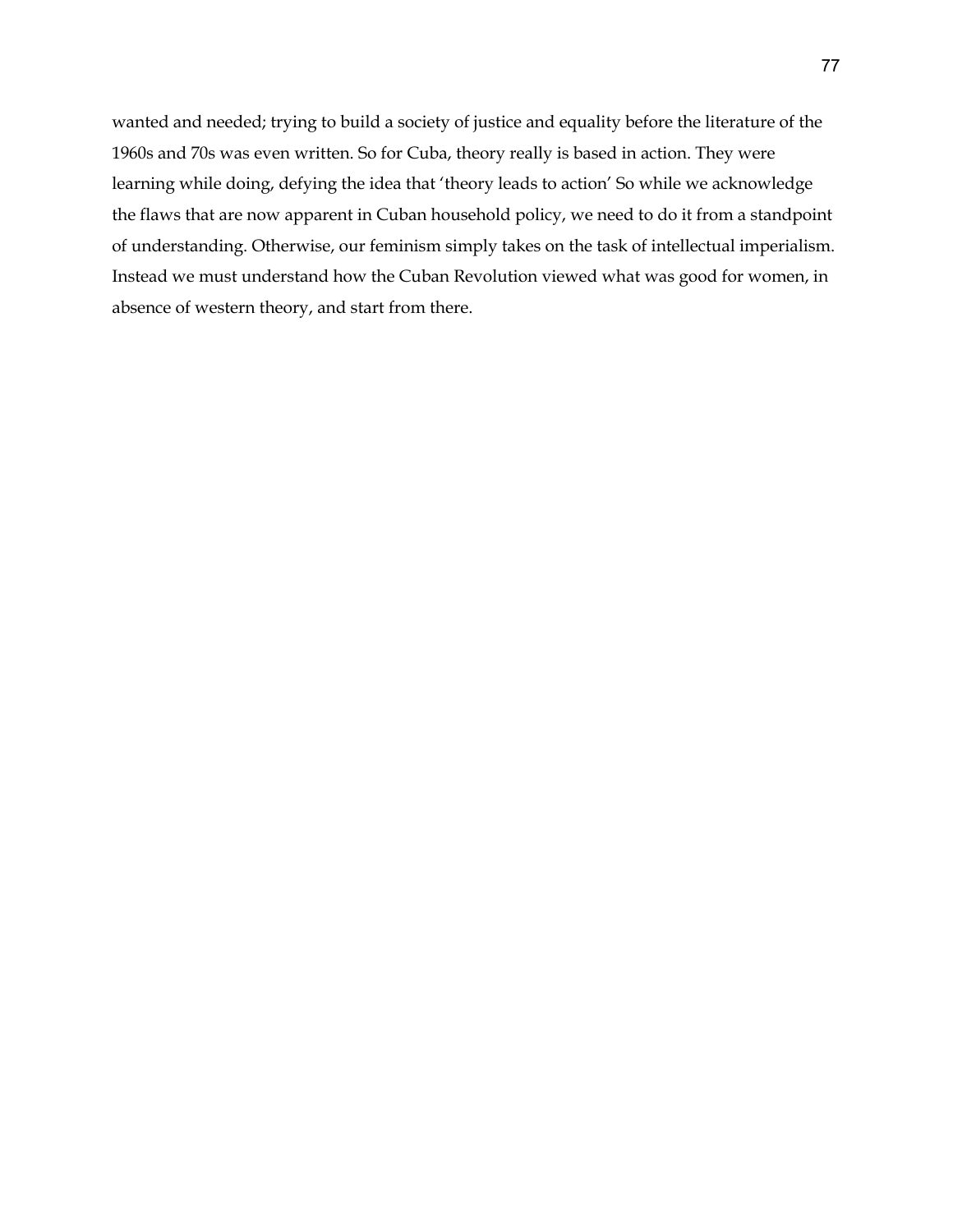wanted and needed; trying to build a society of justice and equality before the literature of the 1960s and 70s was even written. So for Cuba, theory really is based in action. They were learning while doing, defying the idea that 'theory leads to action' So while we acknowledge the flaws that are now apparent in Cuban household policy, we need to do it from a standpoint of understanding. Otherwise, our feminism simply takes on the task of intellectual imperialism. Instead we must understand how the Cuban Revolution viewed what was good for women, in absence of western theory, and start from there.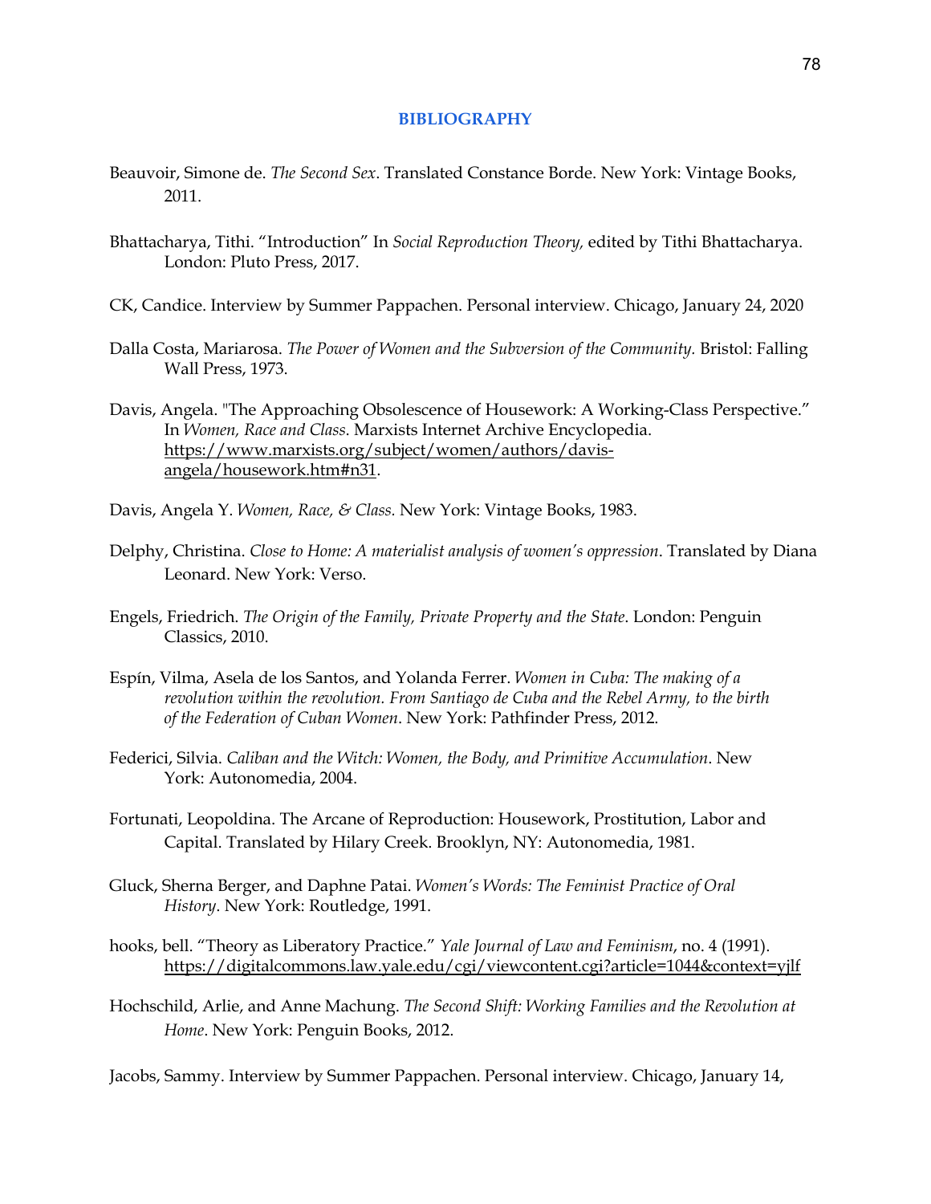# BIBLIOGRAPHY

Beauvoir, Simone de. *The Second Sex*. Translated Constance Borde. New York: Vintage Books, 2011.

Bhattacharya, Tithi. "Introduction" In *Social Reproduction Theory,* edited by Tithi Bhattacharya. London: Pluto Press, 2017.

CK, Candice. Interview by Summer Pappachen. Personal interview. Chicago, January 24, 2020

Dalla Costa, Mariarosa. *The Power of Women and the Subversion of the Community.* Bristol: Falling Wall Press, 1973.

Davis, Angela. "The Approaching Obsolescence of Housework: A Working-Class Perspective." In *Women, Race and Class*. Marxists Internet Archive Encyclopedia. https://www.marxists.org/subject/women/authors/davis-angela/housework.htm#n31.

Davis, Angela Y. *Women, Race, & Class.* New York: Vintage Books, 1983.

Delphy, Christina. *Close to Home: A materialist analysis of women's oppression*. Translated by Diana Leonard. New York: Verso.

Engels, Friedrich. *The Origin of the Family, Private Property and the State*. London: Penguin Classics, 2010.

Espín, Vilma, Asela de los Santos, and Yolanda Ferrer. *Women in Cuba: The making of a revolution within the revolution. From Santiago de Cuba and the Rebel Army, to the birth of the Federation of Cuban Women*. New York: Pathfinder Press, 2012.

Federici, Silvia. *Caliban and the Witch: Women, the Body, and Primitive Accumulation*. New York: Autonomedia, 2004.

Fortunati, Leopoldina. The Arcane of Reproduction: Housework, Prostitution, Labor and Capital. Translated by Hilary Creek. Brooklyn, NY: Autonomedia, 1981.

Gluck, Sherna Berger, and Daphne Patai. *Women's Words: The Feminist Practice of Oral History*. New York: Routledge, 1991.

hooks, bell. "Theory as Liberatory Practice." *Yale Journal of Law and Feminism*, no. 4 (1991). https://digitalcommons.law.yale.edu/cgi/viewcontent.cgi?article=1044&context=yjlf

Hochschild, Arlie, and Anne Machung. *The Second Shift: Working Families and the Revolution at Home*. New York: Penguin Books, 2012.

Jacobs, Sammy. Interview by Summer Pappachen. Personal interview. Chicago, January 14,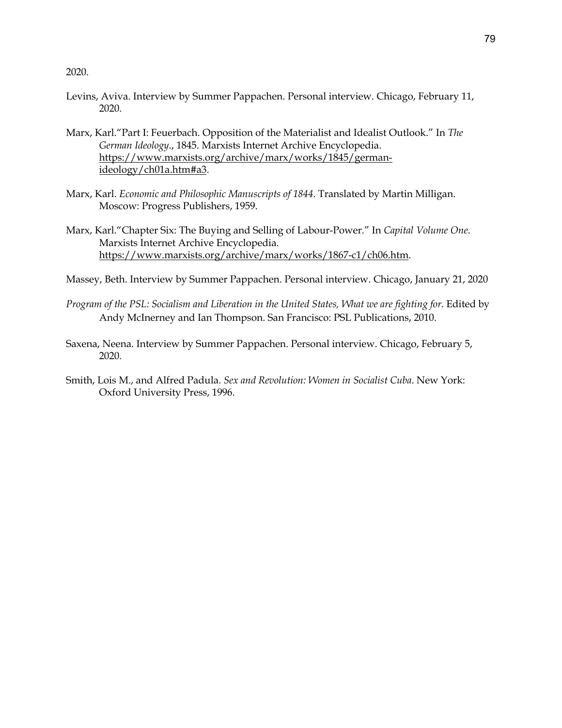2020.

Levins, Aviva. Interview by Summer Pappachen. Personal interview. Chicago, February 11, 2020.

Marx, Karl."Part I: Feuerbach. Opposition of the Materialist and Idealist Outlook." In *The German Ideology*., 1845. Marxists Internet Archive Encyclopedia. https://www.marxists.org/archive/marx/works/1845/german-ideology/ch01a.htm#a3.

Marx, Karl. *Economic and Philosophic Manuscripts of 1844*. Translated by Martin Milligan. Moscow: Progress Publishers, 1959.

Marx, Karl."Chapter Six: The Buying and Selling of Labour-Power." In *Capital Volume One*. Marxists Internet Archive Encyclopedia. https://www.marxists.org/archive/marx/works/1867-c1/ch06.htm.

Massey, Beth. Interview by Summer Pappachen. Personal interview. Chicago, January 21, 2020

*Program of the PSL: Socialism and Liberation in the United States, What we are fighting for*. Edited by Andy McInerney and Ian Thompson. San Francisco: PSL Publications, 2010.

Saxena, Neena. Interview by Summer Pappachen. Personal interview. Chicago, February 5, 2020.

Smith, Lois M., and Alfred Padula. *Sex and Revolution: Women in Socialist Cuba*. New York: Oxford University Press, 1996.